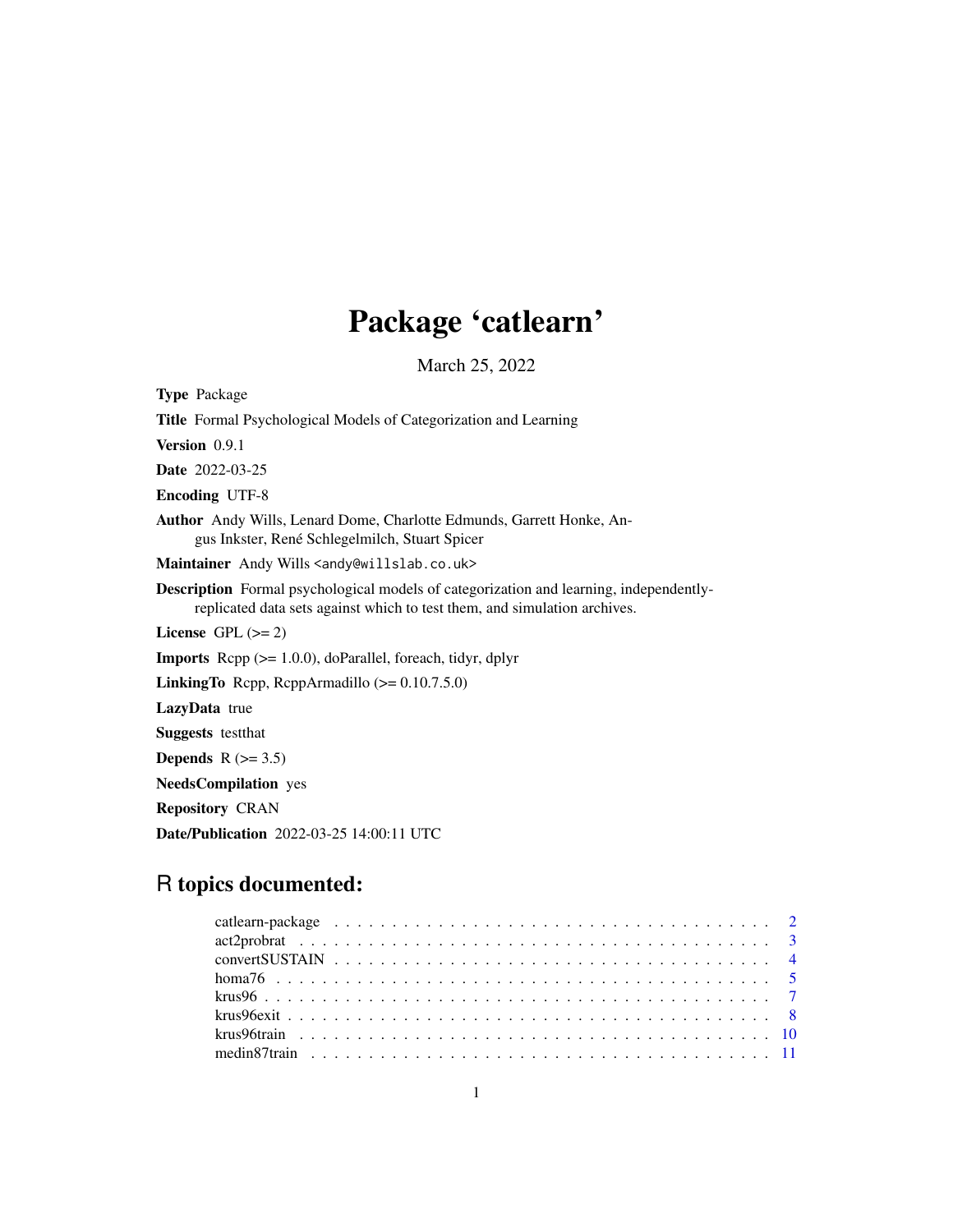# Package 'catlearn'

March 25, 2022

**Type** Package

**Title** Formal Psychological Models of Categorization and Learning

**Version** 0.9.1

**Date** 2022-03-25

**Encoding** UTF-8

**Author** Andy Wills, Lenard Dome, Charlotte Edmunds, Garrett Honke, Angus Inkster, René Schlegelmilch, Stuart Spicer

**Maintainer** Andy Wills <andy@willslab.co.uk>

**Description** Formal psychological models of categorization and learning, independently-replicated data sets against which to test them, and simulation archives.

**License** GPL (>= 2)

**Imports** Rcpp (>= 1.0.0), doParallel, foreach, tidyr, dplyr

**LinkingTo** Rcpp, RcppArmadillo (>= 0.10.7.5.0)

**LazyData** true

**Suggests** testthat

**Depends** R (>= 3.5)

**NeedsCompilation** yes

**Repository** CRAN

**Date/Publication** 2022-03-25 14:00:11 UTC

## R topics documented:

| | |
|---|---|
| catlearn-package | 2 |
| act2probrat | 3 |
| convertSUSTAIN | 4 |
| homa76 | 5 |
| krus96 | 7 |
| krus96exit | 8 |
| krus96train | 10 |
| medin87train | 11 |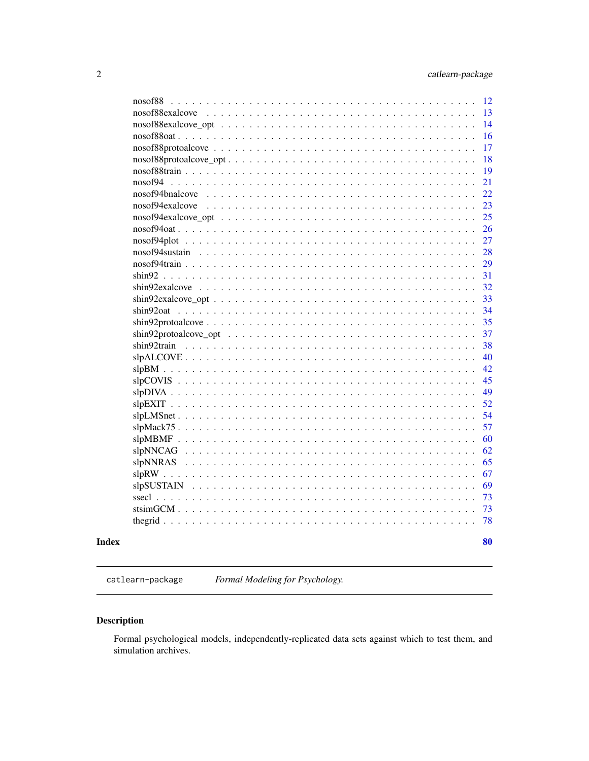nosof88 . . . . . . . . . . . . . . . . . . . . . . . . . . . . . . . . . . . . . . . . 12
nosof88exalcove . . . . . . . . . . . . . . . . . . . . . . . . . . . . . . . . . . . . 13
nosof88exalcove_opt . . . . . . . . . . . . . . . . . . . . . . . . . . . . . . . . . . 14
nosof88oat . . . . . . . . . . . . . . . . . . . . . . . . . . . . . . . . . . . . . . . 16
nosof88protoalcove . . . . . . . . . . . . . . . . . . . . . . . . . . . . . . . . . . . 17
nosof88protoalcove_opt . . . . . . . . . . . . . . . . . . . . . . . . . . . . . . . . . 18
nosof88train . . . . . . . . . . . . . . . . . . . . . . . . . . . . . . . . . . . . . . 19
nosof94 . . . . . . . . . . . . . . . . . . . . . . . . . . . . . . . . . . . . . . . . 21
nosof94bnalcove . . . . . . . . . . . . . . . . . . . . . . . . . . . . . . . . . . . . 22
nosof94exalcove . . . . . . . . . . . . . . . . . . . . . . . . . . . . . . . . . . . . 23
nosof94exalcove_opt . . . . . . . . . . . . . . . . . . . . . . . . . . . . . . . . . . 25
nosof94oat . . . . . . . . . . . . . . . . . . . . . . . . . . . . . . . . . . . . . . . 26
nosof94plot . . . . . . . . . . . . . . . . . . . . . . . . . . . . . . . . . . . . . . 27
nosof94sustain . . . . . . . . . . . . . . . . . . . . . . . . . . . . . . . . . . . . . 28
nosof94train . . . . . . . . . . . . . . . . . . . . . . . . . . . . . . . . . . . . . . 29
shin92 . . . . . . . . . . . . . . . . . . . . . . . . . . . . . . . . . . . . . . . . . 31
shin92exalcove . . . . . . . . . . . . . . . . . . . . . . . . . . . . . . . . . . . . . 32
shin92exalcove_opt . . . . . . . . . . . . . . . . . . . . . . . . . . . . . . . . . . . 33
shin92oat . . . . . . . . . . . . . . . . . . . . . . . . . . . . . . . . . . . . . . . . 34
shin92protoalcove . . . . . . . . . . . . . . . . . . . . . . . . . . . . . . . . . . . . 35
shin92protoalcove_opt . . . . . . . . . . . . . . . . . . . . . . . . . . . . . . . . . 37
shin92train . . . . . . . . . . . . . . . . . . . . . . . . . . . . . . . . . . . . . . . 38
slpALCOVE . . . . . . . . . . . . . . . . . . . . . . . . . . . . . . . . . . . . . . . 40
slpBM . . . . . . . . . . . . . . . . . . . . . . . . . . . . . . . . . . . . . . . . . . 42
slpCOVIS . . . . . . . . . . . . . . . . . . . . . . . . . . . . . . . . . . . . . . . . 45
slpDIVA . . . . . . . . . . . . . . . . . . . . . . . . . . . . . . . . . . . . . . . . . 49
slpEXIT . . . . . . . . . . . . . . . . . . . . . . . . . . . . . . . . . . . . . . . . . 52
slpLMSnet . . . . . . . . . . . . . . . . . . . . . . . . . . . . . . . . . . . . . . . 54
slpMack75 . . . . . . . . . . . . . . . . . . . . . . . . . . . . . . . . . . . . . . . 57
slpMBMF . . . . . . . . . . . . . . . . . . . . . . . . . . . . . . . . . . . . . . . . 60
slpNNCAG . . . . . . . . . . . . . . . . . . . . . . . . . . . . . . . . . . . . . . . . 62
slpNNRAS . . . . . . . . . . . . . . . . . . . . . . . . . . . . . . . . . . . . . . . . 65
slpRW . . . . . . . . . . . . . . . . . . . . . . . . . . . . . . . . . . . . . . . . . . 67
slpSUSTAIN . . . . . . . . . . . . . . . . . . . . . . . . . . . . . . . . . . . . . . . 69
ssecl . . . . . . . . . . . . . . . . . . . . . . . . . . . . . . . . . . . . . . . . . . 73
stsimGCM . . . . . . . . . . . . . . . . . . . . . . . . . . . . . . . . . . . . . . . . 73
thegrid . . . . . . . . . . . . . . . . . . . . . . . . . . . . . . . . . . . . . . . . . 78

**Index** **80**

---

`catlearn-package` *Formal Modeling for Psychology.*

---

## Description

Formal psychological models, independently-replicated data sets against which to test them, and simulation archives.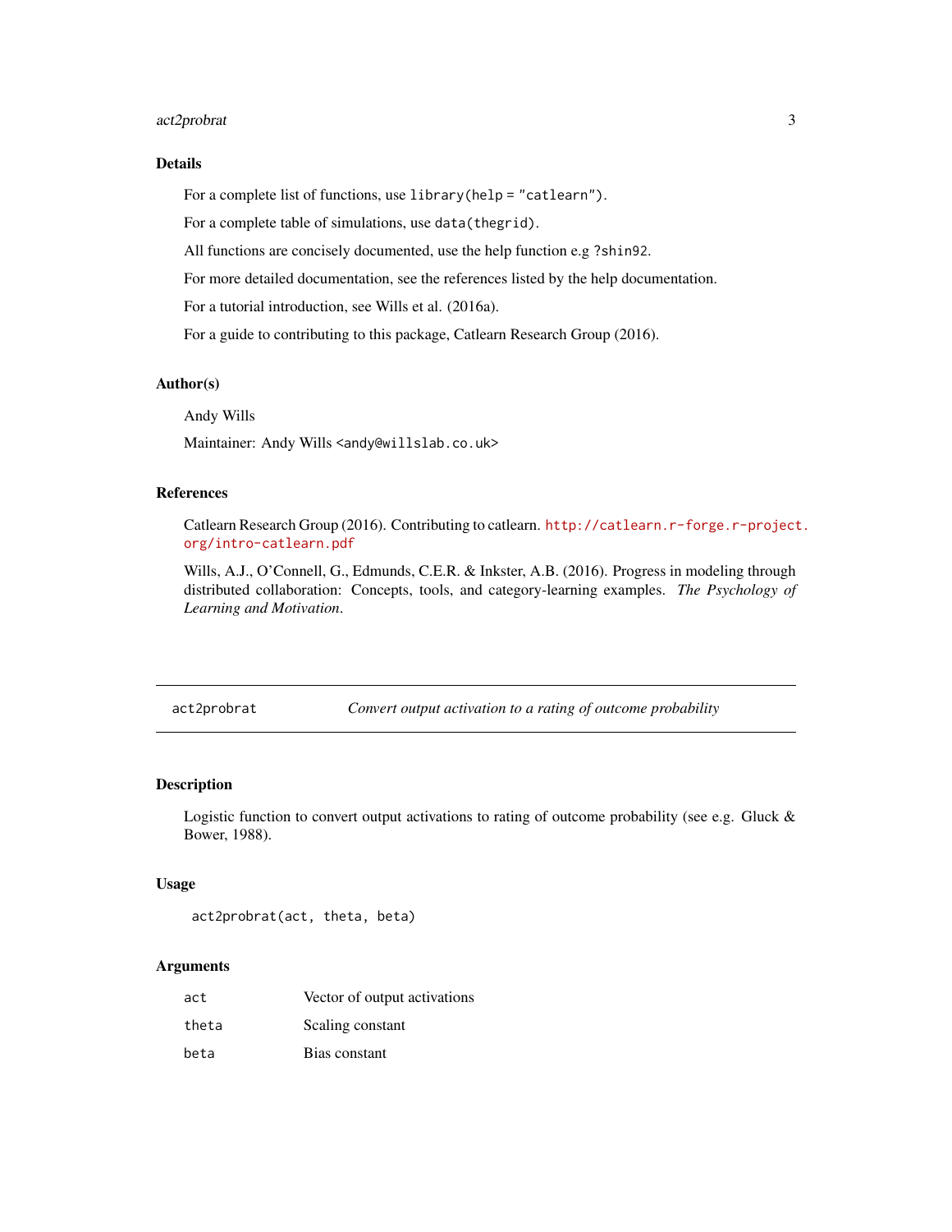## Details

For a complete list of functions, use `library(help = "catlearn")`.

For a complete table of simulations, use `data(thegrid)`.

All functions are concisely documented, use the help function e.g `?shin92`.

For more detailed documentation, see the references listed by the help documentation.

For a tutorial introduction, see Wills et al. (2016a).

For a guide to contributing to this package, Catlearn Research Group (2016).

## Author(s)

Andy Wills

Maintainer: Andy Wills <andy@willslab.co.uk>

## References

Catlearn Research Group (2016). Contributing to catlearn. http://catlearn.r-forge.r-project.org/intro-catlearn.pdf

Wills, A.J., O'Connell, G., Edmunds, C.E.R. & Inkster, A.B. (2016). Progress in modeling through distributed collaboration: Concepts, tools, and category-learning examples. *The Psychology of Learning and Motivation*.

---

# act2probrat — *Convert output activation to a rating of outcome probability*

## Description

Logistic function to convert output activations to rating of outcome probability (see e.g. Gluck & Bower, 1988).

## Usage

```
act2probrat(act, theta, beta)
```

## Arguments

| | |
|---|---|
| `act` | Vector of output activations |
| `theta` | Scaling constant |
| `beta` | Bias constant |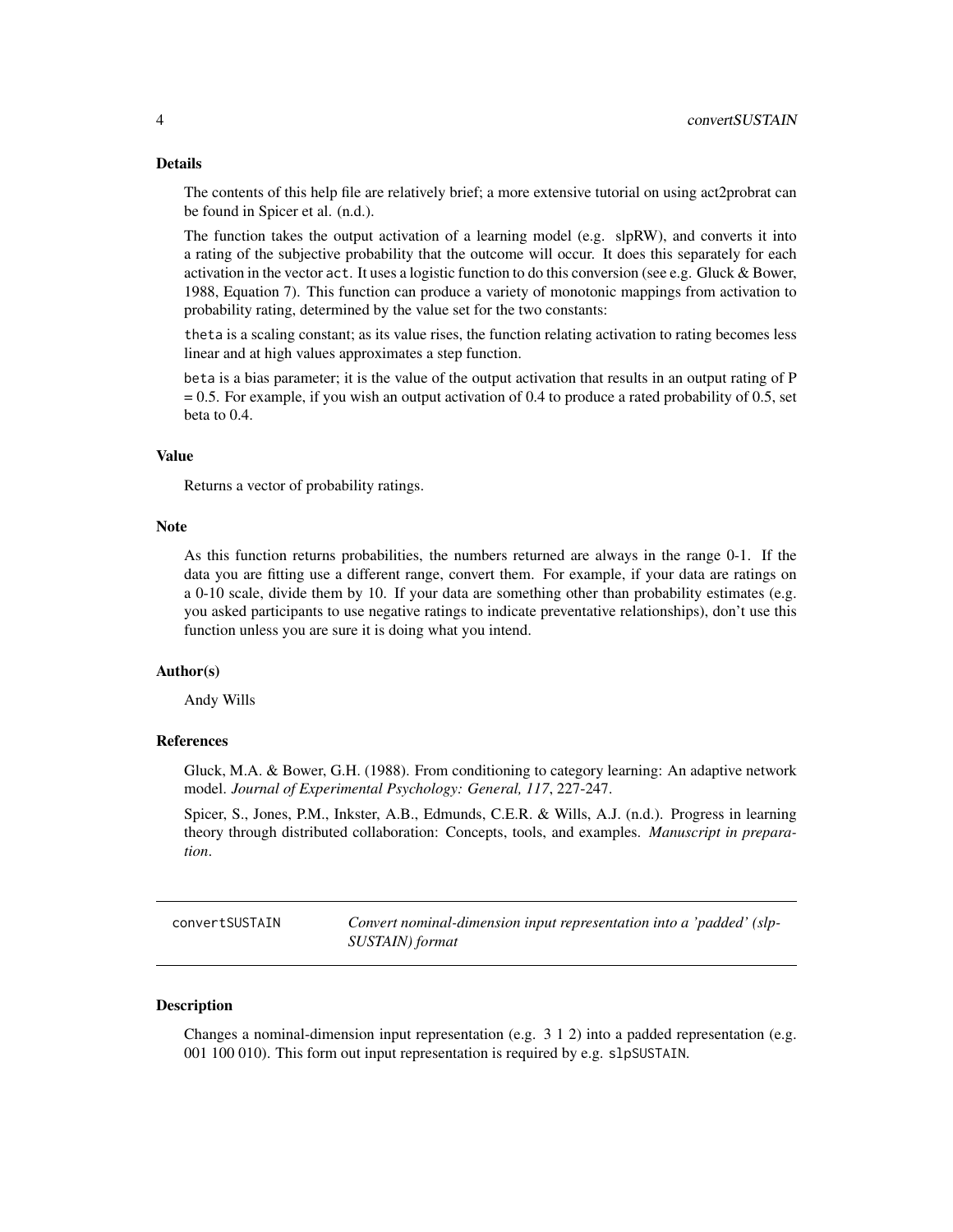### Details

The contents of this help file are relatively brief; a more extensive tutorial on using act2probrat can be found in Spicer et al. (n.d.).

The function takes the output activation of a learning model (e.g. slpRW), and converts it into a rating of the subjective probability that the outcome will occur. It does this separately for each activation in the vector `act`. It uses a logistic function to do this conversion (see e.g. Gluck & Bower, 1988, Equation 7). This function can produce a variety of monotonic mappings from activation to probability rating, determined by the value set for the two constants:

`theta` is a scaling constant; as its value rises, the function relating activation to rating becomes less linear and at high values approximates a step function.

`beta` is a bias parameter; it is the value of the output activation that results in an output rating of P = 0.5. For example, if you wish an output activation of 0.4 to produce a rated probability of 0.5, set beta to 0.4.

### Value

Returns a vector of probability ratings.

### Note

As this function returns probabilities, the numbers returned are always in the range 0-1. If the data you are fitting use a different range, convert them. For example, if your data are ratings on a 0-10 scale, divide them by 10. If your data are something other than probability estimates (e.g. you asked participants to use negative ratings to indicate preventative relationships), don't use this function unless you are sure it is doing what you intend.

### Author(s)

Andy Wills

### References

Gluck, M.A. & Bower, G.H. (1988). From conditioning to category learning: An adaptive network model. *Journal of Experimental Psychology: General, 117*, 227-247.

Spicer, S., Jones, P.M., Inkster, A.B., Edmunds, C.E.R. & Wills, A.J. (n.d.). Progress in learning theory through distributed collaboration: Concepts, tools, and examples. *Manuscript in preparation*.

---

## convertSUSTAIN — *Convert nominal-dimension input representation into a 'padded' (slp-SUSTAIN) format*

---

### Description

Changes a nominal-dimension input representation (e.g. 3 1 2) into a padded representation (e.g. 001 100 010). This form out input representation is required by e.g. `slpSUSTAIN`.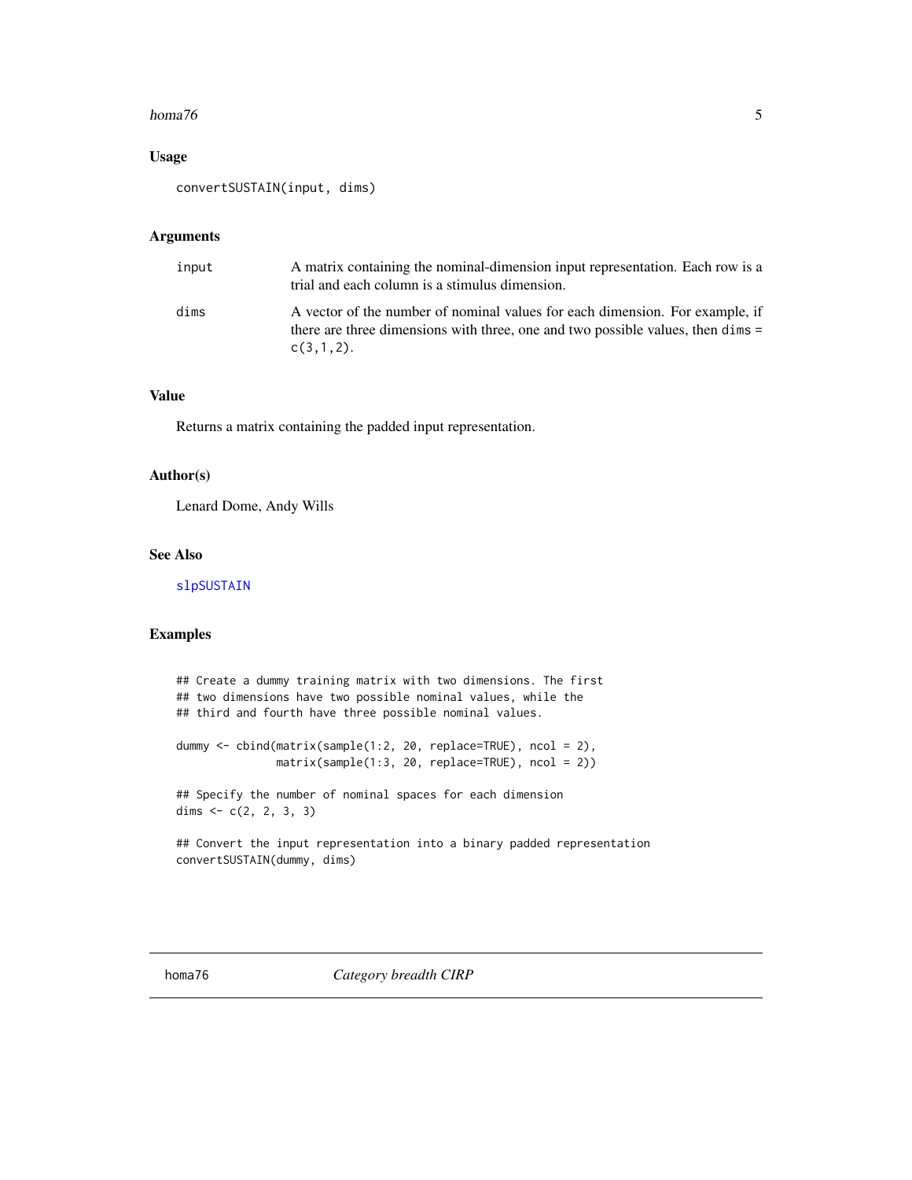## Usage

```
convertSUSTAIN(input, dims)
```

## Arguments

| | |
|---|---|
| input | A matrix containing the nominal-dimension input representation. Each row is a trial and each column is a stimulus dimension. |
| dims | A vector of the number of nominal values for each dimension. For example, if there are three dimensions with three, one and two possible values, then `dims = c(3,1,2)`. |

## Value

Returns a matrix containing the padded input representation.

## Author(s)

Lenard Dome, Andy Wills

## See Also

slpSUSTAIN

## Examples

```
## Create a dummy training matrix with two dimensions. The first
## two dimensions have two possible nominal values, while the
## third and fourth have three possible nominal values.

dummy <- cbind(matrix(sample(1:2, 20, replace=TRUE), ncol = 2),
               matrix(sample(1:3, 20, replace=TRUE), ncol = 2))

## Specify the number of nominal spaces for each dimension
dims <- c(2, 2, 3, 3)

## Convert the input representation into a binary padded representation
convertSUSTAIN(dummy, dims)
```

---

# homa76 *Category breadth CIRP*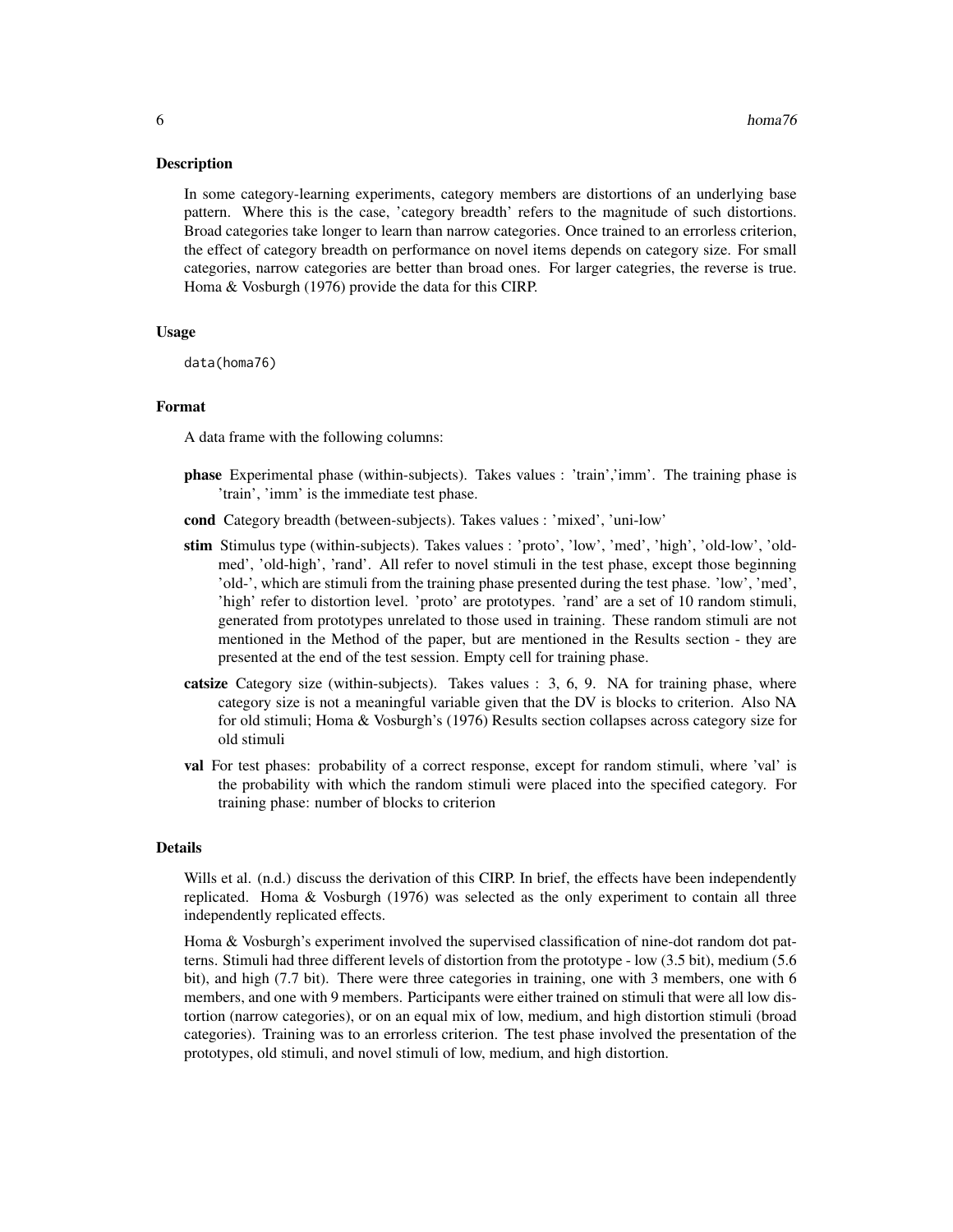## Description

In some category-learning experiments, category members are distortions of an underlying base pattern. Where this is the case, 'category breadth' refers to the magnitude of such distortions. Broad categories take longer to learn than narrow categories. Once trained to an errorless criterion, the effect of category breadth on performance on novel items depends on category size. For small categories, narrow categories are better than broad ones. For larger categries, the reverse is true. Homa & Vosburgh (1976) provide the data for this CIRP.

## Usage

```
data(homa76)
```

## Format

A data frame with the following columns:

- **phase** Experimental phase (within-subjects). Takes values : 'train','imm'. The training phase is 'train', 'imm' is the immediate test phase.
- **cond** Category breadth (between-subjects). Takes values : 'mixed', 'uni-low'
- **stim** Stimulus type (within-subjects). Takes values : 'proto', 'low', 'med', 'high', 'old-low', 'old-med', 'old-high', 'rand'. All refer to novel stimuli in the test phase, except those beginning 'old-', which are stimuli from the training phase presented during the test phase. 'low', 'med', 'high' refer to distortion level. 'proto' are prototypes. 'rand' are a set of 10 random stimuli, generated from prototypes unrelated to those used in training. These random stimuli are not mentioned in the Method of the paper, but are mentioned in the Results section - they are presented at the end of the test session. Empty cell for training phase.
- **catsize** Category size (within-subjects). Takes values : 3, 6, 9. NA for training phase, where category size is not a meaningful variable given that the DV is blocks to criterion. Also NA for old stimuli; Homa & Vosburgh's (1976) Results section collapses across category size for old stimuli
- **val** For test phases: probability of a correct response, except for random stimuli, where 'val' is the probability with which the random stimuli were placed into the specified category. For training phase: number of blocks to criterion

## Details

Wills et al. (n.d.) discuss the derivation of this CIRP. In brief, the effects have been independently replicated. Homa & Vosburgh (1976) was selected as the only experiment to contain all three independently replicated effects.

Homa & Vosburgh's experiment involved the supervised classification of nine-dot random dot patterns. Stimuli had three different levels of distortion from the prototype - low (3.5 bit), medium (5.6 bit), and high (7.7 bit). There were three categories in training, one with 3 members, one with 6 members, and one with 9 members. Participants were either trained on stimuli that were all low distortion (narrow categories), or on an equal mix of low, medium, and high distortion stimuli (broad categories). Training was to an errorless criterion. The test phase involved the presentation of the prototypes, old stimuli, and novel stimuli of low, medium, and high distortion.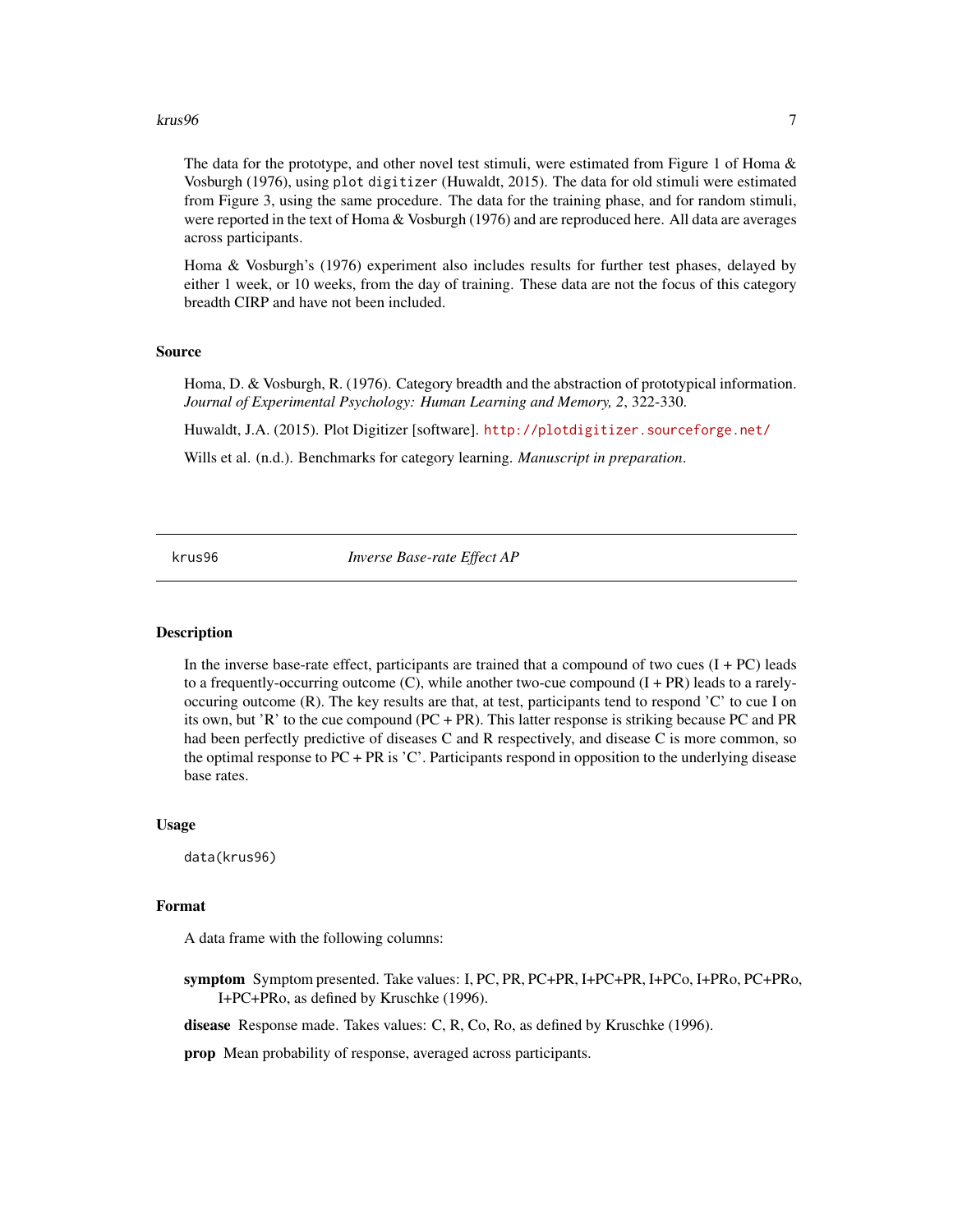The data for the prototype, and other novel test stimuli, were estimated from Figure 1 of Homa & Vosburgh (1976), using `plot digitizer` (Huwaldt, 2015). The data for old stimuli were estimated from Figure 3, using the same procedure. The data for the training phase, and for random stimuli, were reported in the text of Homa & Vosburgh (1976) and are reproduced here. All data are averages across participants.

Homa & Vosburgh's (1976) experiment also includes results for further test phases, delayed by either 1 week, or 10 weeks, from the day of training. These data are not the focus of this category breadth CIRP and have not been included.

### Source

Homa, D. & Vosburgh, R. (1976). Category breadth and the abstraction of prototypical information. *Journal of Experimental Psychology: Human Learning and Memory, 2*, 322-330.

Huwaldt, J.A. (2015). Plot Digitizer [software]. http://plotdigitizer.sourceforge.net/

Wills et al. (n.d.). Benchmarks for category learning. *Manuscript in preparation*.

---

## krus96 — *Inverse Base-rate Effect AP*

### Description

In the inverse base-rate effect, participants are trained that a compound of two cues (I + PC) leads to a frequently-occurring outcome (C), while another two-cue compound (I + PR) leads to a rarely-occuring outcome (R). The key results are that, at test, participants tend to respond 'C' to cue I on its own, but 'R' to the cue compound (PC + PR). This latter response is striking because PC and PR had been perfectly predictive of diseases C and R respectively, and disease C is more common, so the optimal response to PC + PR is 'C'. Participants respond in opposition to the underlying disease base rates.

### Usage

```
data(krus96)
```

### Format

A data frame with the following columns:

**symptom** Symptom presented. Take values: I, PC, PR, PC+PR, I+PC+PR, I+PCo, I+PRo, PC+PRo, I+PC+PRo, as defined by Kruschke (1996).

**disease** Response made. Takes values: C, R, Co, Ro, as defined by Kruschke (1996).

**prop** Mean probability of response, averaged across participants.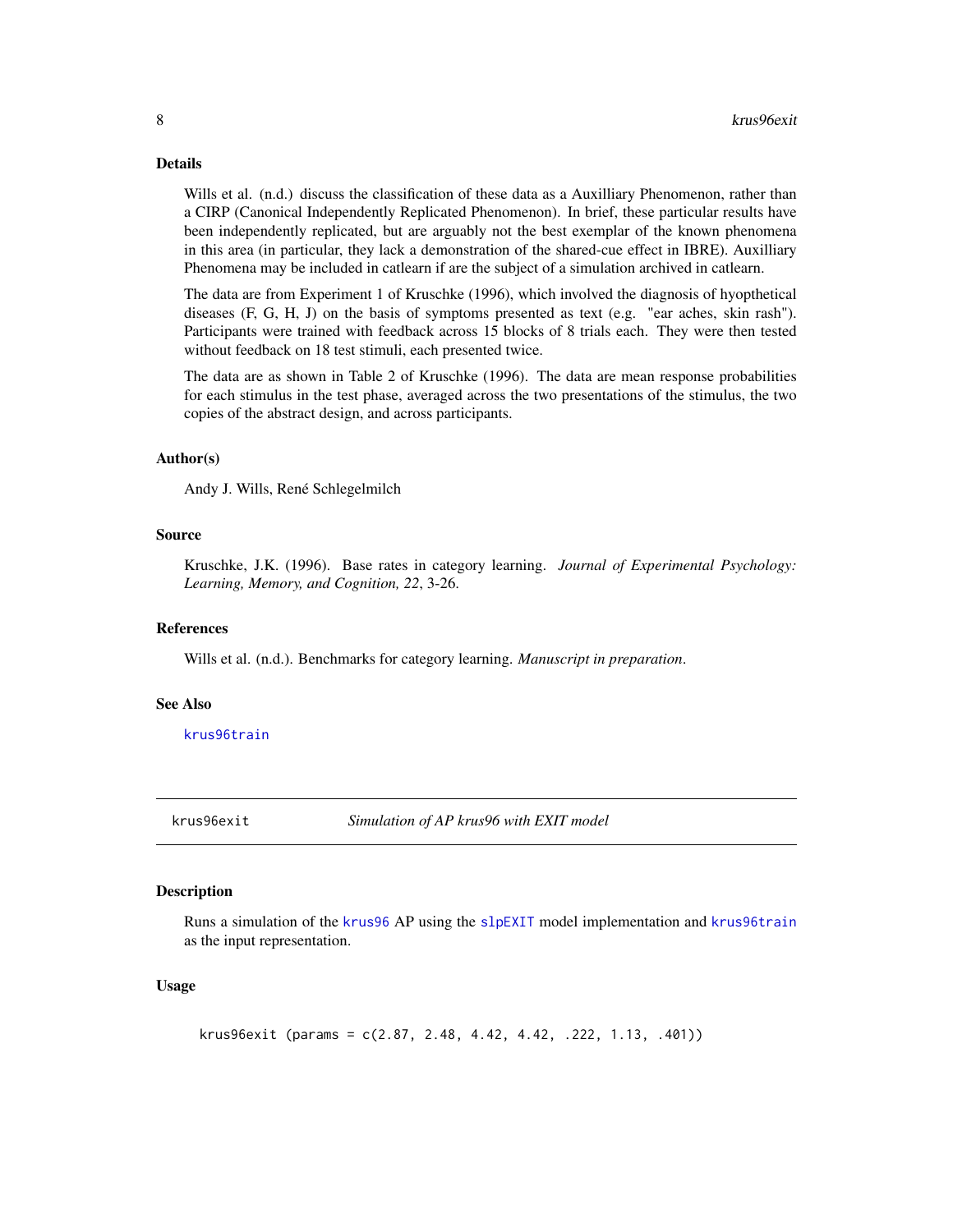### Details

Wills et al. (n.d.) discuss the classification of these data as a Auxilliary Phenomenon, rather than a CIRP (Canonical Independently Replicated Phenomenon). In brief, these particular results have been independently replicated, but are arguably not the best exemplar of the known phenomena in this area (in particular, they lack a demonstration of the shared-cue effect in IBRE). Auxilliary Phenomena may be included in catlearn if are the subject of a simulation archived in catlearn.

The data are from Experiment 1 of Kruschke (1996), which involved the diagnosis of hyopthetical diseases (F, G, H, J) on the basis of symptoms presented as text (e.g. "ear aches, skin rash"). Participants were trained with feedback across 15 blocks of 8 trials each. They were then tested without feedback on 18 test stimuli, each presented twice.

The data are as shown in Table 2 of Kruschke (1996). The data are mean response probabilities for each stimulus in the test phase, averaged across the two presentations of the stimulus, the two copies of the abstract design, and across participants.

### Author(s)

Andy J. Wills, René Schlegelmilch

### Source

Kruschke, J.K. (1996). Base rates in category learning. *Journal of Experimental Psychology: Learning, Memory, and Cognition, 22*, 3-26.

### References

Wills et al. (n.d.). Benchmarks for category learning. *Manuscript in preparation*.

### See Also

krus96train

---

## krus96exit — *Simulation of AP krus96 with EXIT model*

### Description

Runs a simulation of the krus96 AP using the slpEXIT model implementation and krus96train as the input representation.

### Usage

```
krus96exit (params = c(2.87, 2.48, 4.42, 4.42, .222, 1.13, .401))
```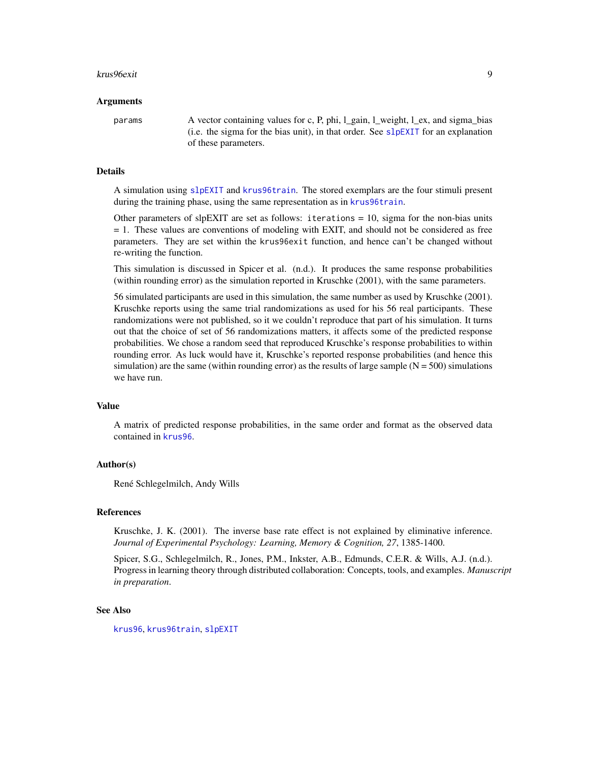### Arguments

`params` A vector containing values for c, P, phi, l_gain, l_weight, l_ex, and sigma_bias (i.e. the sigma for the bias unit), in that order. See `slpEXIT` for an explanation of these parameters.

### Details

A simulation using `slpEXIT` and `krus96train`. The stored exemplars are the four stimuli present during the training phase, using the same representation as in `krus96train`.

Other parameters of slpEXIT are set as follows: `iterations` = 10, sigma for the non-bias units = 1. These values are conventions of modeling with EXIT, and should not be considered as free parameters. They are set within the `krus96exit` function, and hence can't be changed without re-writing the function.

This simulation is discussed in Spicer et al. (n.d.). It produces the same response probabilities (within rounding error) as the simulation reported in Kruschke (2001), with the same parameters.

56 simulated participants are used in this simulation, the same number as used by Kruschke (2001). Kruschke reports using the same trial randomizations as used for his 56 real participants. These randomizations were not published, so it we couldn't reproduce that part of his simulation. It turns out that the choice of set of 56 randomizations matters, it affects some of the predicted response probabilities. We chose a random seed that reproduced Kruschke's response probabilities to within rounding error. As luck would have it, Kruschke's reported response probabilities (and hence this simulation) are the same (within rounding error) as the results of large sample (N = 500) simulations we have run.

### Value

A matrix of predicted response probabilities, in the same order and format as the observed data contained in `krus96`.

### Author(s)

René Schlegelmilch, Andy Wills

### References

Kruschke, J. K. (2001). The inverse base rate effect is not explained by eliminative inference. *Journal of Experimental Psychology: Learning, Memory & Cognition, 27*, 1385-1400.

Spicer, S.G., Schlegelmilch, R., Jones, P.M., Inkster, A.B., Edmunds, C.E.R. & Wills, A.J. (n.d.). Progress in learning theory through distributed collaboration: Concepts, tools, and examples. *Manuscript in preparation*.

### See Also

`krus96`, `krus96train`, `slpEXIT`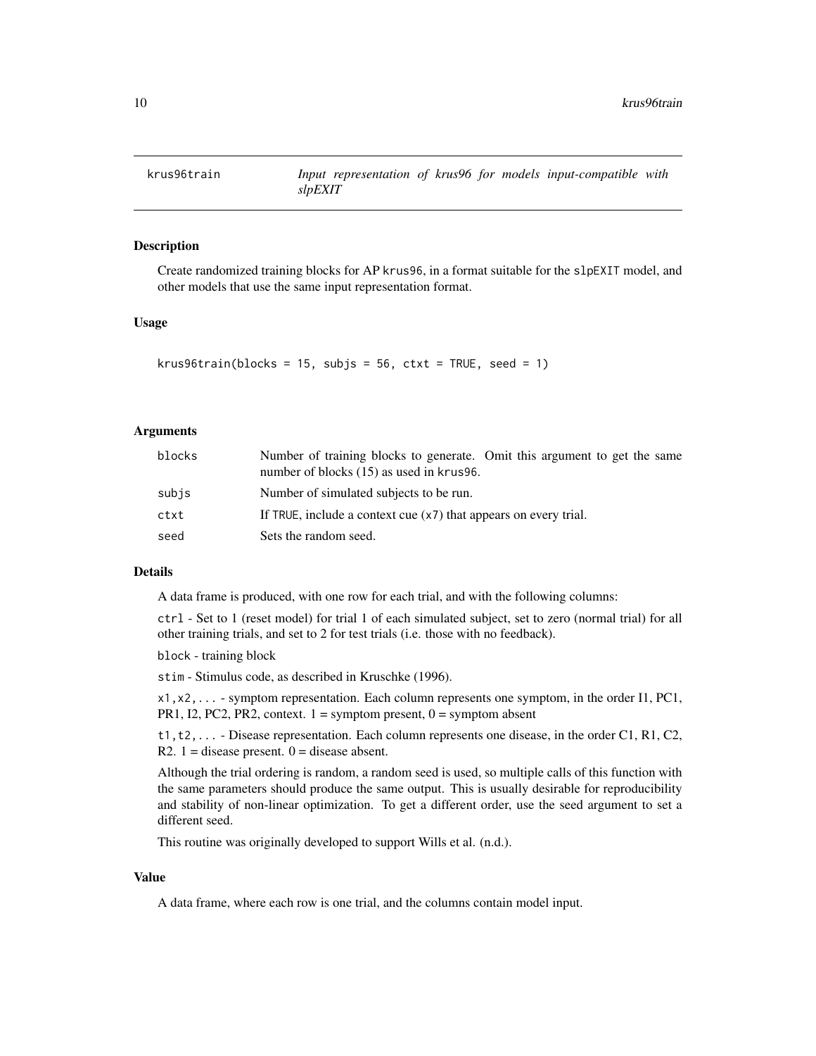## krus96train — *Input representation of krus96 for models input-compatible with slpEXIT*

### Description

Create randomized training blocks for AP `krus96`, in a format suitable for the `slpEXIT` model, and other models that use the same input representation format.

### Usage

```
krus96train(blocks = 15, subjs = 56, ctxt = TRUE, seed = 1)
```

### Arguments

| | |
|---|---|
| `blocks` | Number of training blocks to generate. Omit this argument to get the same number of blocks (15) as used in `krus96`. |
| `subjs` | Number of simulated subjects to be run. |
| `ctxt` | If `TRUE`, include a context cue (`x7`) that appears on every trial. |
| `seed` | Sets the random seed. |

### Details

A data frame is produced, with one row for each trial, and with the following columns:

`ctrl` - Set to 1 (reset model) for trial 1 of each simulated subject, set to zero (normal trial) for all other training trials, and set to 2 for test trials (i.e. those with no feedback).

`block` - training block

`stim` - Stimulus code, as described in Kruschke (1996).

`x1, x2, ...` - symptom representation. Each column represents one symptom, in the order I1, PC1, PR1, I2, PC2, PR2, context. 1 = symptom present, 0 = symptom absent

`t1, t2, ...` - Disease representation. Each column represents one disease, in the order C1, R1, C2, R2. 1 = disease present. 0 = disease absent.

Although the trial ordering is random, a random seed is used, so multiple calls of this function with the same parameters should produce the same output. This is usually desirable for reproducibility and stability of non-linear optimization. To get a different order, use the seed argument to set a different seed.

This routine was originally developed to support Wills et al. (n.d.).

### Value

A data frame, where each row is one trial, and the columns contain model input.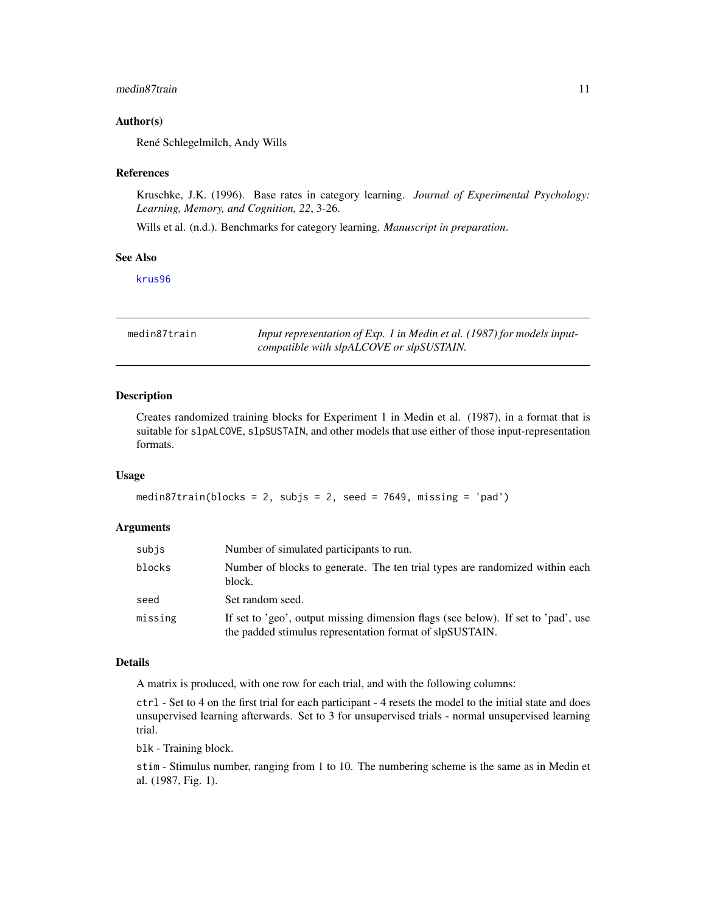### Author(s)

René Schlegelmilch, Andy Wills

### References

Kruschke, J.K. (1996). Base rates in category learning. *Journal of Experimental Psychology: Learning, Memory, and Cognition, 22*, 3-26.

Wills et al. (n.d.). Benchmarks for category learning. *Manuscript in preparation*.

### See Also

krus96

---

## medin87train — *Input representation of Exp. 1 in Medin et al. (1987) for models input-compatible with slpALCOVE or slpSUSTAIN.*

### Description

Creates randomized training blocks for Experiment 1 in Medin et al. (1987), in a format that is suitable for `slpALCOVE`, `slpSUSTAIN`, and other models that use either of those input-representation formats.

### Usage

```
medin87train(blocks = 2, subjs = 2, seed = 7649, missing = 'pad')
```

### Arguments

| | |
|---|---|
| `subjs` | Number of simulated participants to run. |
| `blocks` | Number of blocks to generate. The ten trial types are randomized within each block. |
| `seed` | Set random seed. |
| `missing` | If set to 'geo', output missing dimension flags (see below). If set to 'pad', use the padded stimulus representation format of slpSUSTAIN. |

### Details

A matrix is produced, with one row for each trial, and with the following columns:

`ctrl` - Set to 4 on the first trial for each participant - 4 resets the model to the initial state and does unsupervised learning afterwards. Set to 3 for unsupervised trials - normal unsupervised learning trial.

`blk` - Training block.

`stim` - Stimulus number, ranging from 1 to 10. The numbering scheme is the same as in Medin et al. (1987, Fig. 1).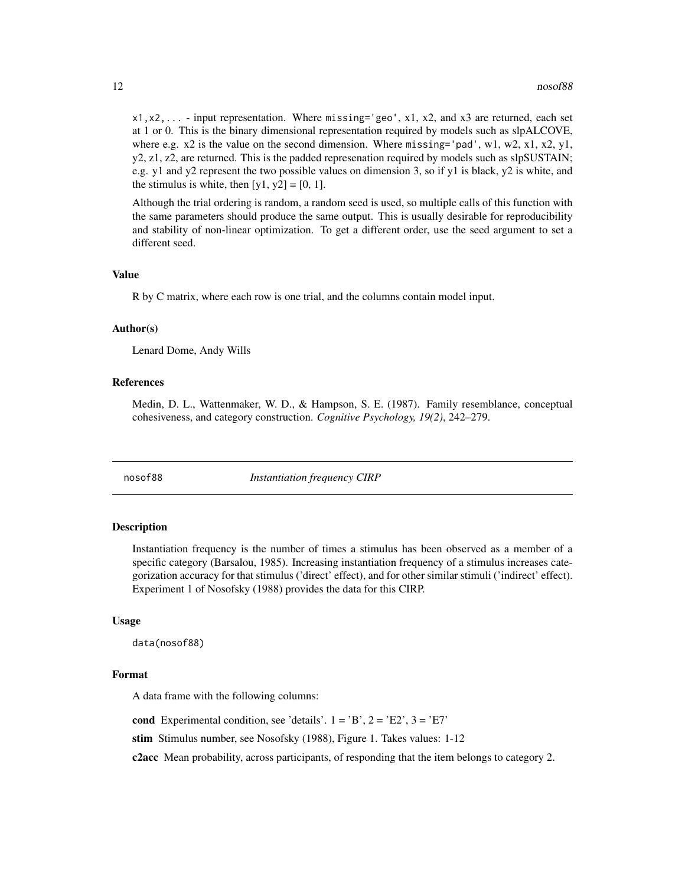x1,x2,... - input representation. Where missing='geo', x1, x2, and x3 are returned, each set at 1 or 0. This is the binary dimensional representation required by models such as slpALCOVE, where e.g. x2 is the value on the second dimension. Where missing='pad', w1, w2, x1, x2, y1, y2, z1, z2, are returned. This is the padded represenation required by models such as slpSUSTAIN; e.g. y1 and y2 represent the two possible values on dimension 3, so if y1 is black, y2 is white, and the stimulus is white, then [y1, y2] = [0, 1].

Although the trial ordering is random, a random seed is used, so multiple calls of this function with the same parameters should produce the same output. This is usually desirable for reproducibility and stability of non-linear optimization. To get a different order, use the seed argument to set a different seed.

### Value

R by C matrix, where each row is one trial, and the columns contain model input.

### Author(s)

Lenard Dome, Andy Wills

### References

Medin, D. L., Wattenmaker, W. D., & Hampson, S. E. (1987). Family resemblance, conceptual cohesiveness, and category construction. *Cognitive Psychology, 19(2)*, 242–279.

## nosof88 — *Instantiation frequency CIRP*

### Description

Instantiation frequency is the number of times a stimulus has been observed as a member of a specific category (Barsalou, 1985). Increasing instantiation frequency of a stimulus increases categorization accuracy for that stimulus ('direct' effect), and for other similar stimuli ('indirect' effect). Experiment 1 of Nosofsky (1988) provides the data for this CIRP.

### Usage

```
data(nosof88)
```

### Format

A data frame with the following columns:

**cond** Experimental condition, see 'details'. 1 = 'B', 2 = 'E2', 3 = 'E7'

**stim** Stimulus number, see Nosofsky (1988), Figure 1. Takes values: 1-12

**c2acc** Mean probability, across participants, of responding that the item belongs to category 2.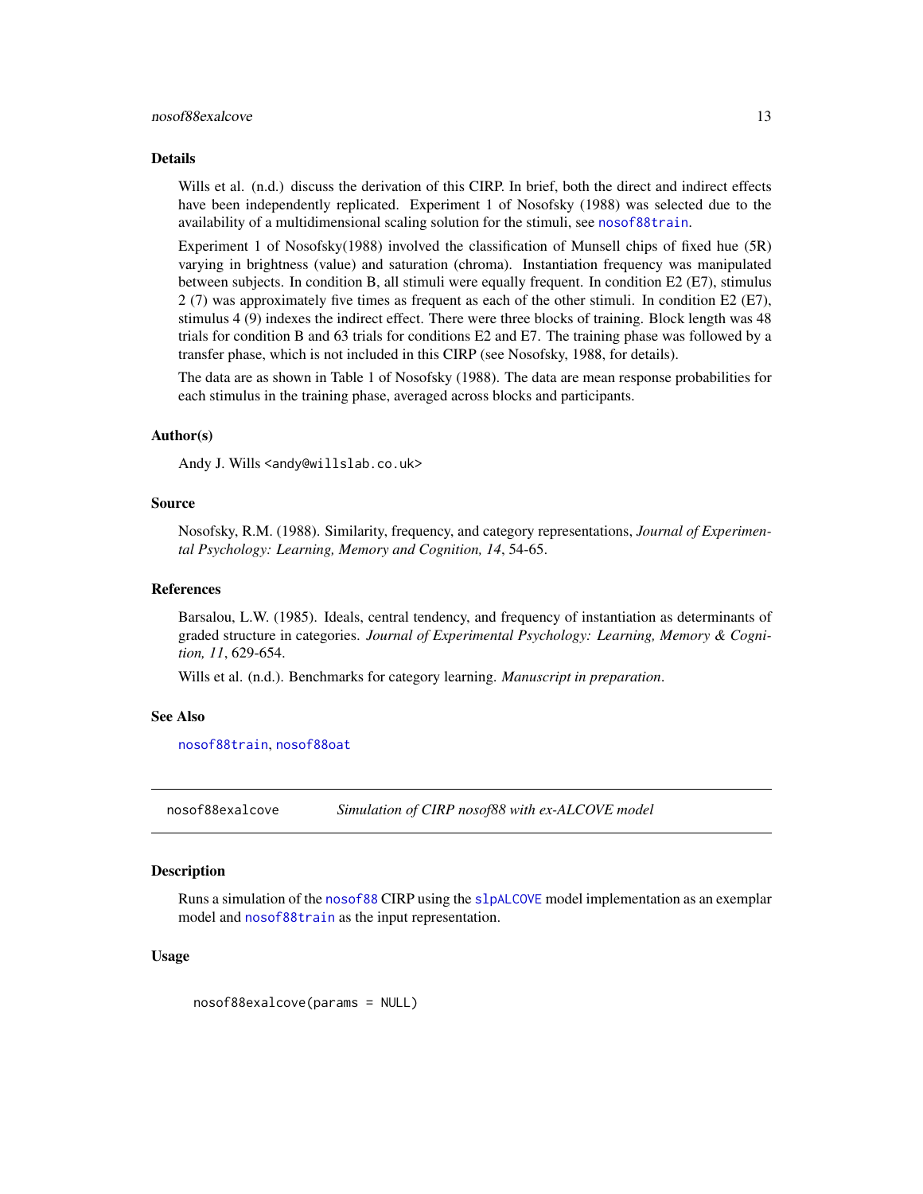## Details

Wills et al. (n.d.) discuss the derivation of this CIRP. In brief, both the direct and indirect effects have been independently replicated. Experiment 1 of Nosofsky (1988) was selected due to the availability of a multidimensional scaling solution for the stimuli, see nosof88train.

Experiment 1 of Nosofsky(1988) involved the classification of Munsell chips of fixed hue (5R) varying in brightness (value) and saturation (chroma). Instantiation frequency was manipulated between subjects. In condition B, all stimuli were equally frequent. In condition E2 (E7), stimulus 2 (7) was approximately five times as frequent as each of the other stimuli. In condition E2 (E7), stimulus 4 (9) indexes the indirect effect. There were three blocks of training. Block length was 48 trials for condition B and 63 trials for conditions E2 and E7. The training phase was followed by a transfer phase, which is not included in this CIRP (see Nosofsky, 1988, for details).

The data are as shown in Table 1 of Nosofsky (1988). The data are mean response probabilities for each stimulus in the training phase, averaged across blocks and participants.

## Author(s)

Andy J. Wills <andy@willslab.co.uk>

## Source

Nosofsky, R.M. (1988). Similarity, frequency, and category representations, *Journal of Experimental Psychology: Learning, Memory and Cognition, 14*, 54-65.

## References

Barsalou, L.W. (1985). Ideals, central tendency, and frequency of instantiation as determinants of graded structure in categories. *Journal of Experimental Psychology: Learning, Memory & Cognition, 11*, 629-654.

Wills et al. (n.d.). Benchmarks for category learning. *Manuscript in preparation*.

## See Also

nosof88train, nosof88oat

---

# nosof88exalcove — *Simulation of CIRP nosof88 with ex-ALCOVE model*

## Description

Runs a simulation of the nosof88 CIRP using the slpALCOVE model implementation as an exemplar model and nosof88train as the input representation.

## Usage

```
nosof88exalcove(params = NULL)
```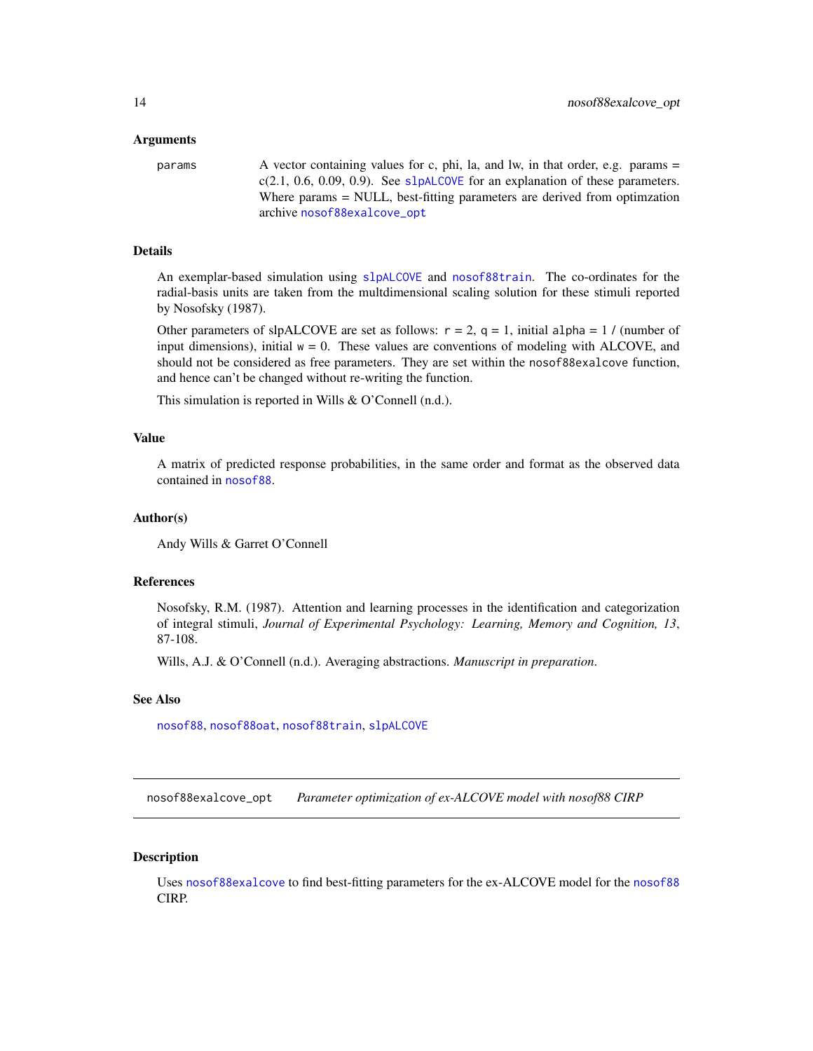### Arguments

`params` A vector containing values for c, phi, la, and lw, in that order, e.g. params = c(2.1, 0.6, 0.09, 0.9). See `slpALCOVE` for an explanation of these parameters. Where params = NULL, best-fitting parameters are derived from optimzation archive `nosof88exalcove_opt`

### Details

An exemplar-based simulation using `slpALCOVE` and `nosof88train`. The co-ordinates for the radial-basis units are taken from the multdimensional scaling solution for these stimuli reported by Nosofsky (1987).

Other parameters of slpALCOVE are set as follows: `r` = 2, `q` = 1, initial `alpha` = 1 / (number of input dimensions), initial `w` = 0. These values are conventions of modeling with ALCOVE, and should not be considered as free parameters. They are set within the `nosof88exalcove` function, and hence can't be changed without re-writing the function.

This simulation is reported in Wills & O'Connell (n.d.).

### Value

A matrix of predicted response probabilities, in the same order and format as the observed data contained in `nosof88`.

### Author(s)

Andy Wills & Garret O'Connell

### References

Nosofsky, R.M. (1987). Attention and learning processes in the identification and categorization of integral stimuli, *Journal of Experimental Psychology: Learning, Memory and Cognition, 13*, 87-108.

Wills, A.J. & O'Connell (n.d.). Averaging abstractions. *Manuscript in preparation*.

### See Also

`nosof88`, `nosof88oat`, `nosof88train`, `slpALCOVE`

---

## nosof88exalcove_opt *Parameter optimization of ex-ALCOVE model with nosof88 CIRP*

### Description

Uses `nosof88exalcove` to find best-fitting parameters for the ex-ALCOVE model for the `nosof88` CIRP.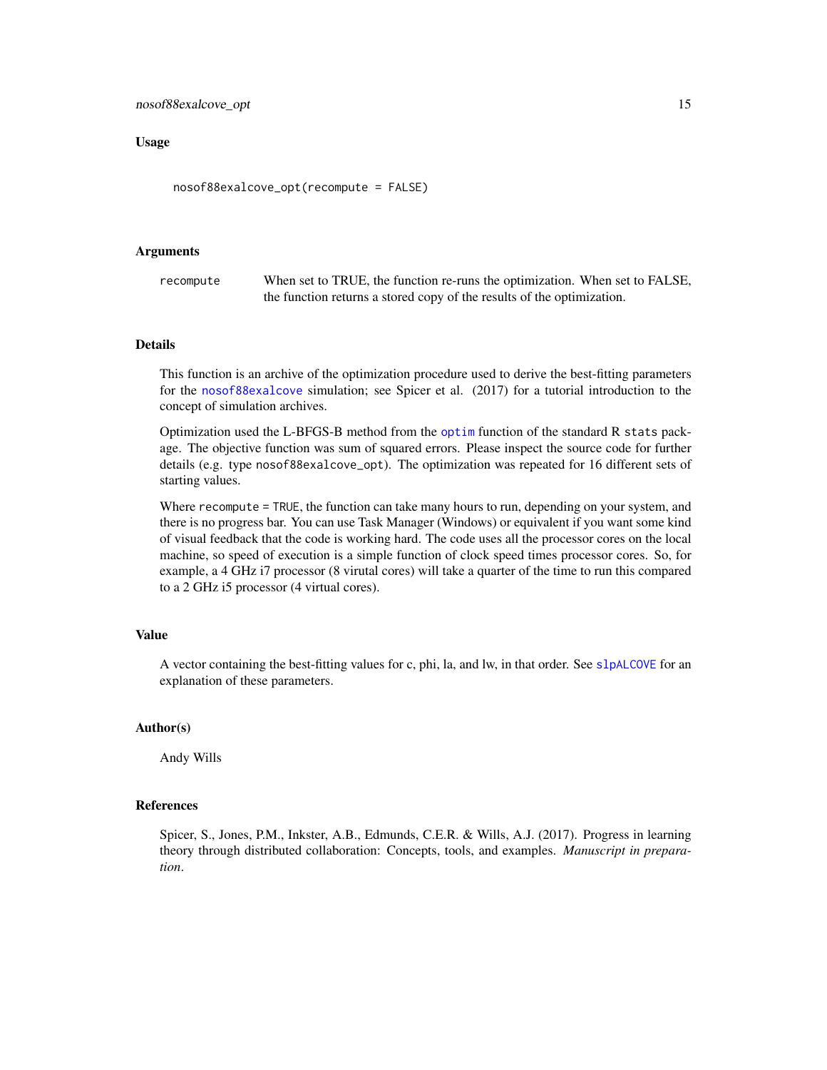## Usage

```
nosof88exalcove_opt(recompute = FALSE)
```

## Arguments

| | |
|---|---|
| recompute | When set to TRUE, the function re-runs the optimization. When set to FALSE, the function returns a stored copy of the results of the optimization. |

## Details

This function is an archive of the optimization procedure used to derive the best-fitting parameters for the `nosof88exalcove` simulation; see Spicer et al. (2017) for a tutorial introduction to the concept of simulation archives.

Optimization used the L-BFGS-B method from the `optim` function of the standard R `stats` package. The objective function was sum of squared errors. Please inspect the source code for further details (e.g. type `nosof88exalcove_opt`). The optimization was repeated for 16 different sets of starting values.

Where `recompute = TRUE`, the function can take many hours to run, depending on your system, and there is no progress bar. You can use Task Manager (Windows) or equivalent if you want some kind of visual feedback that the code is working hard. The code uses all the processor cores on the local machine, so speed of execution is a simple function of clock speed times processor cores. So, for example, a 4 GHz i7 processor (8 virutal cores) will take a quarter of the time to run this compared to a 2 GHz i5 processor (4 virtual cores).

## Value

A vector containing the best-fitting values for c, phi, la, and lw, in that order. See `slpALCOVE` for an explanation of these parameters.

## Author(s)

Andy Wills

## References

Spicer, S., Jones, P.M., Inkster, A.B., Edmunds, C.E.R. & Wills, A.J. (2017). Progress in learning theory through distributed collaboration: Concepts, tools, and examples. *Manuscript in preparation*.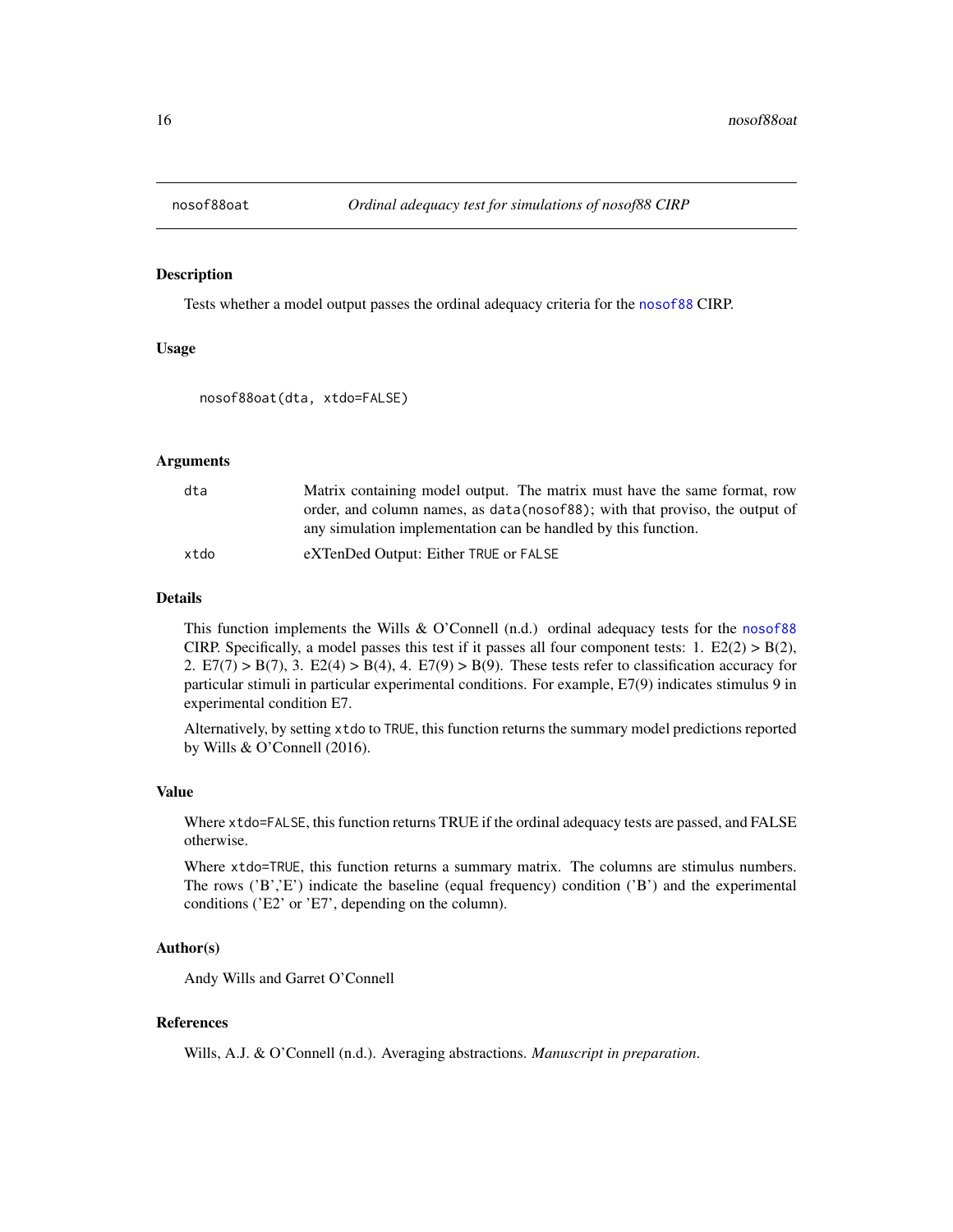# nosof88oat *Ordinal adequacy test for simulations of nosof88 CIRP*

## Description

Tests whether a model output passes the ordinal adequacy criteria for the nosof88 CIRP.

## Usage

```
nosof88oat(dta, xtdo=FALSE)
```

## Arguments

| | |
|---|---|
| dta | Matrix containing model output. The matrix must have the same format, row order, and column names, as `data(nosof88)`; with that proviso, the output of any simulation implementation can be handled by this function. |
| xtdo | eXTenDed Output: Either `TRUE` or `FALSE` |

## Details

This function implements the Wills & O'Connell (n.d.) ordinal adequacy tests for the nosof88 CIRP. Specifically, a model passes this test if it passes all four component tests: 1. E2(2) > B(2), 2. E7(7) > B(7), 3. E2(4) > B(4), 4. E7(9) > B(9). These tests refer to classification accuracy for particular stimuli in particular experimental conditions. For example, E7(9) indicates stimulus 9 in experimental condition E7.

Alternatively, by setting `xtdo` to `TRUE`, this function returns the summary model predictions reported by Wills & O'Connell (2016).

## Value

Where `xtdo=FALSE`, this function returns TRUE if the ordinal adequacy tests are passed, and FALSE otherwise.

Where `xtdo=TRUE`, this function returns a summary matrix. The columns are stimulus numbers. The rows ('B','E') indicate the baseline (equal frequency) condition ('B') and the experimental conditions ('E2' or 'E7', depending on the column).

## Author(s)

Andy Wills and Garret O'Connell

## References

Wills, A.J. & O'Connell (n.d.). Averaging abstractions. *Manuscript in preparation*.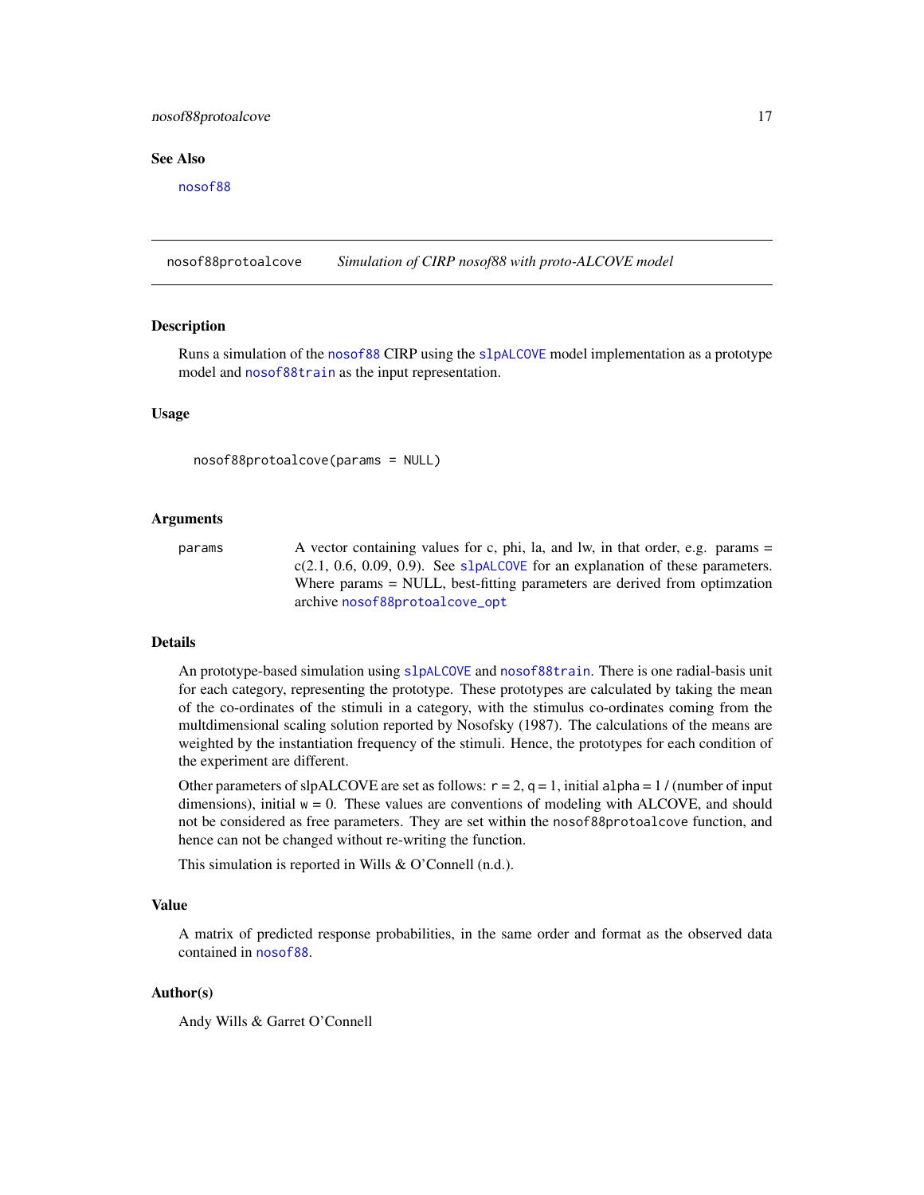## See Also

nosof88

---

## nosof88protoalcove — *Simulation of CIRP nosof88 with proto-ALCOVE model*

### Description

Runs a simulation of the nosof88 CIRP using the slpALCOVE model implementation as a prototype model and nosof88train as the input representation.

### Usage

```
nosof88protoalcove(params = NULL)
```

### Arguments

| | |
|---|---|
| params | A vector containing values for c, phi, la, and lw, in that order, e.g. params = c(2.1, 0.6, 0.09, 0.9). See slpALCOVE for an explanation of these parameters. Where params = NULL, best-fitting parameters are derived from optimzation archive nosof88protoalcove_opt |

### Details

An prototype-based simulation using slpALCOVE and nosof88train. There is one radial-basis unit for each category, representing the prototype. These prototypes are calculated by taking the mean of the co-ordinates of the stimuli in a category, with the stimulus co-ordinates coming from the multdimensional scaling solution reported by Nosofsky (1987). The calculations of the means are weighted by the instantiation frequency of the stimuli. Hence, the prototypes for each condition of the experiment are different.

Other parameters of slpALCOVE are set as follows: r = 2, q = 1, initial alpha = 1 / (number of input dimensions), initial w = 0. These values are conventions of modeling with ALCOVE, and should not be considered as free parameters. They are set within the nosof88protoalcove function, and hence can not be changed without re-writing the function.

This simulation is reported in Wills & O'Connell (n.d.).

### Value

A matrix of predicted response probabilities, in the same order and format as the observed data contained in nosof88.

### Author(s)

Andy Wills & Garret O'Connell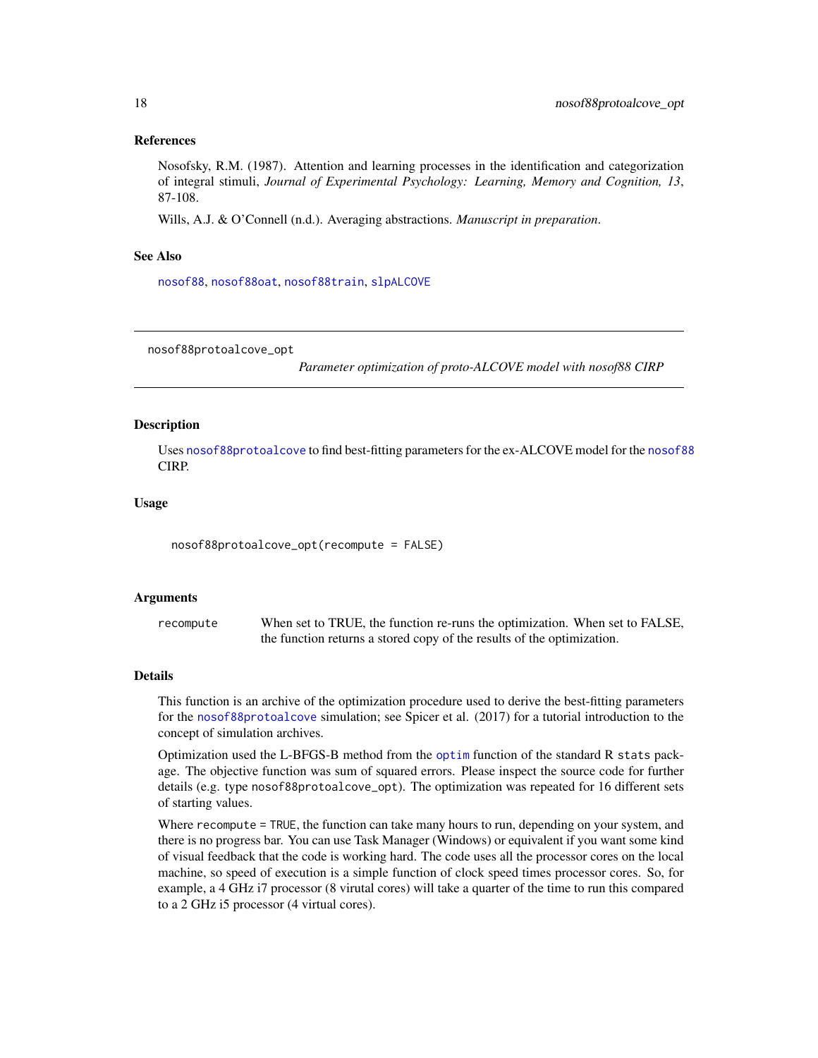### References

Nosofsky, R.M. (1987). Attention and learning processes in the identification and categorization of integral stimuli, *Journal of Experimental Psychology: Learning, Memory and Cognition, 13*, 87-108.

Wills, A.J. & O'Connell (n.d.). Averaging abstractions. *Manuscript in preparation*.

### See Also

nosof88, nosof88oat, nosof88train, slpALCOVE

---

## nosof88protoalcove_opt

*Parameter optimization of proto-ALCOVE model with nosof88 CIRP*

---

### Description

Uses nosof88protoalcove to find best-fitting parameters for the ex-ALCOVE model for the nosof88 CIRP.

### Usage

```
nosof88protoalcove_opt(recompute = FALSE)
```

### Arguments

| | |
|---|---|
| recompute | When set to TRUE, the function re-runs the optimization. When set to FALSE, the function returns a stored copy of the results of the optimization. |

### Details

This function is an archive of the optimization procedure used to derive the best-fitting parameters for the nosof88protoalcove simulation; see Spicer et al. (2017) for a tutorial introduction to the concept of simulation archives.

Optimization used the L-BFGS-B method from the optim function of the standard R stats package. The objective function was sum of squared errors. Please inspect the source code for further details (e.g. type nosof88protoalcove_opt). The optimization was repeated for 16 different sets of starting values.

Where recompute = TRUE, the function can take many hours to run, depending on your system, and there is no progress bar. You can use Task Manager (Windows) or equivalent if you want some kind of visual feedback that the code is working hard. The code uses all the processor cores on the local machine, so speed of execution is a simple function of clock speed times processor cores. So, for example, a 4 GHz i7 processor (8 virutal cores) will take a quarter of the time to run this compared to a 2 GHz i5 processor (4 virtual cores).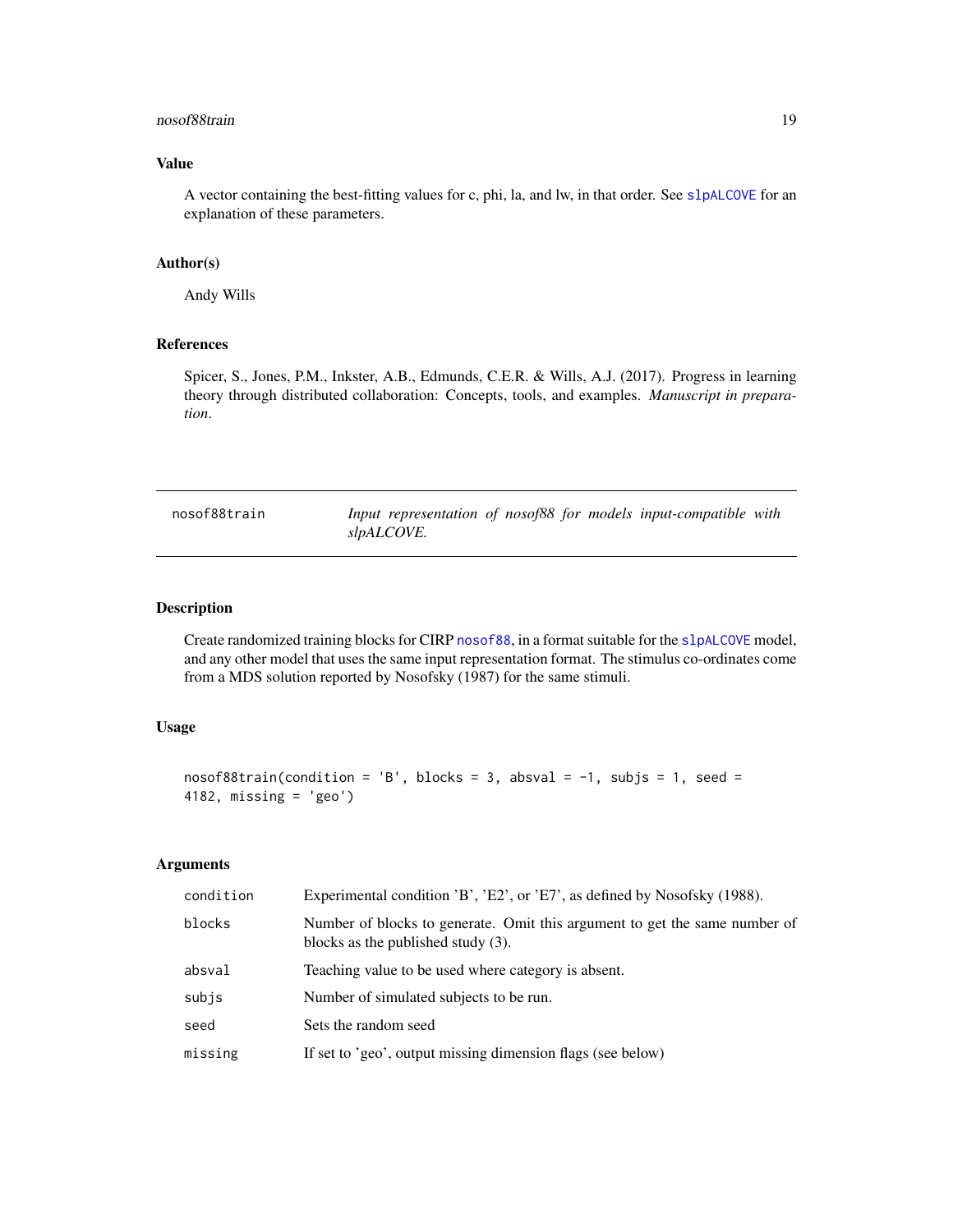## Value

A vector containing the best-fitting values for c, phi, la, and lw, in that order. See slpALCOVE for an explanation of these parameters.

## Author(s)

Andy Wills

## References

Spicer, S., Jones, P.M., Inkster, A.B., Edmunds, C.E.R. & Wills, A.J. (2017). Progress in learning theory through distributed collaboration: Concepts, tools, and examples. *Manuscript in preparation*.

---

# nosof88train — *Input representation of nosof88 for models input-compatible with slpALCOVE.*

## Description

Create randomized training blocks for CIRP nosof88, in a format suitable for the slpALCOVE model, and any other model that uses the same input representation format. The stimulus co-ordinates come from a MDS solution reported by Nosofsky (1987) for the same stimuli.

## Usage

```
nosof88train(condition = 'B', blocks = 3, absval = -1, subjs = 1, seed =
4182, missing = 'geo')
```

## Arguments

| | |
|---|---|
| condition | Experimental condition 'B', 'E2', or 'E7', as defined by Nosofsky (1988). |
| blocks | Number of blocks to generate. Omit this argument to get the same number of blocks as the published study (3). |
| absval | Teaching value to be used where category is absent. |
| subjs | Number of simulated subjects to be run. |
| seed | Sets the random seed |
| missing | If set to 'geo', output missing dimension flags (see below) |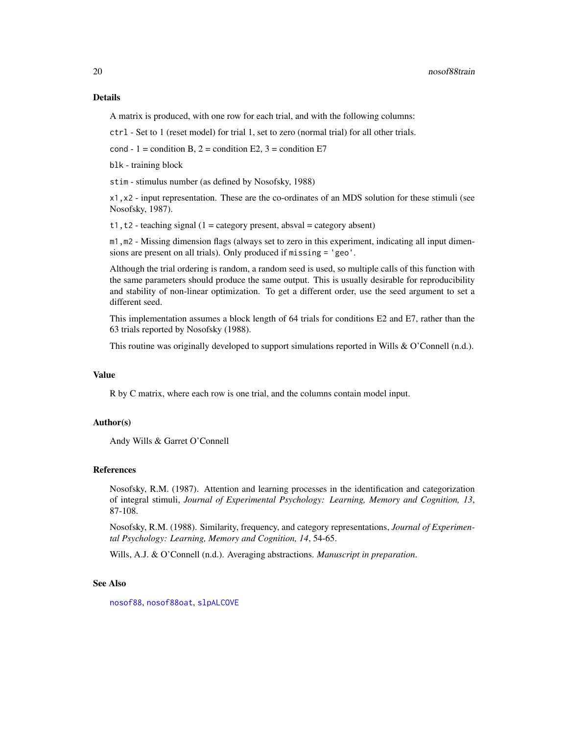### Details

A matrix is produced, with one row for each trial, and with the following columns:

`ctrl` - Set to 1 (reset model) for trial 1, set to zero (normal trial) for all other trials.

`cond` - 1 = condition B, 2 = condition E2, 3 = condition E7

`blk` - training block

`stim` - stimulus number (as defined by Nosofsky, 1988)

`x1,x2` - input representation. These are the co-ordinates of an MDS solution for these stimuli (see Nosofsky, 1987).

`t1,t2` - teaching signal (1 = category present, absval = category absent)

`m1,m2` - Missing dimension flags (always set to zero in this experiment, indicating all input dimensions are present on all trials). Only produced if `missing = 'geo'`.

Although the trial ordering is random, a random seed is used, so multiple calls of this function with the same parameters should produce the same output. This is usually desirable for reproducibility and stability of non-linear optimization. To get a different order, use the seed argument to set a different seed.

This implementation assumes a block length of 64 trials for conditions E2 and E7, rather than the 63 trials reported by Nosofsky (1988).

This routine was originally developed to support simulations reported in Wills & O'Connell (n.d.).

### Value

R by C matrix, where each row is one trial, and the columns contain model input.

### Author(s)

Andy Wills & Garret O'Connell

### References

Nosofsky, R.M. (1987). Attention and learning processes in the identification and categorization of integral stimuli, *Journal of Experimental Psychology: Learning, Memory and Cognition, 13*, 87-108.

Nosofsky, R.M. (1988). Similarity, frequency, and category representations, *Journal of Experimental Psychology: Learning, Memory and Cognition, 14*, 54-65.

Wills, A.J. & O'Connell (n.d.). Averaging abstractions. *Manuscript in preparation*.

### See Also

`nosof88`, `nosof88oat`, `slpALCOVE`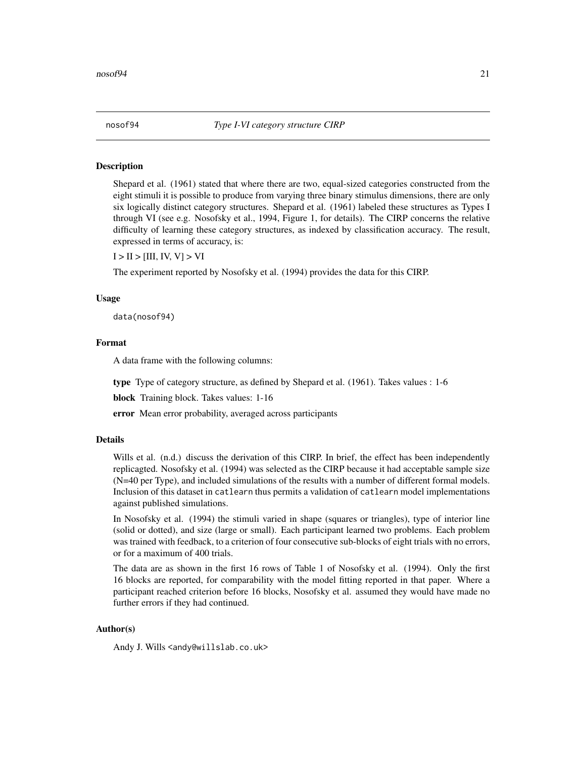## nosof94 *Type I-VI category structure CIRP*

### Description

Shepard et al. (1961) stated that where there are two, equal-sized categories constructed from the eight stimuli it is possible to produce from varying three binary stimulus dimensions, there are only six logically distinct category structures. Shepard et al. (1961) labeled these structures as Types I through VI (see e.g. Nosofsky et al., 1994, Figure 1, for details). The CIRP concerns the relative difficulty of learning these category structures, as indexed by classification accuracy. The result, expressed in terms of accuracy, is:

I > II > [III, IV, V] > VI

The experiment reported by Nosofsky et al. (1994) provides the data for this CIRP.

### Usage

```
data(nosof94)
```

### Format

A data frame with the following columns:

**type** Type of category structure, as defined by Shepard et al. (1961). Takes values : 1-6

**block** Training block. Takes values: 1-16

**error** Mean error probability, averaged across participants

### Details

Wills et al. (n.d.) discuss the derivation of this CIRP. In brief, the effect has been independently replicagted. Nosofsky et al. (1994) was selected as the CIRP because it had acceptable sample size (N=40 per Type), and included simulations of the results with a number of different formal models. Inclusion of this dataset in catlearn thus permits a validation of catlearn model implementations against published simulations.

In Nosofsky et al. (1994) the stimuli varied in shape (squares or triangles), type of interior line (solid or dotted), and size (large or small). Each participant learned two problems. Each problem was trained with feedback, to a criterion of four consecutive sub-blocks of eight trials with no errors, or for a maximum of 400 trials.

The data are as shown in the first 16 rows of Table 1 of Nosofsky et al. (1994). Only the first 16 blocks are reported, for comparability with the model fitting reported in that paper. Where a participant reached criterion before 16 blocks, Nosofsky et al. assumed they would have made no further errors if they had continued.

### Author(s)

Andy J. Wills <andy@willslab.co.uk>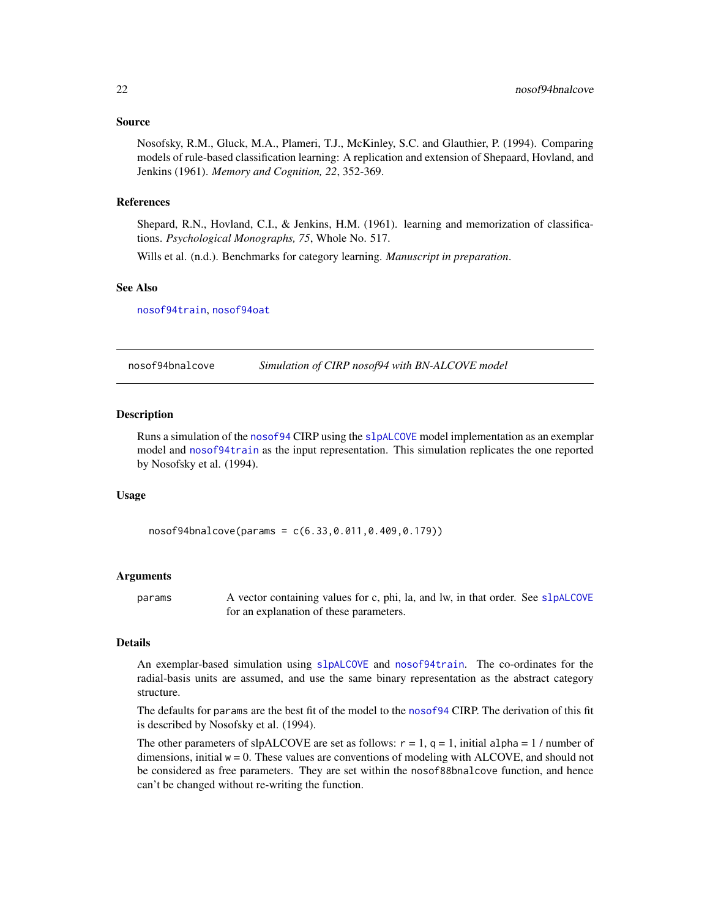### Source

Nosofsky, R.M., Gluck, M.A., Plameri, T.J., McKinley, S.C. and Glauthier, P. (1994). Comparing models of rule-based classification learning: A replication and extension of Shepaard, Hovland, and Jenkins (1961). *Memory and Cognition, 22*, 352-369.

### References

Shepard, R.N., Hovland, C.I., & Jenkins, H.M. (1961). learning and memorization of classifications. *Psychological Monographs, 75*, Whole No. 517.

Wills et al. (n.d.). Benchmarks for category learning. *Manuscript in preparation*.

### See Also

nosof94train, nosof94oat

---

## nosof94bnalcove — *Simulation of CIRP nosof94 with BN-ALCOVE model*

### Description

Runs a simulation of the nosof94 CIRP using the slpALCOVE model implementation as an exemplar model and nosof94train as the input representation. This simulation replicates the one reported by Nosofsky et al. (1994).

### Usage

```
nosof94bnalcove(params = c(6.33,0.011,0.409,0.179))
```

### Arguments

| | |
|---|---|
| params | A vector containing values for c, phi, la, and lw, in that order. See slpALCOVE for an explanation of these parameters. |

### Details

An exemplar-based simulation using slpALCOVE and nosof94train. The co-ordinates for the radial-basis units are assumed, and use the same binary representation as the abstract category structure.

The defaults for `params` are the best fit of the model to the nosof94 CIRP. The derivation of this fit is described by Nosofsky et al. (1994).

The other parameters of slpALCOVE are set as follows: `r` = 1, `q` = 1, initial `alpha` = 1 / number of dimensions, initial `w` = 0. These values are conventions of modeling with ALCOVE, and should not be considered as free parameters. They are set within the `nosof88bnalcove` function, and hence can't be changed without re-writing the function.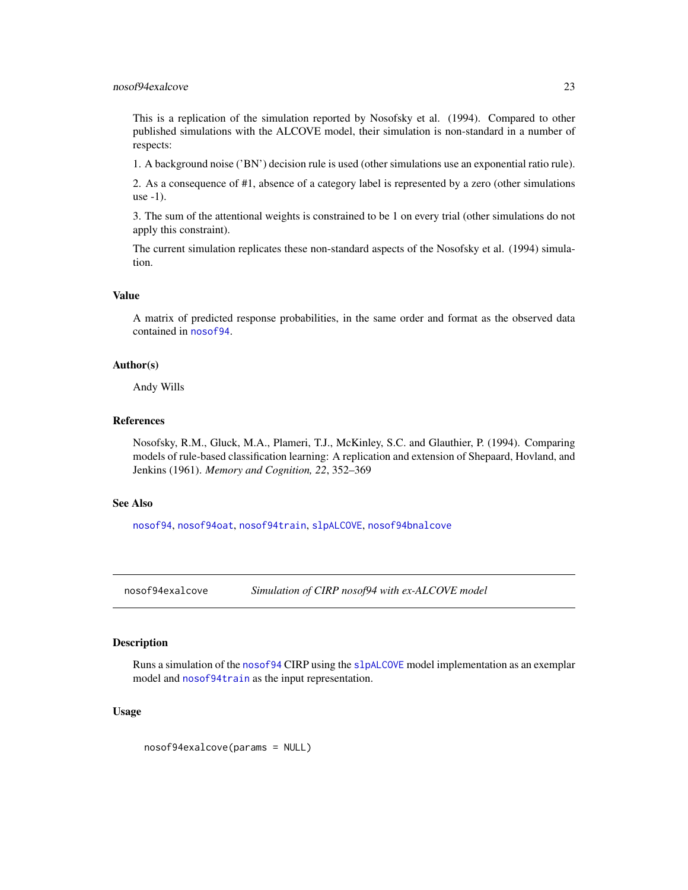This is a replication of the simulation reported by Nosofsky et al. (1994). Compared to other published simulations with the ALCOVE model, their simulation is non-standard in a number of respects:

1. A background noise ('BN') decision rule is used (other simulations use an exponential ratio rule).

2. As a consequence of #1, absence of a category label is represented by a zero (other simulations use -1).

3. The sum of the attentional weights is constrained to be 1 on every trial (other simulations do not apply this constraint).

The current simulation replicates these non-standard aspects of the Nosofsky et al. (1994) simulation.

### Value

A matrix of predicted response probabilities, in the same order and format as the observed data contained in `nosof94`.

### Author(s)

Andy Wills

### References

Nosofsky, R.M., Gluck, M.A., Plameri, T.J., McKinley, S.C. and Glauthier, P. (1994). Comparing models of rule-based classification learning: A replication and extension of Shepaard, Hovland, and Jenkins (1961). *Memory and Cognition, 22*, 352–369

### See Also

`nosof94`, `nosof94oat`, `nosof94train`, `slpALCOVE`, `nosof94bnalcove`

---

## nosof94exalcove — *Simulation of CIRP nosof94 with ex-ALCOVE model*

### Description

Runs a simulation of the `nosof94` CIRP using the `slpALCOVE` model implementation as an exemplar model and `nosof94train` as the input representation.

### Usage

```
nosof94exalcove(params = NULL)
```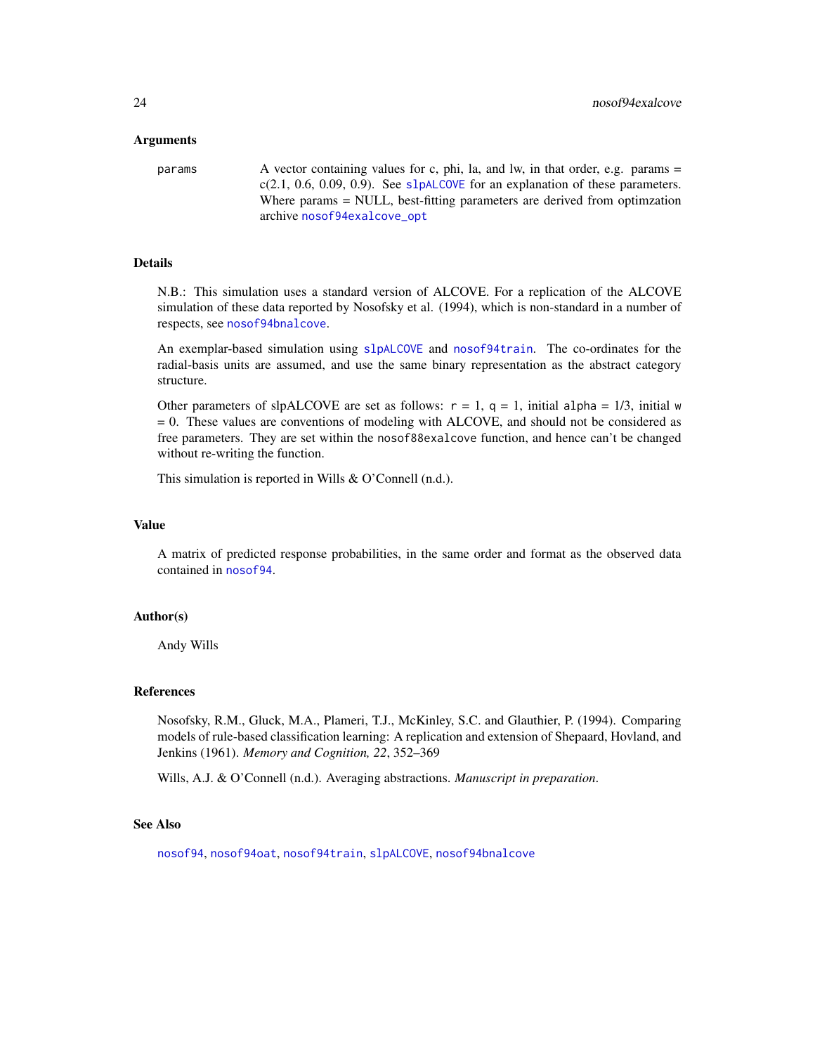## Arguments

params A vector containing values for c, phi, la, and lw, in that order, e.g. params = c(2.1, 0.6, 0.09, 0.9). See slpALCOVE for an explanation of these parameters. Where params = NULL, best-fitting parameters are derived from optimzation archive nosof94exalcove_opt

## Details

N.B.: This simulation uses a standard version of ALCOVE. For a replication of the ALCOVE simulation of these data reported by Nosofsky et al. (1994), which is non-standard in a number of respects, see nosof94bnalcove.

An exemplar-based simulation using slpALCOVE and nosof94train. The co-ordinates for the radial-basis units are assumed, and use the same binary representation as the abstract category structure.

Other parameters of slpALCOVE are set as follows: r = 1, q = 1, initial alpha = 1/3, initial w = 0. These values are conventions of modeling with ALCOVE, and should not be considered as free parameters. They are set within the nosof88exalcove function, and hence can't be changed without re-writing the function.

This simulation is reported in Wills & O'Connell (n.d.).

## Value

A matrix of predicted response probabilities, in the same order and format as the observed data contained in nosof94.

## Author(s)

Andy Wills

## References

Nosofsky, R.M., Gluck, M.A., Plameri, T.J., McKinley, S.C. and Glauthier, P. (1994). Comparing models of rule-based classification learning: A replication and extension of Shepaard, Hovland, and Jenkins (1961). *Memory and Cognition, 22*, 352–369

Wills, A.J. & O'Connell (n.d.). Averaging abstractions. *Manuscript in preparation*.

## See Also

nosof94, nosof94oat, nosof94train, slpALCOVE, nosof94bnalcove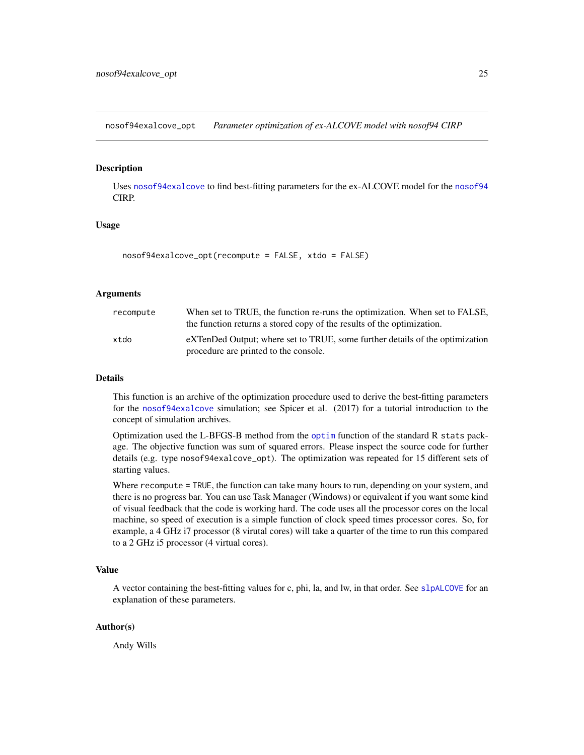## nosof94exalcove_opt — *Parameter optimization of ex-ALCOVE model with nosof94 CIRP*

### Description

Uses nosof94exalcove to find best-fitting parameters for the ex-ALCOVE model for the nosof94 CIRP.

### Usage

```
nosof94exalcove_opt(recompute = FALSE, xtdo = FALSE)
```

### Arguments

| | |
|---|---|
| recompute | When set to TRUE, the function re-runs the optimization. When set to FALSE, the function returns a stored copy of the results of the optimization. |
| xtdo | eXTenDed Output; where set to TRUE, some further details of the optimization procedure are printed to the console. |

### Details

This function is an archive of the optimization procedure used to derive the best-fitting parameters for the nosof94exalcove simulation; see Spicer et al. (2017) for a tutorial introduction to the concept of simulation archives.

Optimization used the L-BFGS-B method from the optim function of the standard R stats package. The objective function was sum of squared errors. Please inspect the source code for further details (e.g. type nosof94exalcove_opt). The optimization was repeated for 15 different sets of starting values.

Where recompute = TRUE, the function can take many hours to run, depending on your system, and there is no progress bar. You can use Task Manager (Windows) or equivalent if you want some kind of visual feedback that the code is working hard. The code uses all the processor cores on the local machine, so speed of execution is a simple function of clock speed times processor cores. So, for example, a 4 GHz i7 processor (8 virutal cores) will take a quarter of the time to run this compared to a 2 GHz i5 processor (4 virtual cores).

### Value

A vector containing the best-fitting values for c, phi, la, and lw, in that order. See slpALCOVE for an explanation of these parameters.

### Author(s)

Andy Wills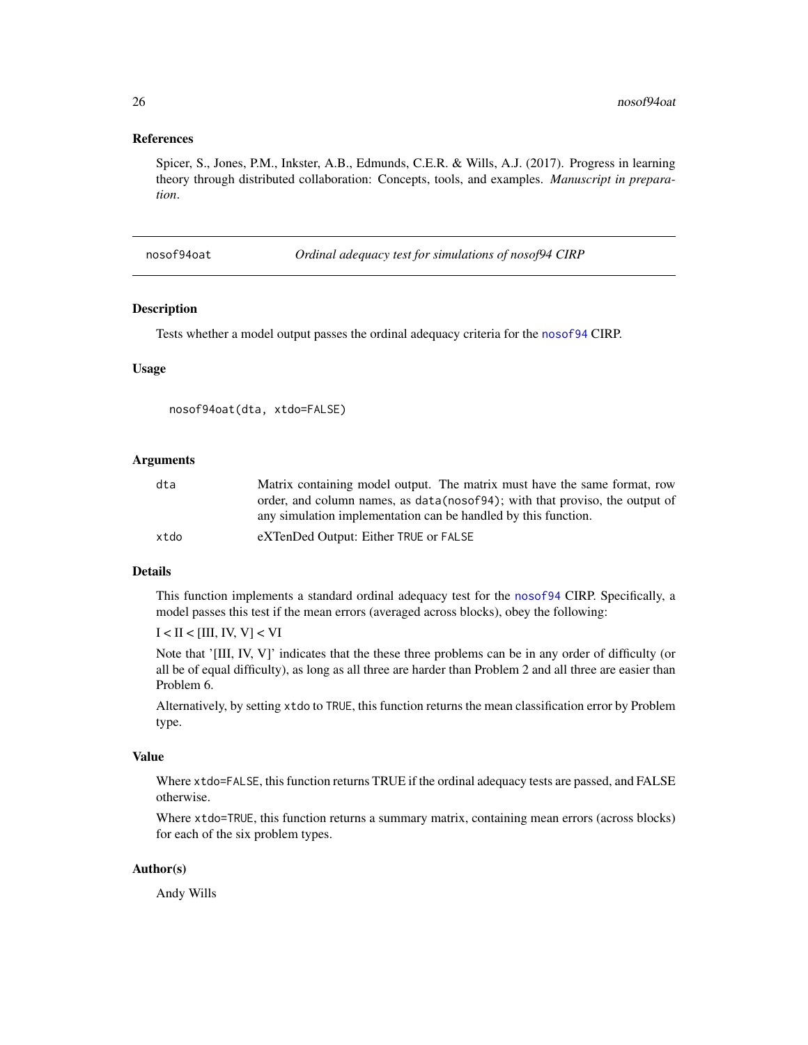## References

Spicer, S., Jones, P.M., Inkster, A.B., Edmunds, C.E.R. & Wills, A.J. (2017). Progress in learning theory through distributed collaboration: Concepts, tools, and examples. *Manuscript in preparation*.

---

## nosof94oat — *Ordinal adequacy test for simulations of nosof94 CIRP*

### Description

Tests whether a model output passes the ordinal adequacy criteria for the nosof94 CIRP.

### Usage

```
nosof94oat(dta, xtdo=FALSE)
```

### Arguments

| | |
|---|---|
| dta | Matrix containing model output. The matrix must have the same format, row order, and column names, as `data(nosof94)`; with that proviso, the output of any simulation implementation can be handled by this function. |
| xtdo | eXTenDed Output: Either `TRUE` or `FALSE` |

### Details

This function implements a standard ordinal adequacy test for the nosof94 CIRP. Specifically, a model passes this test if the mean errors (averaged across blocks), obey the following:

I < II < [III, IV, V] < VI

Note that '[III, IV, V]' indicates that the these three problems can be in any order of difficulty (or all be of equal difficulty), as long as all three are harder than Problem 2 and all three are easier than Problem 6.

Alternatively, by setting `xtdo` to `TRUE`, this function returns the mean classification error by Problem type.

### Value

Where `xtdo=FALSE`, this function returns TRUE if the ordinal adequacy tests are passed, and FALSE otherwise.

Where `xtdo=TRUE`, this function returns a summary matrix, containing mean errors (across blocks) for each of the six problem types.

### Author(s)

Andy Wills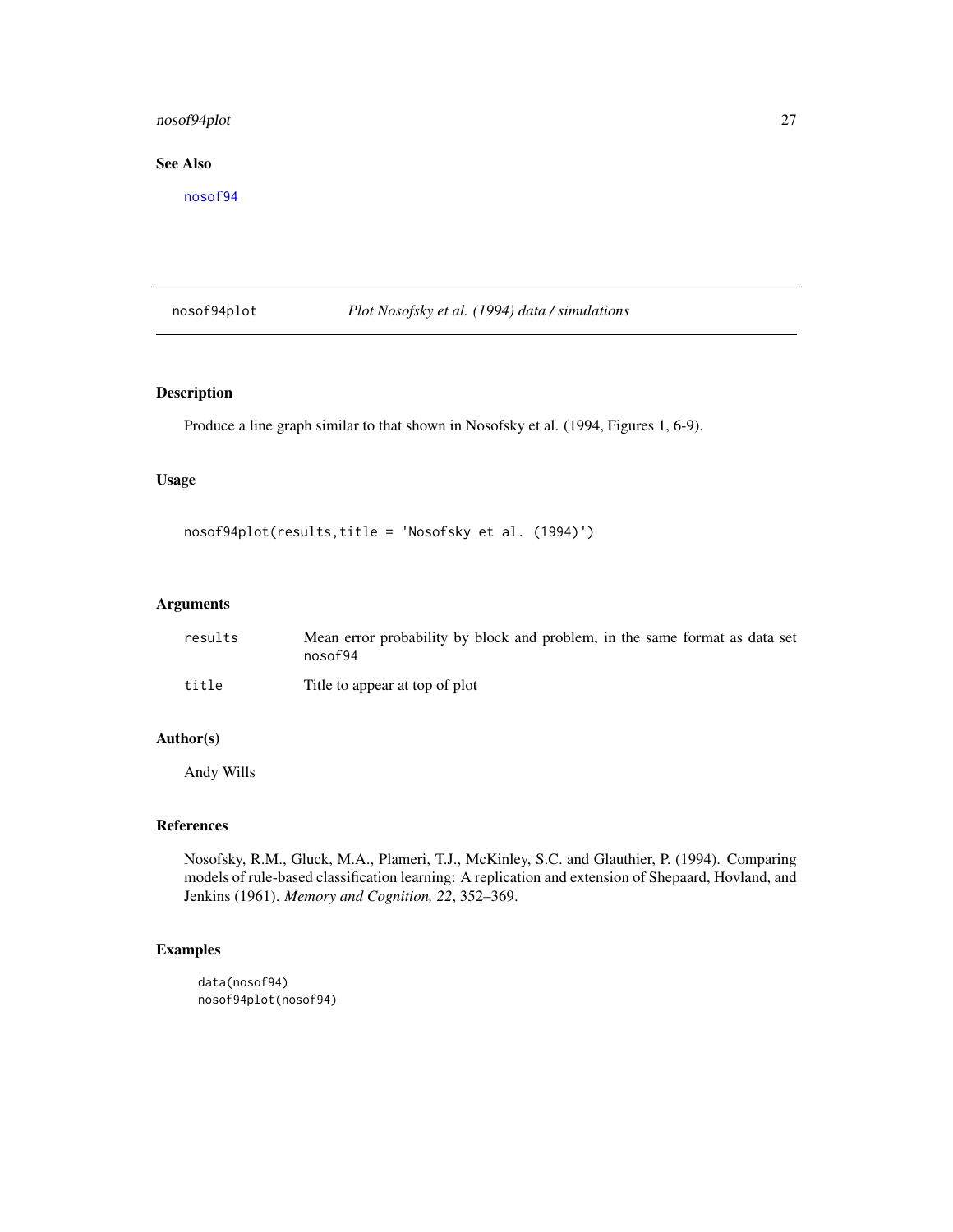## See Also

nosof94

---

## nosof94plot — *Plot Nosofsky et al. (1994) data / simulations*

### Description

Produce a line graph similar to that shown in Nosofsky et al. (1994, Figures 1, 6-9).

### Usage

```
nosof94plot(results,title = 'Nosofsky et al. (1994)')
```

### Arguments

| | |
|---|---|
| results | Mean error probability by block and problem, in the same format as data set nosof94 |
| title | Title to appear at top of plot |

### Author(s)

Andy Wills

### References

Nosofsky, R.M., Gluck, M.A., Plameri, T.J., McKinley, S.C. and Glauthier, P. (1994). Comparing models of rule-based classification learning: A replication and extension of Shepaard, Hovland, and Jenkins (1961). *Memory and Cognition, 22*, 352–369.

### Examples

```
data(nosof94)
nosof94plot(nosof94)
```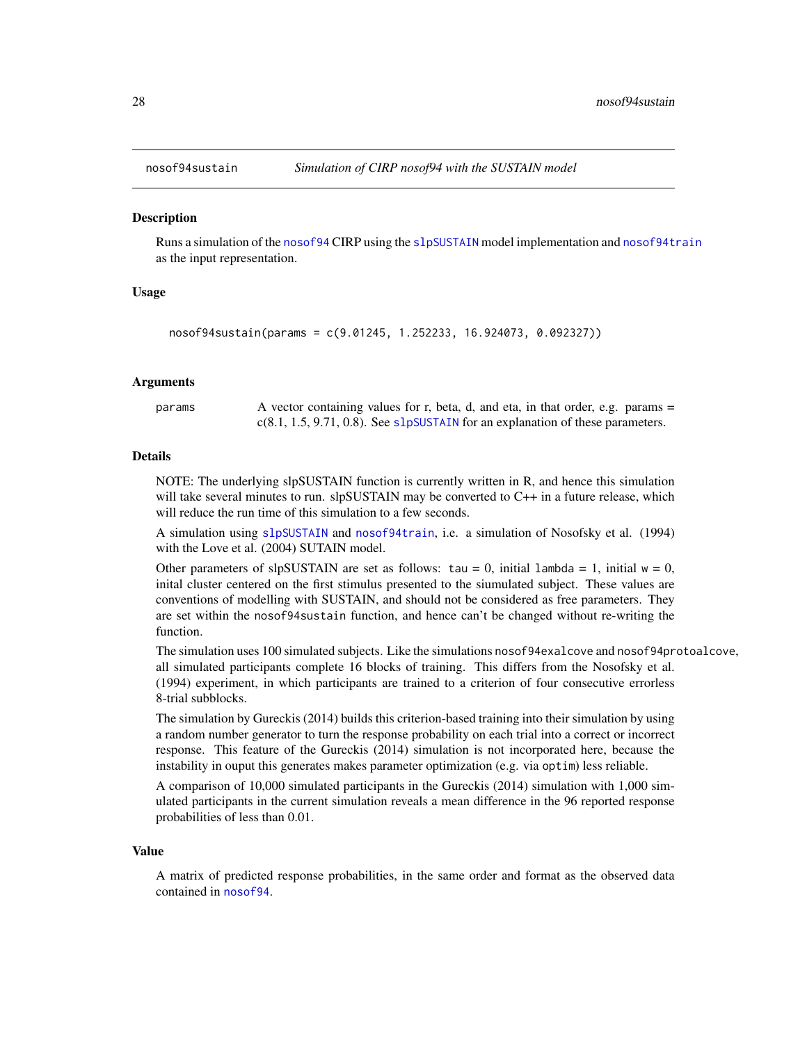# nosof94sustain — *Simulation of CIRP nosof94 with the SUSTAIN model*

## Description

Runs a simulation of the nosof94 CIRP using the slpSUSTAIN model implementation and nosof94train as the input representation.

## Usage

```
nosof94sustain(params = c(9.01245, 1.252233, 16.924073, 0.092327))
```

## Arguments

| | |
|---|---|
| params | A vector containing values for r, beta, d, and eta, in that order, e.g. params = c(8.1, 1.5, 9.71, 0.8). See slpSUSTAIN for an explanation of these parameters. |

## Details

NOTE: The underlying slpSUSTAIN function is currently written in R, and hence this simulation will take several minutes to run. slpSUSTAIN may be converted to C++ in a future release, which will reduce the run time of this simulation to a few seconds.

A simulation using slpSUSTAIN and nosof94train, i.e. a simulation of Nosofsky et al. (1994) with the Love et al. (2004) SUTAIN model.

Other parameters of slpSUSTAIN are set as follows: `tau = 0`, initial `lambda = 1`, initial `w = 0`, inital cluster centered on the first stimulus presented to the siumulated subject. These values are conventions of modelling with SUSTAIN, and should not be considered as free parameters. They are set within the `nosof94sustain` function, and hence can't be changed without re-writing the function.

The simulation uses 100 simulated subjects. Like the simulations `nosof94exalcove` and `nosof94protoalcove`, all simulated participants complete 16 blocks of training. This differs from the Nosofsky et al. (1994) experiment, in which participants are trained to a criterion of four consecutive errorless 8-trial subblocks.

The simulation by Gureckis (2014) builds this criterion-based training into their simulation by using a random number generator to turn the response probability on each trial into a correct or incorrect response. This feature of the Gureckis (2014) simulation is not incorporated here, because the instability in ouput this generates makes parameter optimization (e.g. via `optim`) less reliable.

A comparison of 10,000 simulated participants in the Gureckis (2014) simulation with 1,000 simulated participants in the current simulation reveals a mean difference in the 96 reported response probabilities of less than 0.01.

## Value

A matrix of predicted response probabilities, in the same order and format as the observed data contained in nosof94.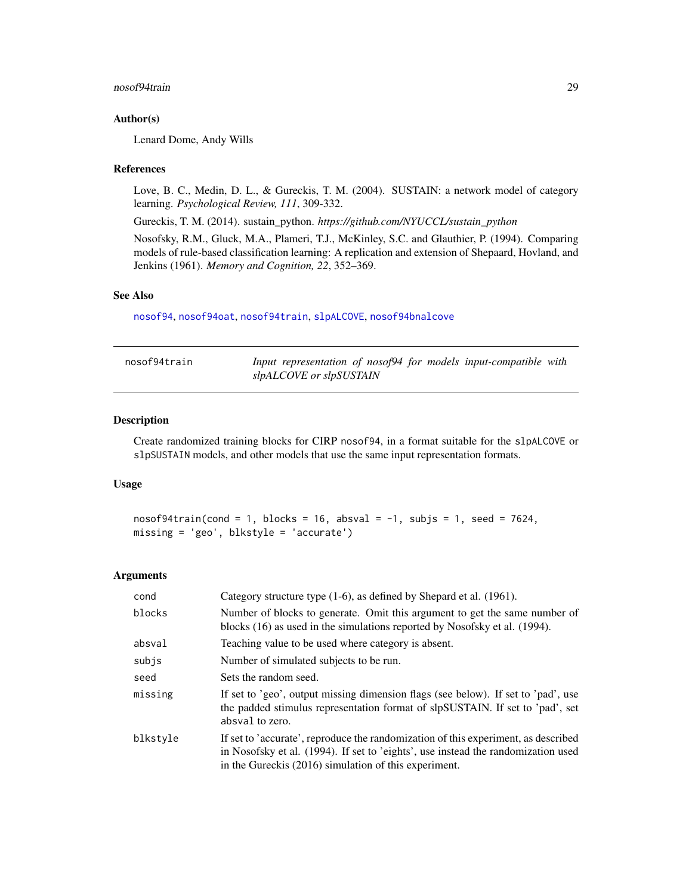## Author(s)

Lenard Dome, Andy Wills

## References

Love, B. C., Medin, D. L., & Gureckis, T. M. (2004). SUSTAIN: a network model of category learning. *Psychological Review, 111*, 309-332.

Gureckis, T. M. (2014). sustain_python. *https://github.com/NYUCCL/sustain_python*

Nosofsky, R.M., Gluck, M.A., Plameri, T.J., McKinley, S.C. and Glauthier, P. (1994). Comparing models of rule-based classification learning: A replication and extension of Shepaard, Hovland, and Jenkins (1961). *Memory and Cognition, 22*, 352–369.

## See Also

`nosof94`, `nosof94oat`, `nosof94train`, `slpALCOVE`, `nosof94bnalcove`

---

# nosof94train — *Input representation of nosof94 for models input-compatible with slpALCOVE or slpSUSTAIN*

## Description

Create randomized training blocks for CIRP `nosof94`, in a format suitable for the `slpALCOVE` or `slpSUSTAIN` models, and other models that use the same input representation formats.

## Usage

```
nosof94train(cond = 1, blocks = 16, absval = -1, subjs = 1, seed = 7624,
missing = 'geo', blkstyle = 'accurate')
```

## Arguments

| | |
|---|---|
| `cond` | Category structure type (1-6), as defined by Shepard et al. (1961). |
| `blocks` | Number of blocks to generate. Omit this argument to get the same number of blocks (16) as used in the simulations reported by Nosofsky et al. (1994). |
| `absval` | Teaching value to be used where category is absent. |
| `subjs` | Number of simulated subjects to be run. |
| `seed` | Sets the random seed. |
| `missing` | If set to 'geo', output missing dimension flags (see below). If set to 'pad', use the padded stimulus representation format of slpSUSTAIN. If set to 'pad', set `absval` to zero. |
| `blkstyle` | If set to 'accurate', reproduce the randomization of this experiment, as described in Nosofsky et al. (1994). If set to 'eights', use instead the randomization used in the Gureckis (2016) simulation of this experiment. |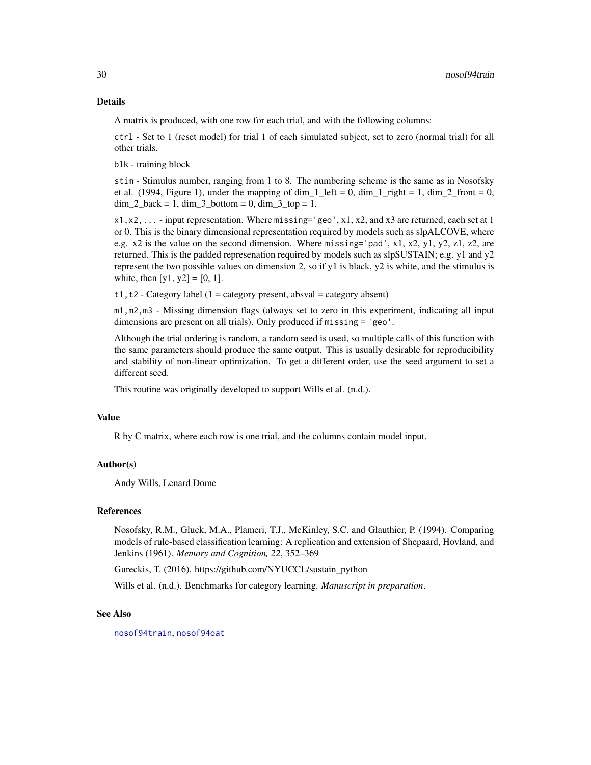## Details

A matrix is produced, with one row for each trial, and with the following columns:

`ctrl` - Set to 1 (reset model) for trial 1 of each simulated subject, set to zero (normal trial) for all other trials.

`blk` - training block

`stim` - Stimulus number, ranging from 1 to 8. The numbering scheme is the same as in Nosofsky et al. (1994, Figure 1), under the mapping of dim_1_left = 0, dim_1_right = 1, dim_2_front = 0, dim_2_back = 1, dim_3_bottom = 0, dim_3_top = 1.

`x1,x2,...` - input representation. Where `missing='geo'`, x1, x2, and x3 are returned, each set at 1 or 0. This is the binary dimensional representation required by models such as slpALCOVE, where e.g. x2 is the value on the second dimension. Where `missing='pad'`, x1, x2, y1, y2, z1, z2, are returned. This is the padded represenation required by models such as slpSUSTAIN; e.g. y1 and y2 represent the two possible values on dimension 2, so if y1 is black, y2 is white, and the stimulus is white, then [y1, y2] = [0, 1].

`t1,t2` - Category label (1 = category present, absval = category absent)

`m1,m2,m3` - Missing dimension flags (always set to zero in this experiment, indicating all input dimensions are present on all trials). Only produced if `missing = 'geo'`.

Although the trial ordering is random, a random seed is used, so multiple calls of this function with the same parameters should produce the same output. This is usually desirable for reproducibility and stability of non-linear optimization. To get a different order, use the seed argument to set a different seed.

This routine was originally developed to support Wills et al. (n.d.).

## Value

R by C matrix, where each row is one trial, and the columns contain model input.

## Author(s)

Andy Wills, Lenard Dome

## References

Nosofsky, R.M., Gluck, M.A., Plameri, T.J., McKinley, S.C. and Glauthier, P. (1994). Comparing models of rule-based classification learning: A replication and extension of Shepaard, Hovland, and Jenkins (1961). *Memory and Cognition, 22*, 352–369

Gureckis, T. (2016). https://github.com/NYUCCL/sustain_python

Wills et al. (n.d.). Benchmarks for category learning. *Manuscript in preparation*.

## See Also

`nosof94train`, `nosof94oat`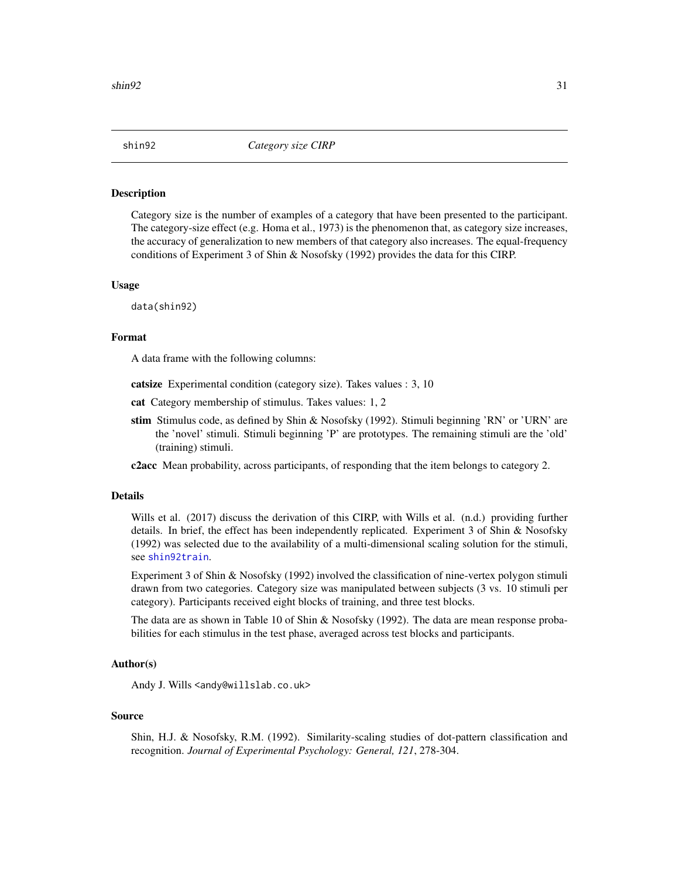shin92 *Category size CIRP*

## Description

Category size is the number of examples of a category that have been presented to the participant. The category-size effect (e.g. Homa et al., 1973) is the phenomenon that, as category size increases, the accuracy of generalization to new members of that category also increases. The equal-frequency conditions of Experiment 3 of Shin & Nosofsky (1992) provides the data for this CIRP.

## Usage

```
data(shin92)
```

## Format

A data frame with the following columns:

**catsize** Experimental condition (category size). Takes values : 3, 10

**cat** Category membership of stimulus. Takes values: 1, 2

**stim** Stimulus code, as defined by Shin & Nosofsky (1992). Stimuli beginning 'RN' or 'URN' are the 'novel' stimuli. Stimuli beginning 'P' are prototypes. The remaining stimuli are the 'old' (training) stimuli.

**c2acc** Mean probability, across participants, of responding that the item belongs to category 2.

## Details

Wills et al. (2017) discuss the derivation of this CIRP, with Wills et al. (n.d.) providing further details. In brief, the effect has been independently replicated. Experiment 3 of Shin & Nosofsky (1992) was selected due to the availability of a multi-dimensional scaling solution for the stimuli, see shin92train.

Experiment 3 of Shin & Nosofsky (1992) involved the classification of nine-vertex polygon stimuli drawn from two categories. Category size was manipulated between subjects (3 vs. 10 stimuli per category). Participants received eight blocks of training, and three test blocks.

The data are as shown in Table 10 of Shin & Nosofsky (1992). The data are mean response probabilities for each stimulus in the test phase, averaged across test blocks and participants.

## Author(s)

Andy J. Wills <andy@willslab.co.uk>

## Source

Shin, H.J. & Nosofsky, R.M. (1992). Similarity-scaling studies of dot-pattern classification and recognition. *Journal of Experimental Psychology: General, 121*, 278-304.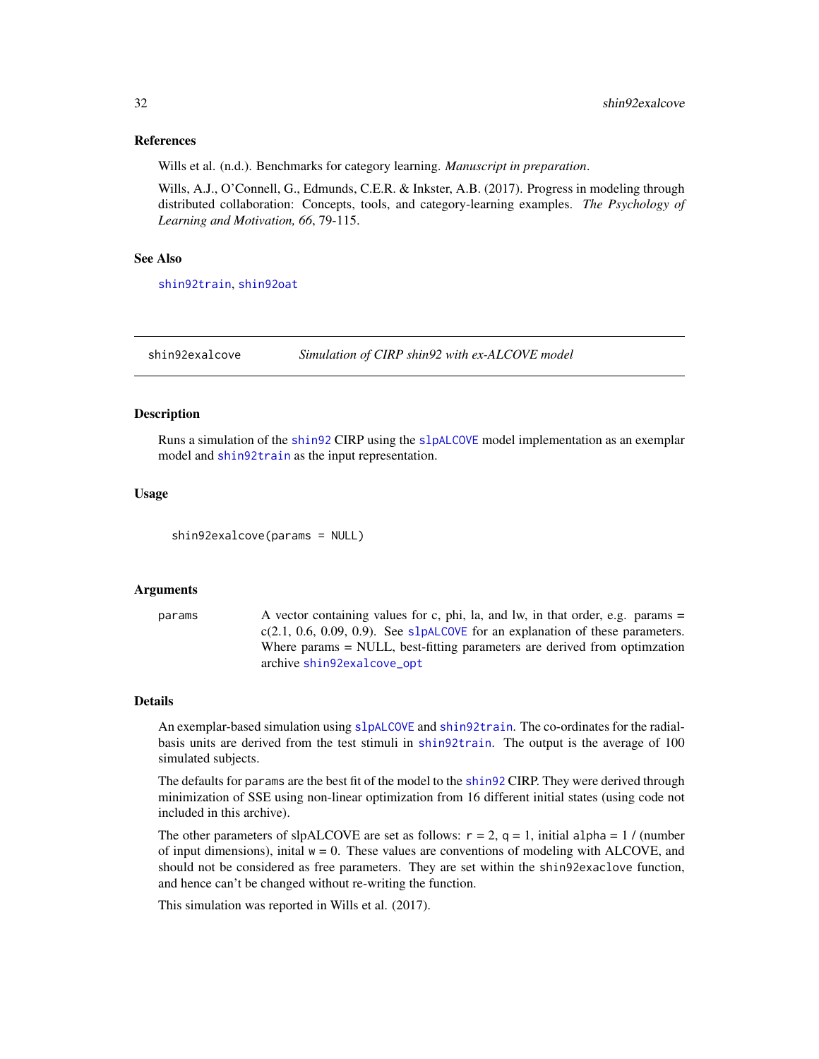### References

Wills et al. (n.d.). Benchmarks for category learning. *Manuscript in preparation*.

Wills, A.J., O'Connell, G., Edmunds, C.E.R. & Inkster, A.B. (2017). Progress in modeling through distributed collaboration: Concepts, tools, and category-learning examples. *The Psychology of Learning and Motivation, 66*, 79-115.

### See Also

shin92train, shin92oat

---

## shin92exalcove *Simulation of CIRP shin92 with ex-ALCOVE model*

### Description

Runs a simulation of the shin92 CIRP using the slpALCOVE model implementation as an exemplar model and shin92train as the input representation.

### Usage

```
shin92exalcove(params = NULL)
```

### Arguments

| | |
|---|---|
| params | A vector containing values for c, phi, la, and lw, in that order, e.g. params = c(2.1, 0.6, 0.09, 0.9). See slpALCOVE for an explanation of these parameters. Where params = NULL, best-fitting parameters are derived from optimzation archive shin92exalcove_opt |

### Details

An exemplar-based simulation using slpALCOVE and shin92train. The co-ordinates for the radial-basis units are derived from the test stimuli in shin92train. The output is the average of 100 simulated subjects.

The defaults for params are the best fit of the model to the shin92 CIRP. They were derived through minimization of SSE using non-linear optimization from 16 different initial states (using code not included in this archive).

The other parameters of slpALCOVE are set as follows: r = 2, q = 1, initial alpha = 1 / (number of input dimensions), inital w = 0. These values are conventions of modeling with ALCOVE, and should not be considered as free parameters. They are set within the shin92exaclove function, and hence can't be changed without re-writing the function.

This simulation was reported in Wills et al. (2017).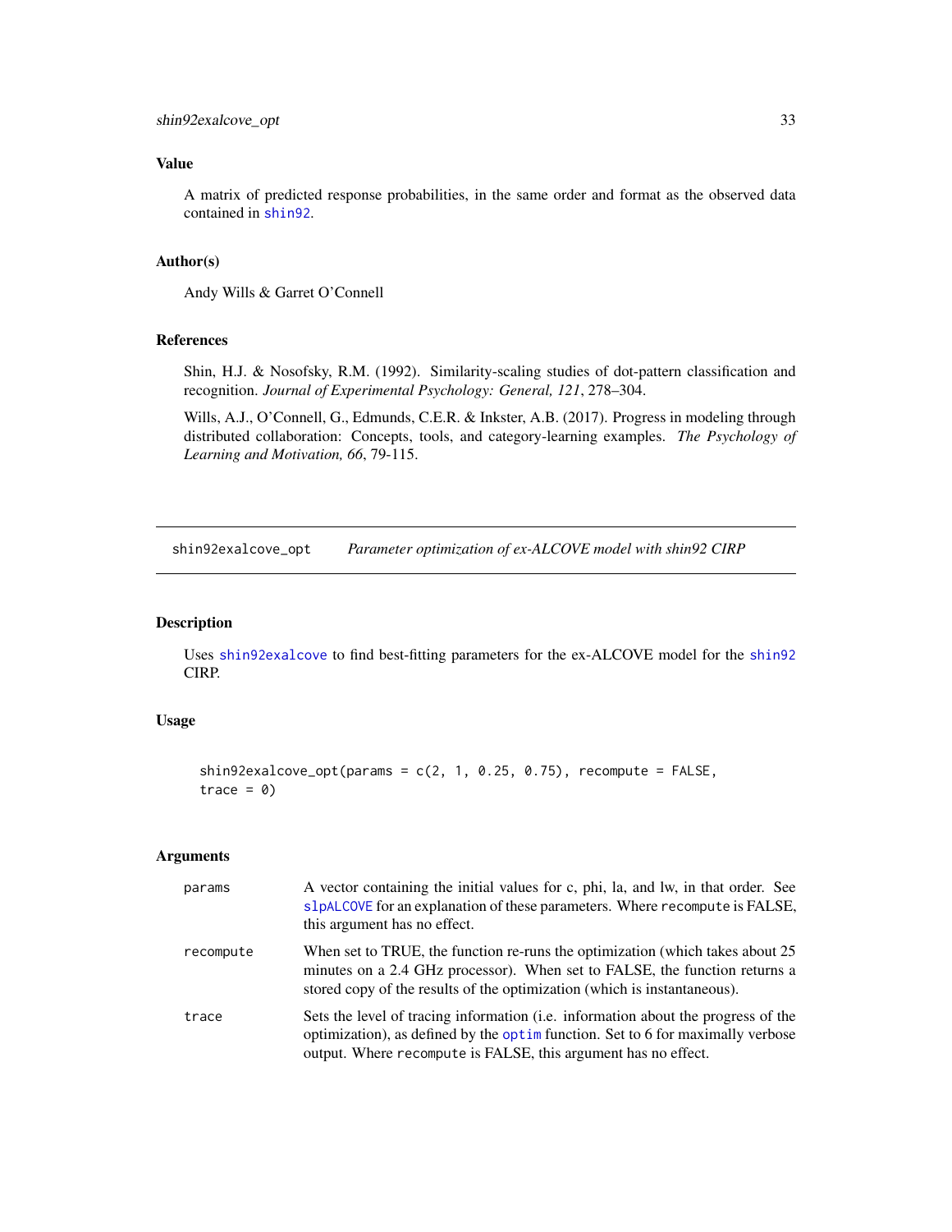## Value

A matrix of predicted response probabilities, in the same order and format as the observed data contained in shin92.

## Author(s)

Andy Wills & Garret O'Connell

## References

Shin, H.J. & Nosofsky, R.M. (1992). Similarity-scaling studies of dot-pattern classification and recognition. *Journal of Experimental Psychology: General, 121*, 278–304.

Wills, A.J., O'Connell, G., Edmunds, C.E.R. & Inkster, A.B. (2017). Progress in modeling through distributed collaboration: Concepts, tools, and category-learning examples. *The Psychology of Learning and Motivation, 66*, 79-115.

---

# shin92exalcove_opt — *Parameter optimization of ex-ALCOVE model with shin92 CIRP*

## Description

Uses shin92exalcove to find best-fitting parameters for the ex-ALCOVE model for the shin92 CIRP.

## Usage

```
shin92exalcove_opt(params = c(2, 1, 0.25, 0.75), recompute = FALSE,
trace = 0)
```

## Arguments

| | |
|---|---|
| params | A vector containing the initial values for c, phi, la, and lw, in that order. See slpALCOVE for an explanation of these parameters. Where recompute is FALSE, this argument has no effect. |
| recompute | When set to TRUE, the function re-runs the optimization (which takes about 25 minutes on a 2.4 GHz processor). When set to FALSE, the function returns a stored copy of the results of the optimization (which is instantaneous). |
| trace | Sets the level of tracing information (i.e. information about the progress of the optimization), as defined by the optim function. Set to 6 for maximally verbose output. Where recompute is FALSE, this argument has no effect. |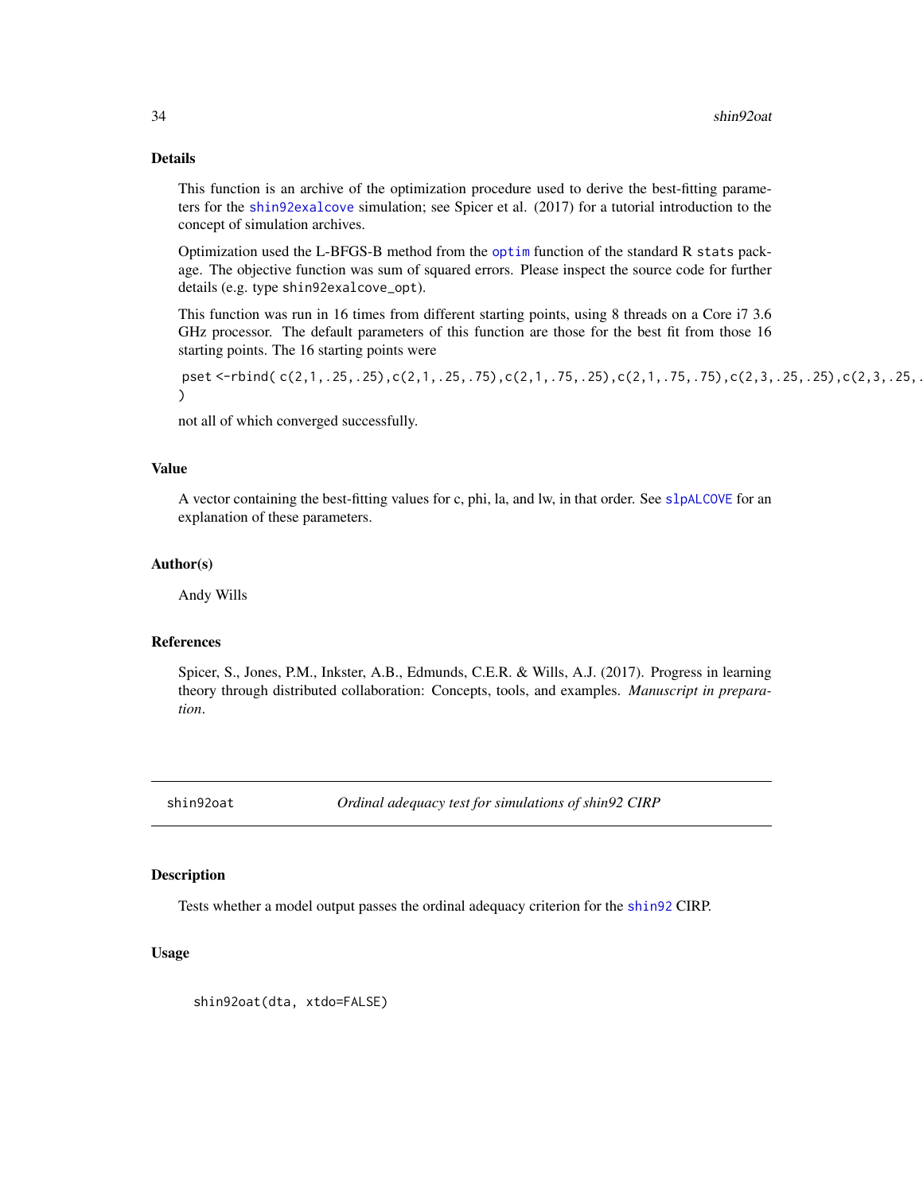## Details

This function is an archive of the optimization procedure used to derive the best-fitting parameters for the shin92exalcove simulation; see Spicer et al. (2017) for a tutorial introduction to the concept of simulation archives.

Optimization used the L-BFGS-B method from the optim function of the standard R stats package. The objective function was sum of squared errors. Please inspect the source code for further details (e.g. type shin92exalcove_opt).

This function was run in 16 times from different starting points, using 8 threads on a Core i7 3.6 GHz processor. The default parameters of this function are those for the best fit from those 16 starting points. The 16 starting points were

```
pset <-rbind( c(2,1,.25,.25),c(2,1,.25,.75),c(2,1,.75,.25),c(2,1,.75,.75),c(2,3,.25,.25),c(2,3,.25,.
)
```

not all of which converged successfully.

## Value

A vector containing the best-fitting values for c, phi, la, and lw, in that order. See slpALCOVE for an explanation of these parameters.

## Author(s)

Andy Wills

## References

Spicer, S., Jones, P.M., Inkster, A.B., Edmunds, C.E.R. & Wills, A.J. (2017). Progress in learning theory through distributed collaboration: Concepts, tools, and examples. *Manuscript in preparation*.

---

# shin92oat — *Ordinal adequacy test for simulations of shin92 CIRP*

## Description

Tests whether a model output passes the ordinal adequacy criterion for the shin92 CIRP.

## Usage

```
shin92oat(dta, xtdo=FALSE)
```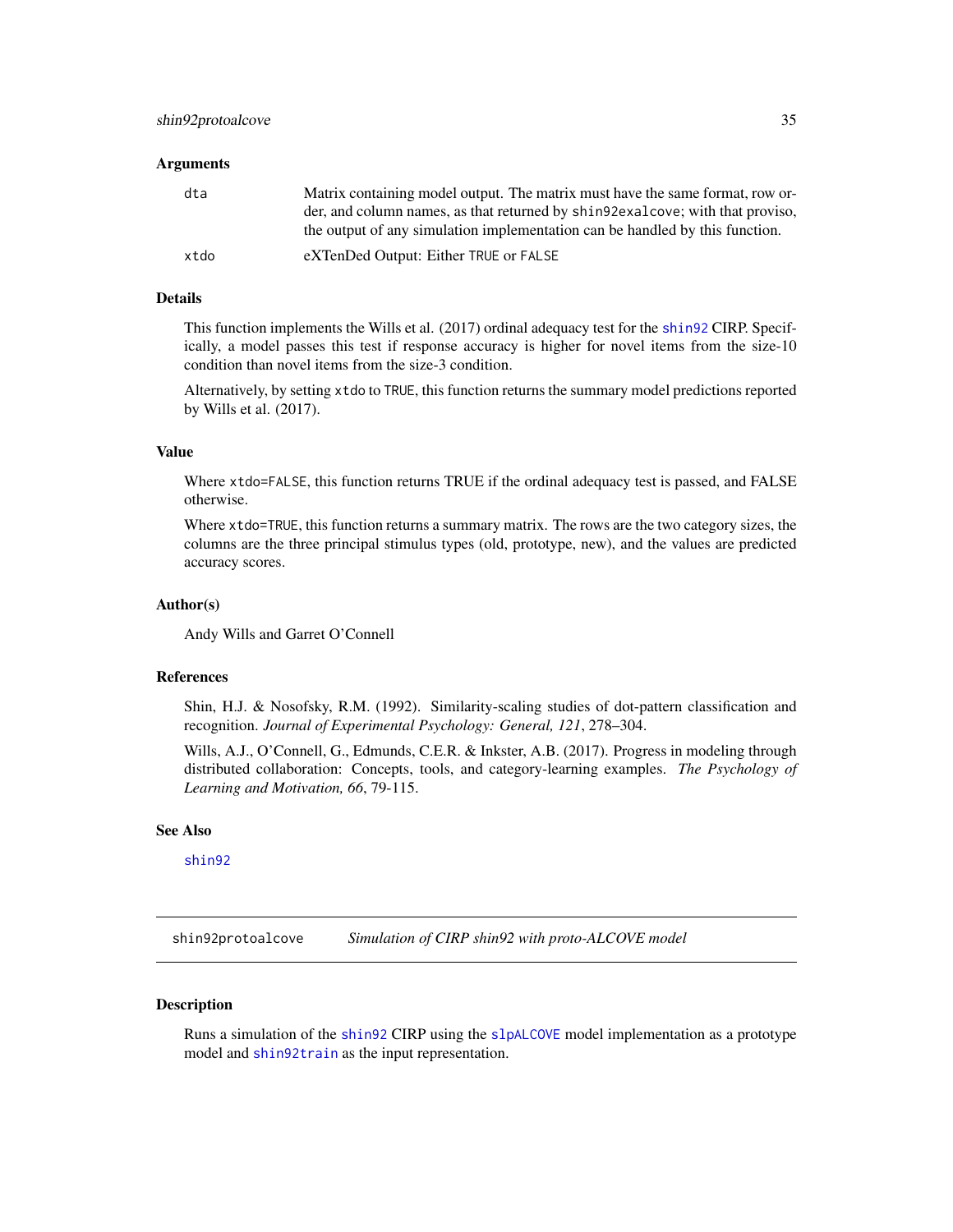### Arguments

| | |
|---|---|
| dta | Matrix containing model output. The matrix must have the same format, row order, and column names, as that returned by `shin92exalcove`; with that proviso, the output of any simulation implementation can be handled by this function. |
| xtdo | eXTenDed Output: Either `TRUE` or `FALSE` |

### Details

This function implements the Wills et al. (2017) ordinal adequacy test for the `shin92` CIRP. Specifically, a model passes this test if response accuracy is higher for novel items from the size-10 condition than novel items from the size-3 condition.

Alternatively, by setting `xtdo` to `TRUE`, this function returns the summary model predictions reported by Wills et al. (2017).

### Value

Where `xtdo=FALSE`, this function returns TRUE if the ordinal adequacy test is passed, and FALSE otherwise.

Where `xtdo=TRUE`, this function returns a summary matrix. The rows are the two category sizes, the columns are the three principal stimulus types (old, prototype, new), and the values are predicted accuracy scores.

### Author(s)

Andy Wills and Garret O'Connell

### References

Shin, H.J. & Nosofsky, R.M. (1992). Similarity-scaling studies of dot-pattern classification and recognition. *Journal of Experimental Psychology: General, 121*, 278–304.

Wills, A.J., O'Connell, G., Edmunds, C.E.R. & Inkster, A.B. (2017). Progress in modeling through distributed collaboration: Concepts, tools, and category-learning examples. *The Psychology of Learning and Motivation, 66*, 79-115.

### See Also

`shin92`

---

## shin92protoalcove — *Simulation of CIRP shin92 with proto-ALCOVE model*

### Description

Runs a simulation of the `shin92` CIRP using the `slpALCOVE` model implementation as a prototype model and `shin92train` as the input representation.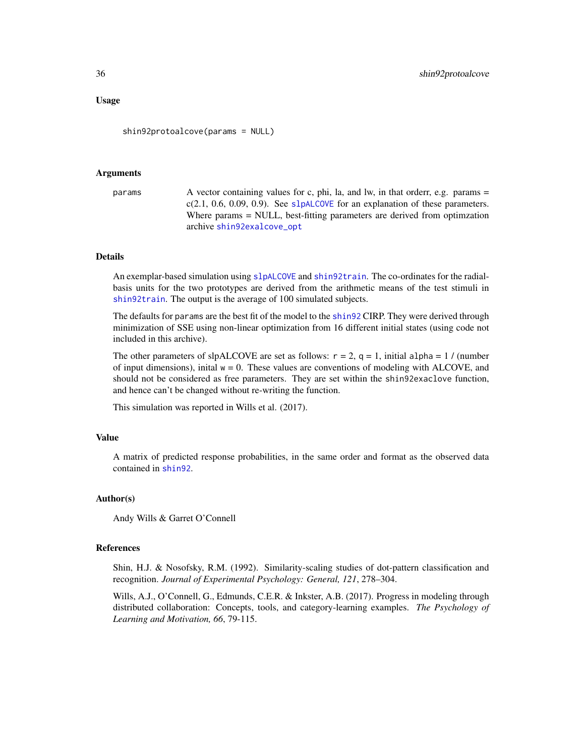### Usage

```
shin92protoalcove(params = NULL)
```

### Arguments

params: A vector containing values for c, phi, la, and lw, in that orderr, e.g. params = c(2.1, 0.6, 0.09, 0.9). See slpALCOVE for an explanation of these parameters. Where params = NULL, best-fitting parameters are derived from optimzation archive shin92exalcove_opt

### Details

An exemplar-based simulation using slpALCOVE and shin92train. The co-ordinates for the radial-basis units for the two prototypes are derived from the arithmetic means of the test stimuli in shin92train. The output is the average of 100 simulated subjects.

The defaults for params are the best fit of the model to the shin92 CIRP. They were derived through minimization of SSE using non-linear optimization from 16 different initial states (using code not included in this archive).

The other parameters of slpALCOVE are set as follows: r = 2, q = 1, initial alpha = 1 / (number of input dimensions), inital w = 0. These values are conventions of modeling with ALCOVE, and should not be considered as free parameters. They are set within the shin92exaclove function, and hence can't be changed without re-writing the function.

This simulation was reported in Wills et al. (2017).

### Value

A matrix of predicted response probabilities, in the same order and format as the observed data contained in shin92.

### Author(s)

Andy Wills & Garret O'Connell

### References

Shin, H.J. & Nosofsky, R.M. (1992). Similarity-scaling studies of dot-pattern classification and recognition. *Journal of Experimental Psychology: General, 121*, 278–304.

Wills, A.J., O'Connell, G., Edmunds, C.E.R. & Inkster, A.B. (2017). Progress in modeling through distributed collaboration: Concepts, tools, and category-learning examples. *The Psychology of Learning and Motivation, 66*, 79-115.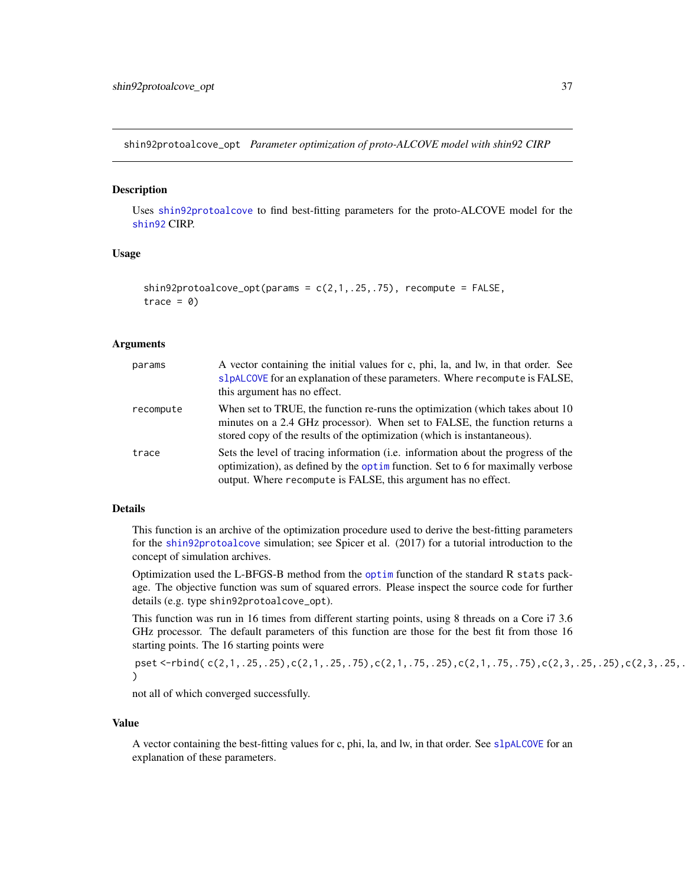## shin92protoalcove_opt *Parameter optimization of proto-ALCOVE model with shin92 CIRP*

### Description

Uses shin92protoalcove to find best-fitting parameters for the proto-ALCOVE model for the shin92 CIRP.

### Usage

```
shin92protoalcove_opt(params = c(2,1,.25,.75), recompute = FALSE,
trace = 0)
```

### Arguments

| | |
|---|---|
| params | A vector containing the initial values for c, phi, la, and lw, in that order. See slpALCOVE for an explanation of these parameters. Where recompute is FALSE, this argument has no effect. |
| recompute | When set to TRUE, the function re-runs the optimization (which takes about 10 minutes on a 2.4 GHz processor). When set to FALSE, the function returns a stored copy of the results of the optimization (which is instantaneous). |
| trace | Sets the level of tracing information (i.e. information about the progress of the optimization), as defined by the optim function. Set to 6 for maximally verbose output. Where recompute is FALSE, this argument has no effect. |

### Details

This function is an archive of the optimization procedure used to derive the best-fitting parameters for the shin92protoalcove simulation; see Spicer et al. (2017) for a tutorial introduction to the concept of simulation archives.

Optimization used the L-BFGS-B method from the optim function of the standard R stats package. The objective function was sum of squared errors. Please inspect the source code for further details (e.g. type shin92protoalcove_opt).

This function was run in 16 times from different starting points, using 8 threads on a Core i7 3.6 GHz processor. The default parameters of this function are those for the best fit from those 16 starting points. The 16 starting points were

```
pset <-rbind( c(2,1,.25,.25),c(2,1,.25,.75),c(2,1,.75,.25),c(2,1,.75,.75),c(2,3,.25,.25),c(2,3,.25,.
)
```

not all of which converged successfully.

### Value

A vector containing the best-fitting values for c, phi, la, and lw, in that order. See slpALCOVE for an explanation of these parameters.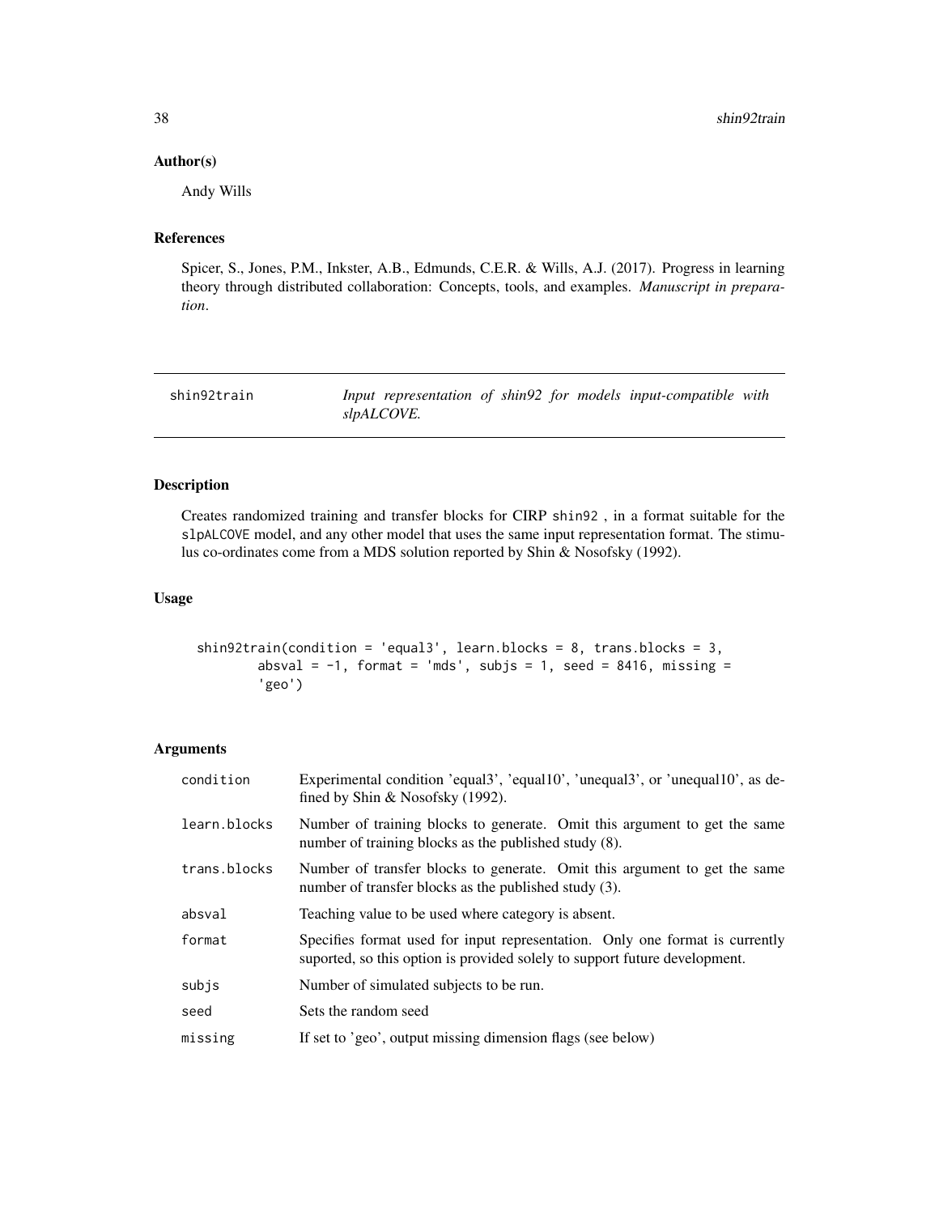### Author(s)

Andy Wills

### References

Spicer, S., Jones, P.M., Inkster, A.B., Edmunds, C.E.R. & Wills, A.J. (2017). Progress in learning theory through distributed collaboration: Concepts, tools, and examples. *Manuscript in preparation*.

---

## shin92train — *Input representation of shin92 for models input-compatible with slpALCOVE.*

---

### Description

Creates randomized training and transfer blocks for CIRP `shin92` , in a format suitable for the `slpALCOVE` model, and any other model that uses the same input representation format. The stimulus co-ordinates come from a MDS solution reported by Shin & Nosofsky (1992).

### Usage

```
shin92train(condition = 'equal3', learn.blocks = 8, trans.blocks = 3,
        absval = -1, format = 'mds', subjs = 1, seed = 8416, missing =
        'geo')
```

### Arguments

| | |
|---|---|
| condition | Experimental condition 'equal3', 'equal10', 'unequal3', or 'unequal10', as defined by Shin & Nosofsky (1992). |
| learn.blocks | Number of training blocks to generate. Omit this argument to get the same number of training blocks as the published study (8). |
| trans.blocks | Number of transfer blocks to generate. Omit this argument to get the same number of transfer blocks as the published study (3). |
| absval | Teaching value to be used where category is absent. |
| format | Specifies format used for input representation. Only one format is currently suported, so this option is provided solely to support future development. |
| subjs | Number of simulated subjects to be run. |
| seed | Sets the random seed |
| missing | If set to 'geo', output missing dimension flags (see below) |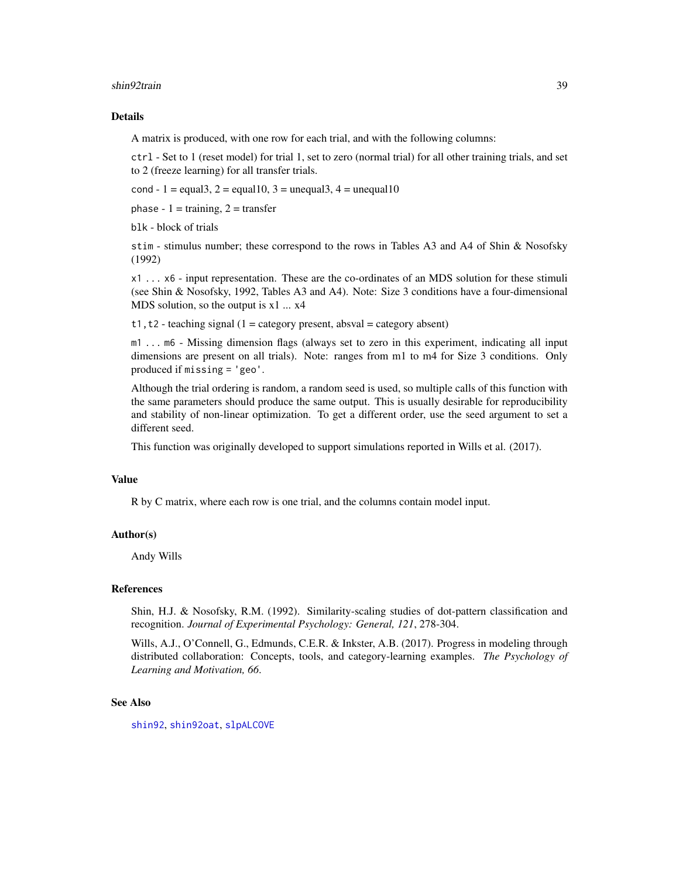## Details

A matrix is produced, with one row for each trial, and with the following columns:

`ctrl` - Set to 1 (reset model) for trial 1, set to zero (normal trial) for all other training trials, and set to 2 (freeze learning) for all transfer trials.

`cond` - 1 = equal3, 2 = equal10, 3 = unequal3, 4 = unequal10

`phase` - 1 = training, 2 = transfer

`blk` - block of trials

`stim` - stimulus number; these correspond to the rows in Tables A3 and A4 of Shin & Nosofsky (1992)

`x1 ... x6` - input representation. These are the co-ordinates of an MDS solution for these stimuli (see Shin & Nosofsky, 1992, Tables A3 and A4). Note: Size 3 conditions have a four-dimensional MDS solution, so the output is x1 ... x4

`t1,t2` - teaching signal (1 = category present, absval = category absent)

`m1 ... m6` - Missing dimension flags (always set to zero in this experiment, indicating all input dimensions are present on all trials). Note: ranges from m1 to m4 for Size 3 conditions. Only produced if `missing = 'geo'`.

Although the trial ordering is random, a random seed is used, so multiple calls of this function with the same parameters should produce the same output. This is usually desirable for reproducibility and stability of non-linear optimization. To get a different order, use the seed argument to set a different seed.

This function was originally developed to support simulations reported in Wills et al. (2017).

## Value

R by C matrix, where each row is one trial, and the columns contain model input.

## Author(s)

Andy Wills

## References

Shin, H.J. & Nosofsky, R.M. (1992). Similarity-scaling studies of dot-pattern classification and recognition. *Journal of Experimental Psychology: General, 121*, 278-304.

Wills, A.J., O'Connell, G., Edmunds, C.E.R. & Inkster, A.B. (2017). Progress in modeling through distributed collaboration: Concepts, tools, and category-learning examples. *The Psychology of Learning and Motivation, 66*.

## See Also

`shin92`, `shin92oat`, `slpALCOVE`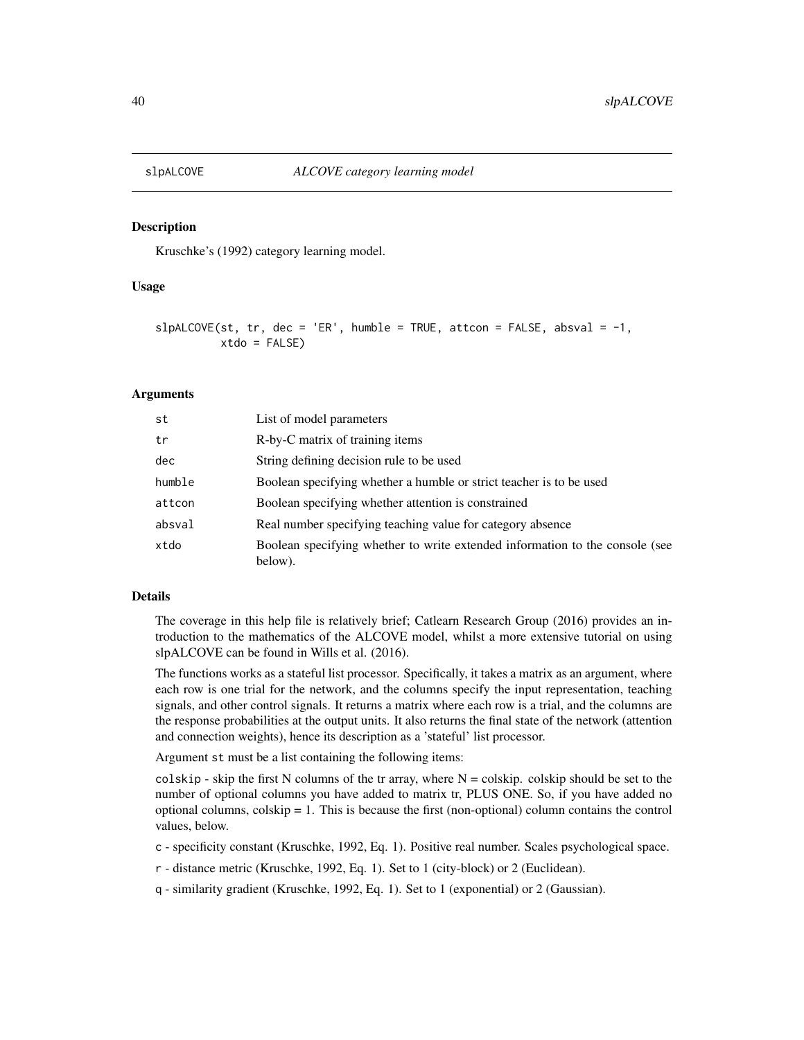## slpALCOVE — *ALCOVE category learning model*

### Description

Kruschke's (1992) category learning model.

### Usage

```
slpALCOVE(st, tr, dec = 'ER', humble = TRUE, attcon = FALSE, absval = -1,
          xtdo = FALSE)
```

### Arguments

| | |
|---|---|
| st | List of model parameters |
| tr | R-by-C matrix of training items |
| dec | String defining decision rule to be used |
| humble | Boolean specifying whether a humble or strict teacher is to be used |
| attcon | Boolean specifying whether attention is constrained |
| absval | Real number specifying teaching value for category absence |
| xtdo | Boolean specifying whether to write extended information to the console (see below). |

### Details

The coverage in this help file is relatively brief; Catlearn Research Group (2016) provides an introduction to the mathematics of the ALCOVE model, whilst a more extensive tutorial on using slpALCOVE can be found in Wills et al. (2016).

The functions works as a stateful list processor. Specifically, it takes a matrix as an argument, where each row is one trial for the network, and the columns specify the input representation, teaching signals, and other control signals. It returns a matrix where each row is a trial, and the columns are the response probabilities at the output units. It also returns the final state of the network (attention and connection weights), hence its description as a 'stateful' list processor.

Argument `st` must be a list containing the following items:

`colskip` - skip the first N columns of the tr array, where N = colskip. colskip should be set to the number of optional columns you have added to matrix tr, PLUS ONE. So, if you have added no optional columns, colskip = 1. This is because the first (non-optional) column contains the control values, below.

`c` - specificity constant (Kruschke, 1992, Eq. 1). Positive real number. Scales psychological space.

`r` - distance metric (Kruschke, 1992, Eq. 1). Set to 1 (city-block) or 2 (Euclidean).

`q` - similarity gradient (Kruschke, 1992, Eq. 1). Set to 1 (exponential) or 2 (Gaussian).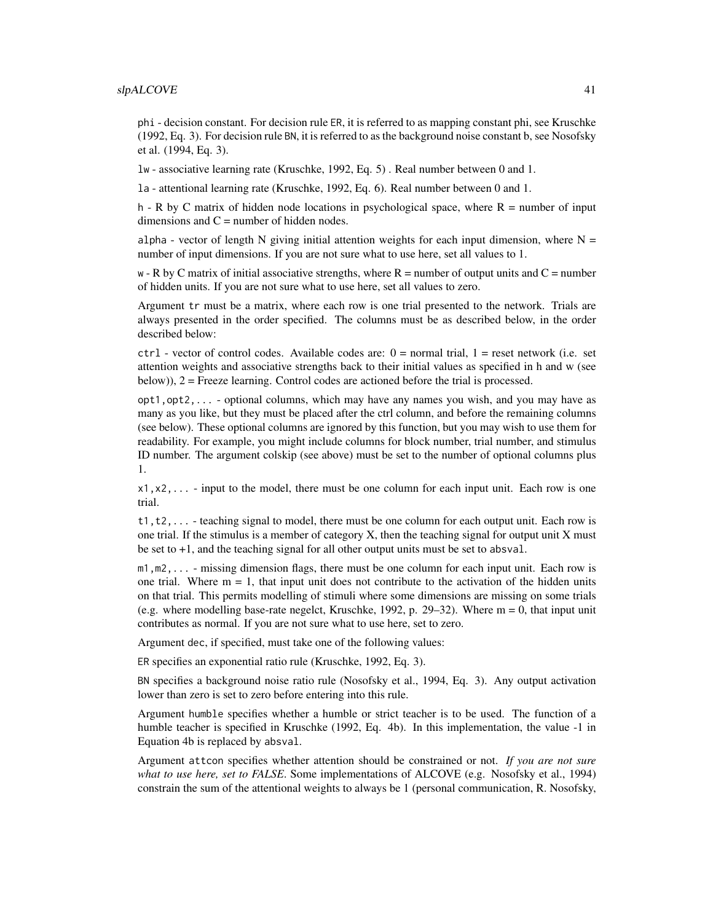phi - decision constant. For decision rule ER, it is referred to as mapping constant phi, see Kruschke (1992, Eq. 3). For decision rule BN, it is referred to as the background noise constant b, see Nosofsky et al. (1994, Eq. 3).

lw - associative learning rate (Kruschke, 1992, Eq. 5) . Real number between 0 and 1.

la - attentional learning rate (Kruschke, 1992, Eq. 6). Real number between 0 and 1.

h - R by C matrix of hidden node locations in psychological space, where R = number of input dimensions and C = number of hidden nodes.

alpha - vector of length N giving initial attention weights for each input dimension, where N = number of input dimensions. If you are not sure what to use here, set all values to 1.

w - R by C matrix of initial associative strengths, where R = number of output units and C = number of hidden units. If you are not sure what to use here, set all values to zero.

Argument tr must be a matrix, where each row is one trial presented to the network. Trials are always presented in the order specified. The columns must be as described below, in the order described below:

ctrl - vector of control codes. Available codes are: 0 = normal trial, 1 = reset network (i.e. set attention weights and associative strengths back to their initial values as specified in h and w (see below)), 2 = Freeze learning. Control codes are actioned before the trial is processed.

opt1,opt2,... - optional columns, which may have any names you wish, and you may have as many as you like, but they must be placed after the ctrl column, and before the remaining columns (see below). These optional columns are ignored by this function, but you may wish to use them for readability. For example, you might include columns for block number, trial number, and stimulus ID number. The argument colskip (see above) must be set to the number of optional columns plus 1.

x1,x2,... - input to the model, there must be one column for each input unit. Each row is one trial.

t1,t2,... - teaching signal to model, there must be one column for each output unit. Each row is one trial. If the stimulus is a member of category X, then the teaching signal for output unit X must be set to +1, and the teaching signal for all other output units must be set to absval.

m1,m2,... - missing dimension flags, there must be one column for each input unit. Each row is one trial. Where m = 1, that input unit does not contribute to the activation of the hidden units on that trial. This permits modelling of stimuli where some dimensions are missing on some trials (e.g. where modelling base-rate negelct, Kruschke, 1992, p. 29–32). Where m = 0, that input unit contributes as normal. If you are not sure what to use here, set to zero.

Argument dec, if specified, must take one of the following values:

ER specifies an exponential ratio rule (Kruschke, 1992, Eq. 3).

BN specifies a background noise ratio rule (Nosofsky et al., 1994, Eq. 3). Any output activation lower than zero is set to zero before entering into this rule.

Argument humble specifies whether a humble or strict teacher is to be used. The function of a humble teacher is specified in Kruschke (1992, Eq. 4b). In this implementation, the value -1 in Equation 4b is replaced by absval.

Argument attcon specifies whether attention should be constrained or not. *If you are not sure what to use here, set to FALSE*. Some implementations of ALCOVE (e.g. Nosofsky et al., 1994) constrain the sum of the attentional weights to always be 1 (personal communication, R. Nosofsky,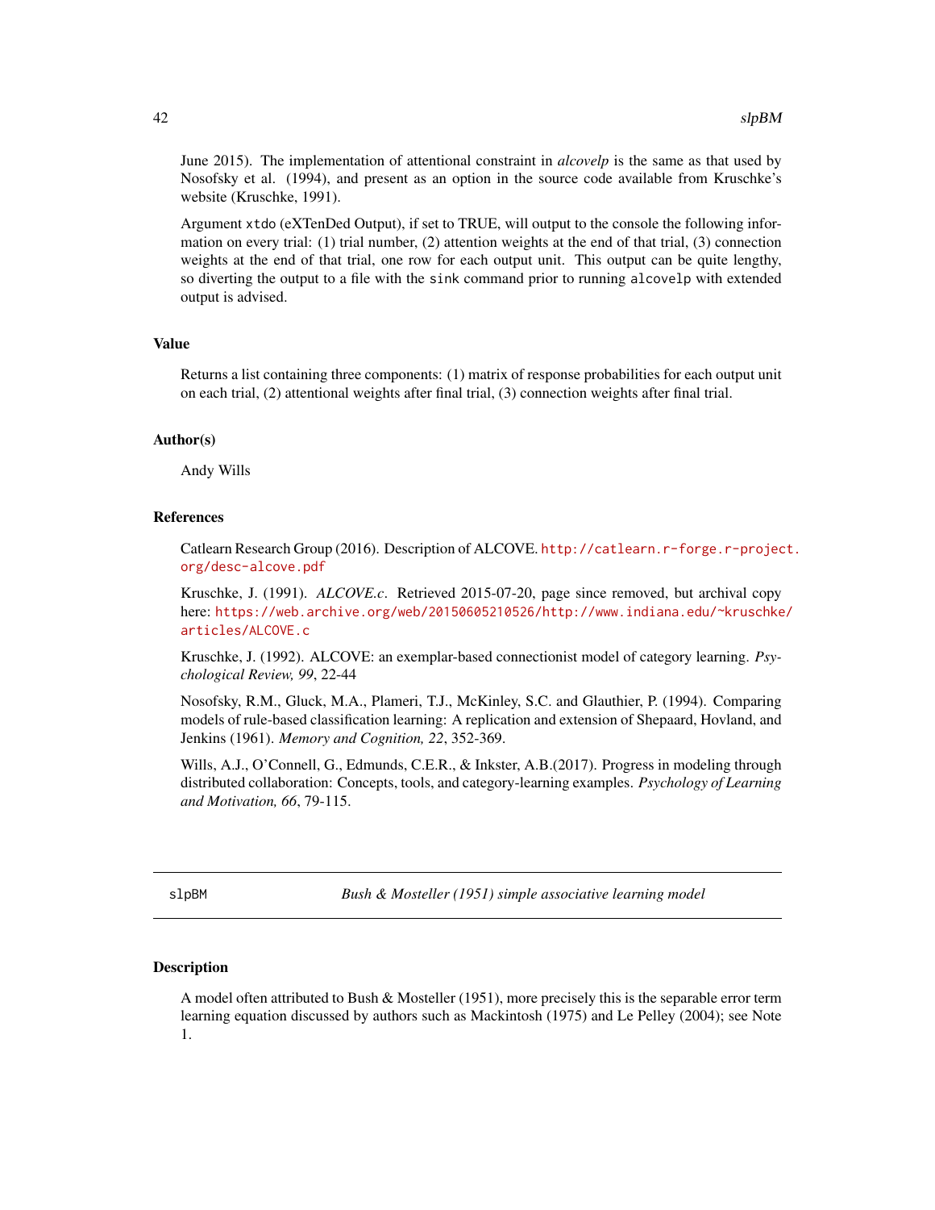June 2015). The implementation of attentional constraint in *alcovelp* is the same as that used by Nosofsky et al. (1994), and present as an option in the source code available from Kruschke's website (Kruschke, 1991).

Argument xtdo (eXTenDed Output), if set to TRUE, will output to the console the following information on every trial: (1) trial number, (2) attention weights at the end of that trial, (3) connection weights at the end of that trial, one row for each output unit. This output can be quite lengthy, so diverting the output to a file with the sink command prior to running alcovelp with extended output is advised.

## Value

Returns a list containing three components: (1) matrix of response probabilities for each output unit on each trial, (2) attentional weights after final trial, (3) connection weights after final trial.

## Author(s)

Andy Wills

## References

Catlearn Research Group (2016). Description of ALCOVE. http://catlearn.r-forge.r-project.org/desc-alcove.pdf

Kruschke, J. (1991). *ALCOVE.c*. Retrieved 2015-07-20, page since removed, but archival copy here: https://web.archive.org/web/20150605210526/http://www.indiana.edu/~kruschke/articles/ALCOVE.c

Kruschke, J. (1992). ALCOVE: an exemplar-based connectionist model of category learning. *Psychological Review, 99*, 22-44

Nosofsky, R.M., Gluck, M.A., Plameri, T.J., McKinley, S.C. and Glauthier, P. (1994). Comparing models of rule-based classification learning: A replication and extension of Shepaard, Hovland, and Jenkins (1961). *Memory and Cognition, 22*, 352-369.

Wills, A.J., O'Connell, G., Edmunds, C.E.R., & Inkster, A.B.(2017). Progress in modeling through distributed collaboration: Concepts, tools, and category-learning examples. *Psychology of Learning and Motivation, 66*, 79-115.

---

# slpBM — *Bush & Mosteller (1951) simple associative learning model*

## Description

A model often attributed to Bush & Mosteller (1951), more precisely this is the separable error term learning equation discussed by authors such as Mackintosh (1975) and Le Pelley (2004); see Note 1.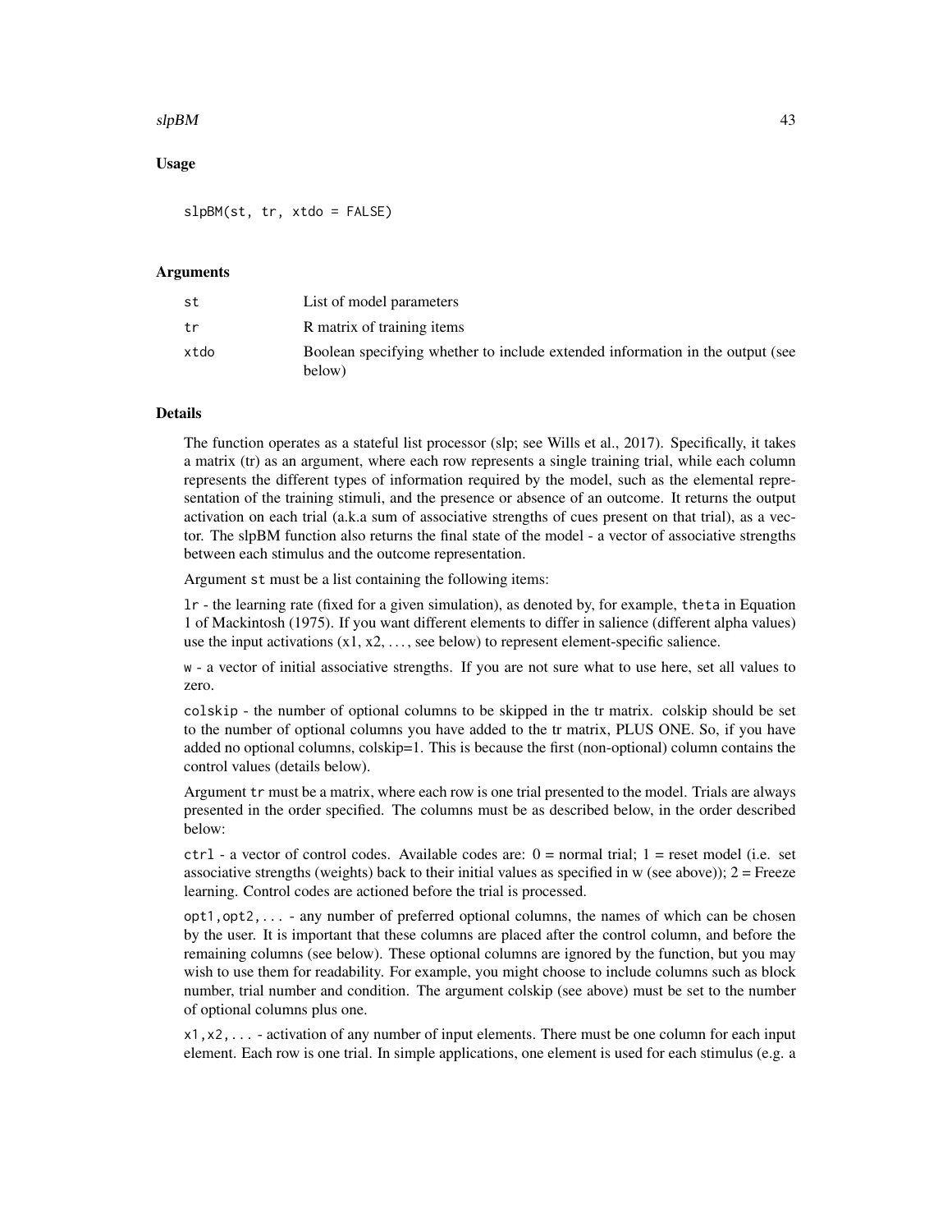### Usage

```
slpBM(st, tr, xtdo = FALSE)
```

### Arguments

| | |
|---|---|
| st | List of model parameters |
| tr | R matrix of training items |
| xtdo | Boolean specifying whether to include extended information in the output (see below) |

### Details

The function operates as a stateful list processor (slp; see Wills et al., 2017). Specifically, it takes a matrix (tr) as an argument, where each row represents a single training trial, while each column represents the different types of information required by the model, such as the elemental representation of the training stimuli, and the presence or absence of an outcome. It returns the output activation on each trial (a.k.a sum of associative strengths of cues present on that trial), as a vector. The slpBM function also returns the final state of the model - a vector of associative strengths between each stimulus and the outcome representation.

Argument `st` must be a list containing the following items:

`lr` - the learning rate (fixed for a given simulation), as denoted by, for example, `theta` in Equation 1 of Mackintosh (1975). If you want different elements to differ in salience (different alpha values) use the input activations (x1, x2, ..., see below) to represent element-specific salience.

`w` - a vector of initial associative strengths. If you are not sure what to use here, set all values to zero.

`colskip` - the number of optional columns to be skipped in the tr matrix. colskip should be set to the number of optional columns you have added to the tr matrix, PLUS ONE. So, if you have added no optional columns, colskip=1. This is because the first (non-optional) column contains the control values (details below).

Argument `tr` must be a matrix, where each row is one trial presented to the model. Trials are always presented in the order specified. The columns must be as described below, in the order described below:

`ctrl` - a vector of control codes. Available codes are: 0 = normal trial; 1 = reset model (i.e. set associative strengths (weights) back to their initial values as specified in w (see above)); 2 = Freeze learning. Control codes are actioned before the trial is processed.

`opt1,opt2,...` - any number of preferred optional columns, the names of which can be chosen by the user. It is important that these columns are placed after the control column, and before the remaining columns (see below). These optional columns are ignored by the function, but you may wish to use them for readability. For example, you might choose to include columns such as block number, trial number and condition. The argument colskip (see above) must be set to the number of optional columns plus one.

`x1,x2,...` - activation of any number of input elements. There must be one column for each input element. Each row is one trial. In simple applications, one element is used for each stimulus (e.g. a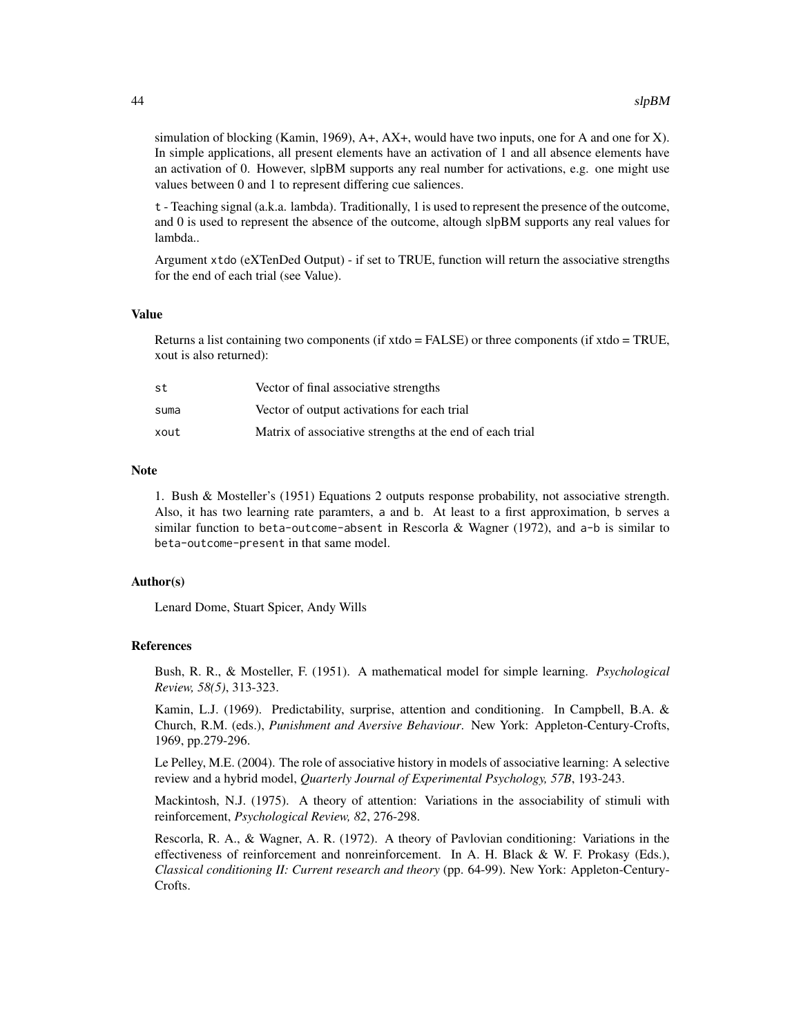simulation of blocking (Kamin, 1969), A+, AX+, would have two inputs, one for A and one for X). In simple applications, all present elements have an activation of 1 and all absence elements have an activation of 0. However, slpBM supports any real number for activations, e.g. one might use values between 0 and 1 to represent differing cue saliences.

`t` - Teaching signal (a.k.a. lambda). Traditionally, 1 is used to represent the presence of the outcome, and 0 is used to represent the absence of the outcome, altough slpBM supports any real values for lambda..

Argument `xtdo` (eXTenDed Output) - if set to TRUE, function will return the associative strengths for the end of each trial (see Value).

### Value

Returns a list containing two components (if xtdo = FALSE) or three components (if xtdo = TRUE, xout is also returned):

| | |
|---|---|
| `st` | Vector of final associative strengths |
| `suma` | Vector of output activations for each trial |
| `xout` | Matrix of associative strengths at the end of each trial |

### Note

1. Bush & Mosteller's (1951) Equations 2 outputs response probability, not associative strength. Also, it has two learning rate paramters, `a` and `b`. At least to a first approximation, `b` serves a similar function to `beta-outcome-absent` in Rescorla & Wagner (1972), and `a-b` is similar to `beta-outcome-present` in that same model.

### Author(s)

Lenard Dome, Stuart Spicer, Andy Wills

### References

Bush, R. R., & Mosteller, F. (1951). A mathematical model for simple learning. *Psychological Review, 58(5)*, 313-323.

Kamin, L.J. (1969). Predictability, surprise, attention and conditioning. In Campbell, B.A. & Church, R.M. (eds.), *Punishment and Aversive Behaviour*. New York: Appleton-Century-Crofts, 1969, pp.279-296.

Le Pelley, M.E. (2004). The role of associative history in models of associative learning: A selective review and a hybrid model, *Quarterly Journal of Experimental Psychology, 57B*, 193-243.

Mackintosh, N.J. (1975). A theory of attention: Variations in the associability of stimuli with reinforcement, *Psychological Review, 82*, 276-298.

Rescorla, R. A., & Wagner, A. R. (1972). A theory of Pavlovian conditioning: Variations in the effectiveness of reinforcement and nonreinforcement. In A. H. Black & W. F. Prokasy (Eds.), *Classical conditioning II: Current research and theory* (pp. 64-99). New York: Appleton-Century-Crofts.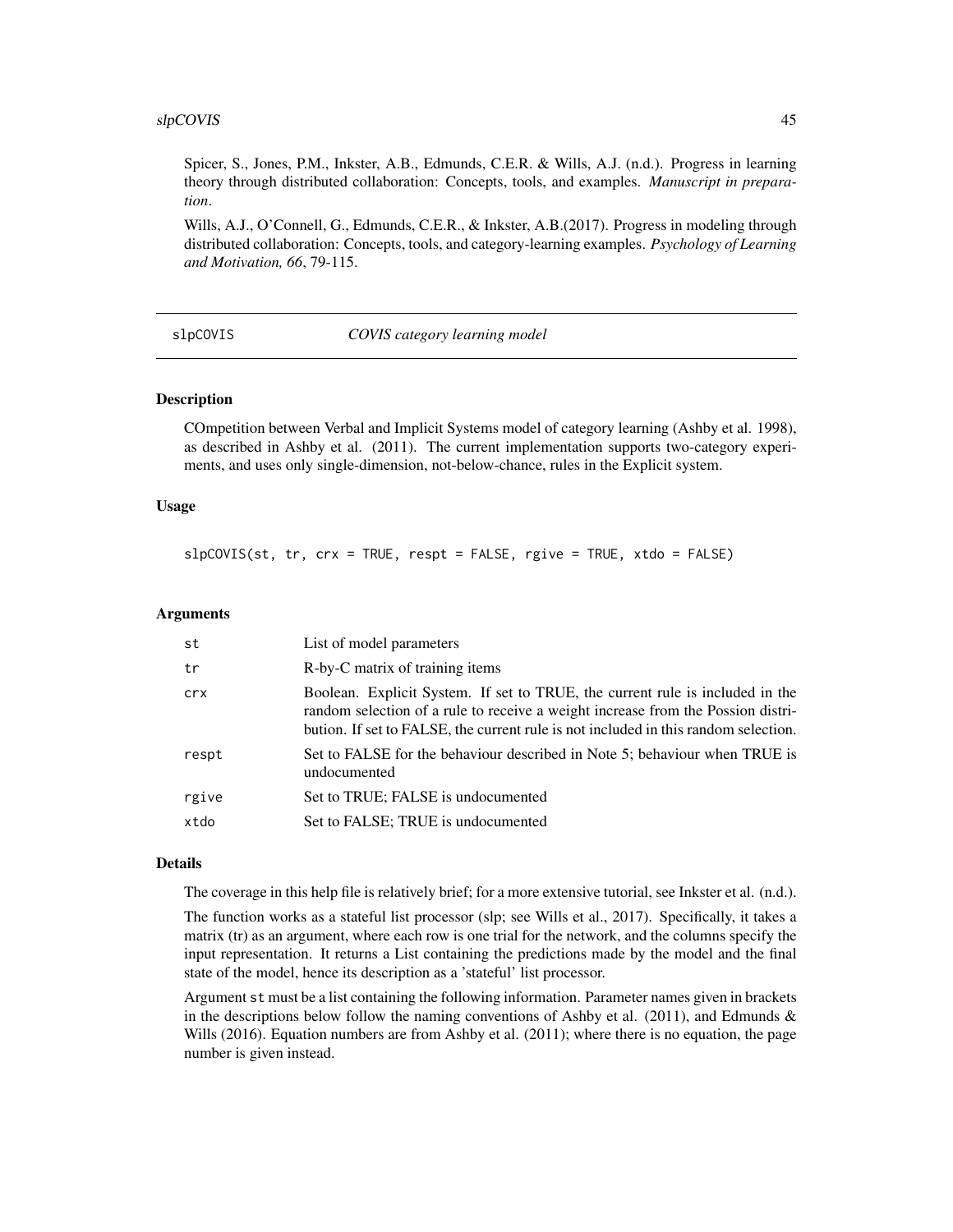Spicer, S., Jones, P.M., Inkster, A.B., Edmunds, C.E.R. & Wills, A.J. (n.d.). Progress in learning theory through distributed collaboration: Concepts, tools, and examples. *Manuscript in preparation*.

Wills, A.J., O'Connell, G., Edmunds, C.E.R., & Inkster, A.B.(2017). Progress in modeling through distributed collaboration: Concepts, tools, and category-learning examples. *Psychology of Learning and Motivation, 66*, 79-115.

## slpCOVIS *COVIS category learning model*

### Description

COmpetition between Verbal and Implicit Systems model of category learning (Ashby et al. 1998), as described in Ashby et al. (2011). The current implementation supports two-category experiments, and uses only single-dimension, not-below-chance, rules in the Explicit system.

### Usage

```
slpCOVIS(st, tr, crx = TRUE, respt = FALSE, rgive = TRUE, xtdo = FALSE)
```

### Arguments

| | |
|---|---|
| st | List of model parameters |
| tr | R-by-C matrix of training items |
| crx | Boolean. Explicit System. If set to TRUE, the current rule is included in the random selection of a rule to receive a weight increase from the Possion distribution. If set to FALSE, the current rule is not included in this random selection. |
| respt | Set to FALSE for the behaviour described in Note 5; behaviour when TRUE is undocumented |
| rgive | Set to TRUE; FALSE is undocumented |
| xtdo | Set to FALSE; TRUE is undocumented |

### Details

The coverage in this help file is relatively brief; for a more extensive tutorial, see Inkster et al. (n.d.).

The function works as a stateful list processor (slp; see Wills et al., 2017). Specifically, it takes a matrix (tr) as an argument, where each row is one trial for the network, and the columns specify the input representation. It returns a List containing the predictions made by the model and the final state of the model, hence its description as a 'stateful' list processor.

Argument `st` must be a list containing the following information. Parameter names given in brackets in the descriptions below follow the naming conventions of Ashby et al. (2011), and Edmunds & Wills (2016). Equation numbers are from Ashby et al. (2011); where there is no equation, the page number is given instead.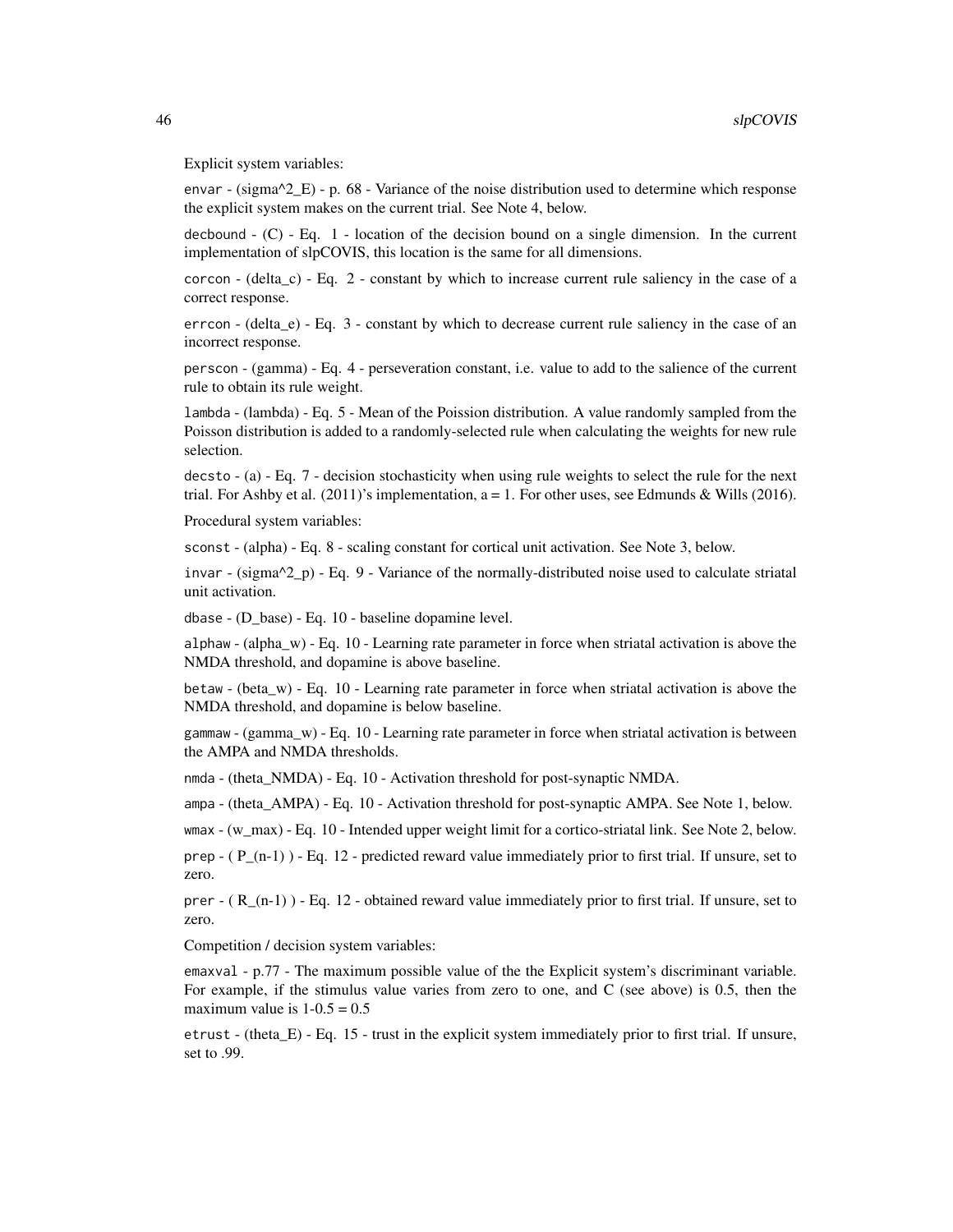Explicit system variables:

`envar` - (sigma^2_E) - p. 68 - Variance of the noise distribution used to determine which response the explicit system makes on the current trial. See Note 4, below.

`decbound` - (C) - Eq. 1 - location of the decision bound on a single dimension. In the current implementation of slpCOVIS, this location is the same for all dimensions.

`corcon` - (delta_c) - Eq. 2 - constant by which to increase current rule saliency in the case of a correct response.

`errcon` - (delta_e) - Eq. 3 - constant by which to decrease current rule saliency in the case of an incorrect response.

`perscon` - (gamma) - Eq. 4 - perseveration constant, i.e. value to add to the salience of the current rule to obtain its rule weight.

`lambda` - (lambda) - Eq. 5 - Mean of the Poission distribution. A value randomly sampled from the Poission distribution is added to a randomly-selected rule when calculating the weights for new rule selection.

`decsto` - (a) - Eq. 7 - decision stochasticity when using rule weights to select the rule for the next trial. For Ashby et al. (2011)'s implementation, a = 1. For other uses, see Edmunds & Wills (2016).

Procedural system variables:

`sconst` - (alpha) - Eq. 8 - scaling constant for cortical unit activation. See Note 3, below.

`invar` - (sigma^2_p) - Eq. 9 - Variance of the normally-distributed noise used to calculate striatal unit activation.

`dbase` - (D_base) - Eq. 10 - baseline dopamine level.

`alphaw` - (alpha_w) - Eq. 10 - Learning rate parameter in force when striatal activation is above the NMDA threshold, and dopamine is above baseline.

`betaw` - (beta_w) - Eq. 10 - Learning rate parameter in force when striatal activation is above the NMDA threshold, and dopamine is below baseline.

`gammaw` - (gamma_w) - Eq. 10 - Learning rate parameter in force when striatal activation is between the AMPA and NMDA thresholds.

`nmda` - (theta_NMDA) - Eq. 10 - Activation threshold for post-synaptic NMDA.

`ampa` - (theta_AMPA) - Eq. 10 - Activation threshold for post-synaptic AMPA. See Note 1, below.

`wmax` - (w_max) - Eq. 10 - Intended upper weight limit for a cortico-striatal link. See Note 2, below.

`prep` - ( P_(n-1) ) - Eq. 12 - predicted reward value immediately prior to first trial. If unsure, set to zero.

`prer` - ( R_(n-1) ) - Eq. 12 - obtained reward value immediately prior to first trial. If unsure, set to zero.

Competition / decision system variables:

`emaxval` - p.77 - The maximum possible value of the the Explicit system's discriminant variable. For example, if the stimulus value varies from zero to one, and C (see above) is 0.5, then the maximum value is 1-0.5 = 0.5

`etrust` - (theta_E) - Eq. 15 - trust in the explicit system immediately prior to first trial. If unsure, set to .99.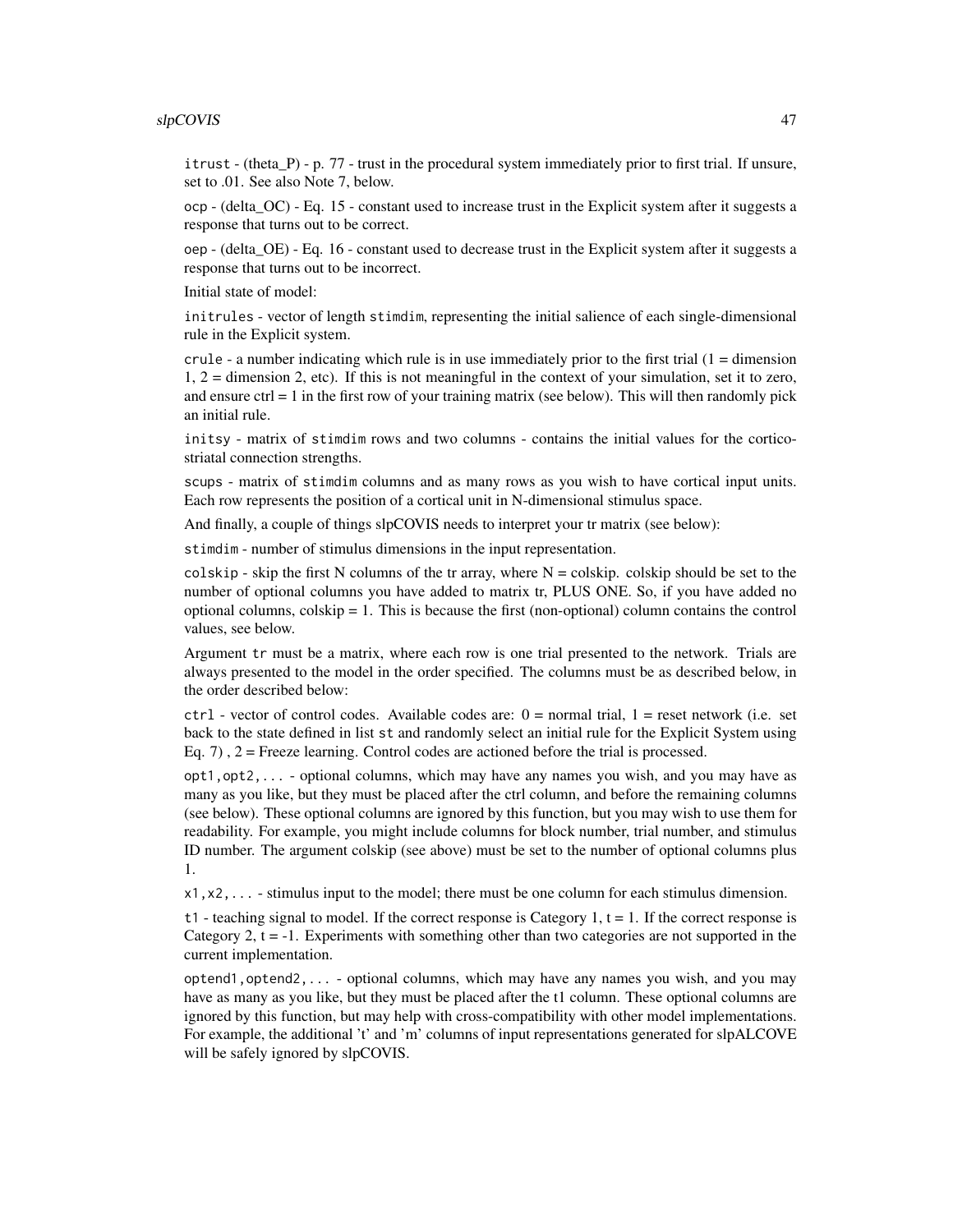`itrust` - (theta_P) - p. 77 - trust in the procedural system immediately prior to first trial. If unsure, set to .01. See also Note 7, below.

`ocp` - (delta_OC) - Eq. 15 - constant used to increase trust in the Explicit system after it suggests a response that turns out to be correct.

`oep` - (delta_OE) - Eq. 16 - constant used to decrease trust in the Explicit system after it suggests a response that turns out to be incorrect.

Initial state of model:

`initrules` - vector of length `stimdim`, representing the initial salience of each single-dimensional rule in the Explicit system.

`crule` - a number indicating which rule is in use immediately prior to the first trial (1 = dimension 1, 2 = dimension 2, etc). If this is not meaningful in the context of your simulation, set it to zero, and ensure ctrl = 1 in the first row of your training matrix (see below). This will then randomly pick an initial rule.

`initsy` - matrix of `stimdim` rows and two columns - contains the initial values for the cortico-striatal connection strengths.

`scups` - matrix of `stimdim` columns and as many rows as you wish to have cortical input units. Each row represents the position of a cortical unit in N-dimensional stimulus space.

And finally, a couple of things slpCOVIS needs to interpret your tr matrix (see below):

`stimdim` - number of stimulus dimensions in the input representation.

`colskip` - skip the first N columns of the tr array, where N = colskip. colskip should be set to the number of optional columns you have added to matrix tr, PLUS ONE. So, if you have added no optional columns, colskip = 1. This is because the first (non-optional) column contains the control values, see below.

Argument `tr` must be a matrix, where each row is one trial presented to the network. Trials are always presented to the model in the order specified. The columns must be as described below, in the order described below:

`ctrl` - vector of control codes. Available codes are: 0 = normal trial, 1 = reset network (i.e. set back to the state defined in list `st` and randomly select an initial rule for the Explicit System using Eq. 7) , 2 = Freeze learning. Control codes are actioned before the trial is processed.

`opt1,opt2,...` - optional columns, which may have any names you wish, and you may have as many as you like, but they must be placed after the ctrl column, and before the remaining columns (see below). These optional columns are ignored by this function, but you may wish to use them for readability. For example, you might include columns for block number, trial number, and stimulus ID number. The argument colskip (see above) must be set to the number of optional columns plus 1.

`x1,x2,...` - stimulus input to the model; there must be one column for each stimulus dimension.

`t1` - teaching signal to model. If the correct response is Category 1, t = 1. If the correct response is Category 2, t = -1. Experiments with something other than two categories are not supported in the current implementation.

`optend1,optend2,...` - optional columns, which may have any names you wish, and you may have as many as you like, but they must be placed after the t1 column. These optional columns are ignored by this function, but may help with cross-compatibility with other model implementations. For example, the additional 't' and 'm' columns of input representations generated for slpALCOVE will be safely ignored by slpCOVIS.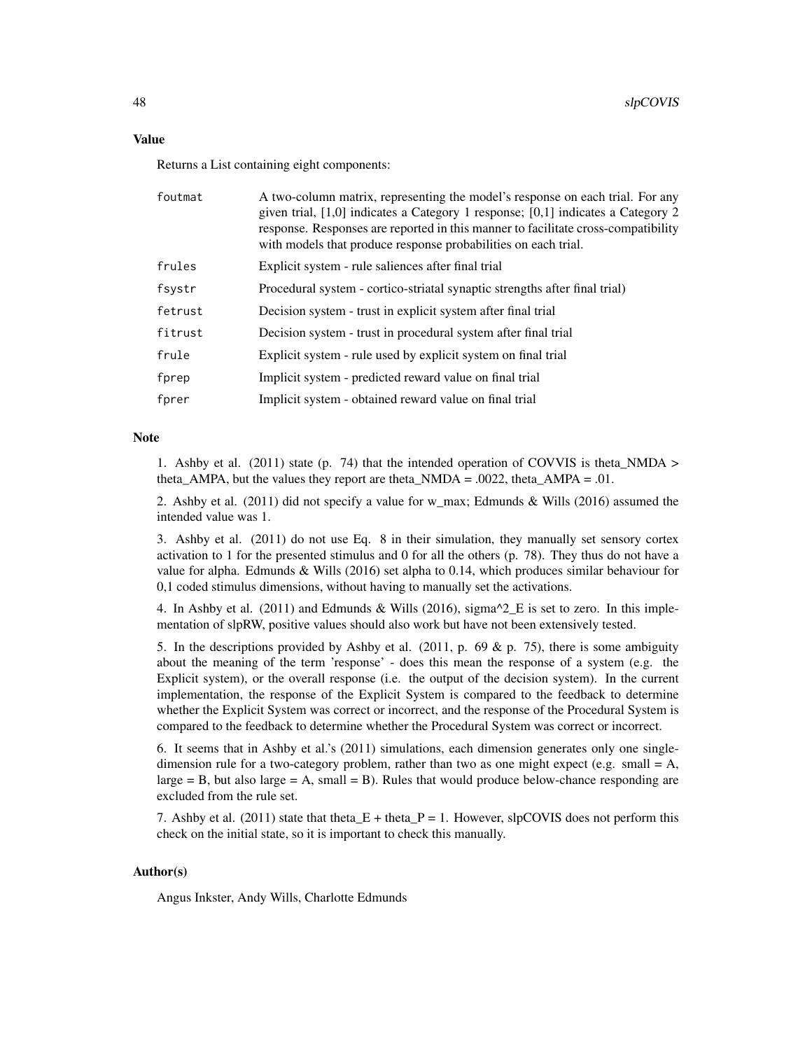### Value

Returns a List containing eight components:

| | |
|---|---|
| foutmat | A two-column matrix, representing the model's response on each trial. For any given trial, [1,0] indicates a Category 1 response; [0,1] indicates a Category 2 response. Responses are reported in this manner to facilitate cross-compatibility with models that produce response probabilities on each trial. |
| frules | Explicit system - rule saliences after final trial |
| fsystr | Procedural system - cortico-striatal synaptic strengths after final trial) |
| fetrust | Decision system - trust in explicit system after final trial |
| fitrust | Decision system - trust in procedural system after final trial |
| frule | Explicit system - rule used by explicit system on final trial |
| fprep | Implicit system - predicted reward value on final trial |
| fprer | Implicit system - obtained reward value on final trial |

### Note

1. Ashby et al. (2011) state (p. 74) that the intended operation of COVVIS is theta_NMDA > theta_AMPA, but the values they report are theta_NMDA = .0022, theta_AMPA = .01.

2. Ashby et al. (2011) did not specify a value for w_max; Edmunds & Wills (2016) assumed the intended value was 1.

3. Ashby et al. (2011) do not use Eq. 8 in their simulation, they manually set sensory cortex activation to 1 for the presented stimulus and 0 for all the others (p. 78). They thus do not have a value for alpha. Edmunds & Wills (2016) set alpha to 0.14, which produces similar behaviour for 0,1 coded stimulus dimensions, without having to manually set the activations.

4. In Ashby et al. (2011) and Edmunds & Wills (2016), sigma^2_E is set to zero. In this implementation of slpRW, positive values should also work but have not been extensively tested.

5. In the descriptions provided by Ashby et al. (2011, p. 69 & p. 75), there is some ambiguity about the meaning of the term 'response' - does this mean the response of a system (e.g. the Explicit system), or the overall response (i.e. the output of the decision system). In the current implementation, the response of the Explicit System is compared to the feedback to determine whether the Explicit System was correct or incorrect, and the response of the Procedural System is compared to the feedback to determine whether the Procedural System was correct or incorrect.

6. It seems that in Ashby et al.'s (2011) simulations, each dimension generates only one single-dimension rule for a two-category problem, rather than two as one might expect (e.g. small = A, large = B, but also large = A, small = B). Rules that would produce below-chance responding are excluded from the rule set.

7. Ashby et al. (2011) state that theta_E + theta_P = 1. However, slpCOVIS does not perform this check on the initial state, so it is important to check this manually.

### Author(s)

Angus Inkster, Andy Wills, Charlotte Edmunds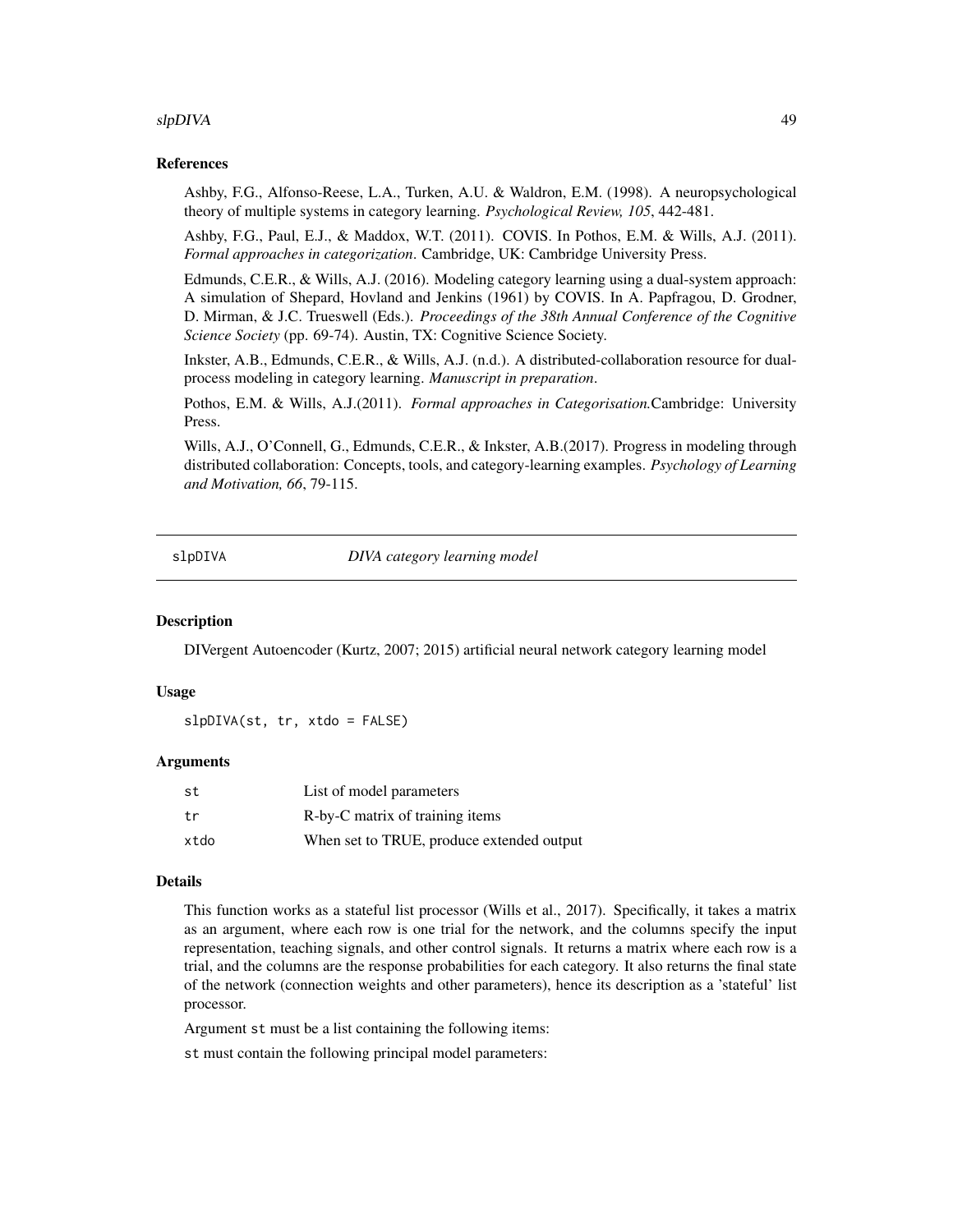### References

Ashby, F.G., Alfonso-Reese, L.A., Turken, A.U. & Waldron, E.M. (1998). A neuropsychological theory of multiple systems in category learning. *Psychological Review, 105*, 442-481.

Ashby, F.G., Paul, E.J., & Maddox, W.T. (2011). COVIS. In Pothos, E.M. & Wills, A.J. (2011). *Formal approaches in categorization*. Cambridge, UK: Cambridge University Press.

Edmunds, C.E.R., & Wills, A.J. (2016). Modeling category learning using a dual-system approach: A simulation of Shepard, Hovland and Jenkins (1961) by COVIS. In A. Papfragou, D. Grodner, D. Mirman, & J.C. Trueswell (Eds.). *Proceedings of the 38th Annual Conference of the Cognitive Science Society* (pp. 69-74). Austin, TX: Cognitive Science Society.

Inkster, A.B., Edmunds, C.E.R., & Wills, A.J. (n.d.). A distributed-collaboration resource for dual-process modeling in category learning. *Manuscript in preparation*.

Pothos, E.M. & Wills, A.J.(2011). *Formal approaches in Categorisation.*Cambridge: University Press.

Wills, A.J., O'Connell, G., Edmunds, C.E.R., & Inkster, A.B.(2017). Progress in modeling through distributed collaboration: Concepts, tools, and category-learning examples. *Psychology of Learning and Motivation, 66*, 79-115.

---

## slpDIVA — *DIVA category learning model*

### Description

DIVergent Autoencoder (Kurtz, 2007; 2015) artificial neural network category learning model

### Usage

```
slpDIVA(st, tr, xtdo = FALSE)
```

### Arguments

| | |
|---|---|
| st | List of model parameters |
| tr | R-by-C matrix of training items |
| xtdo | When set to TRUE, produce extended output |

### Details

This function works as a stateful list processor (Wills et al., 2017). Specifically, it takes a matrix as an argument, where each row is one trial for the network, and the columns specify the input representation, teaching signals, and other control signals. It returns a matrix where each row is a trial, and the columns are the response probabilities for each category. It also returns the final state of the network (connection weights and other parameters), hence its description as a 'stateful' list processor.

Argument st must be a list containing the following items:

st must contain the following principal model parameters: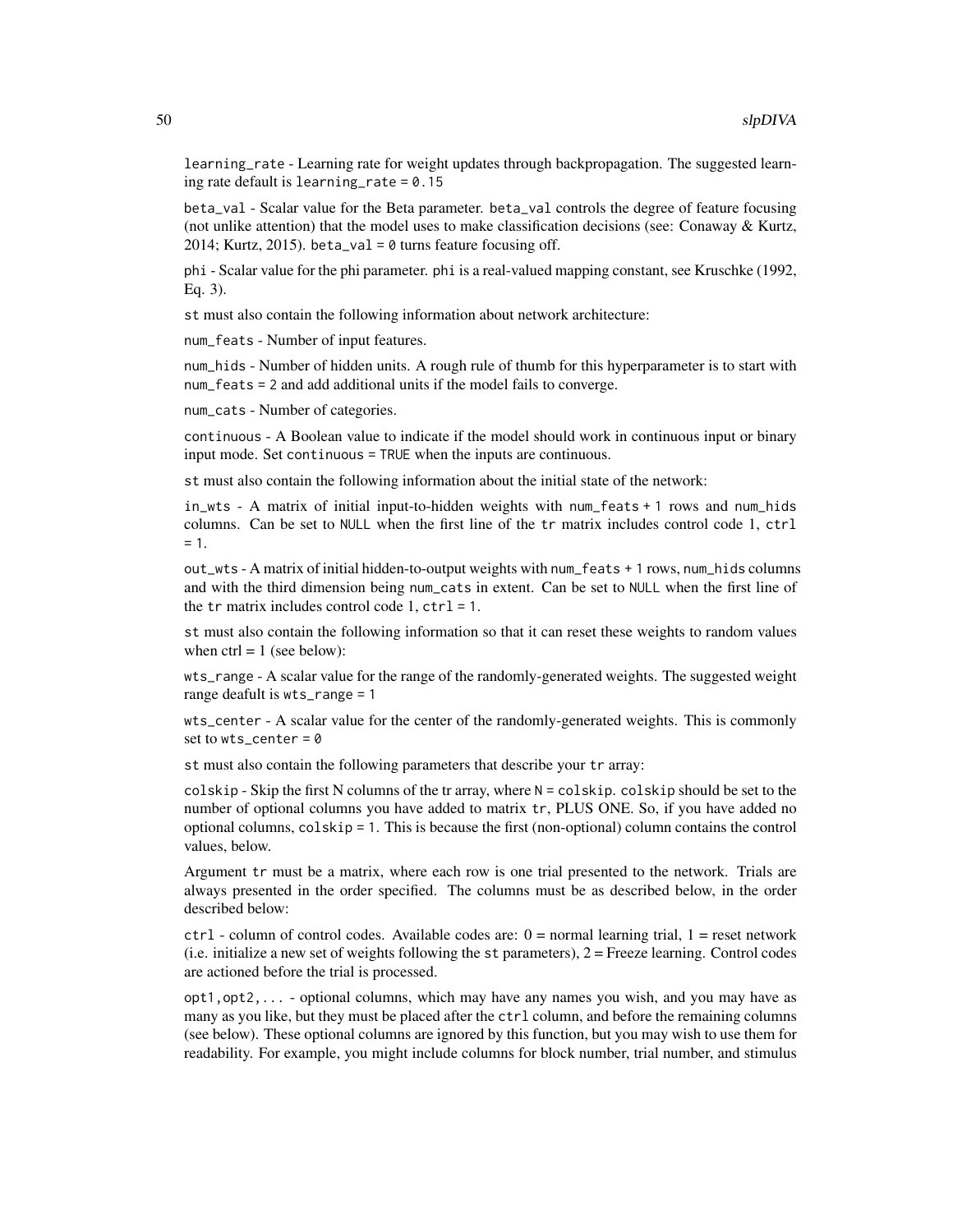`learning_rate` - Learning rate for weight updates through backpropagation. The suggested learning rate default is `learning_rate = 0.15`

`beta_val` - Scalar value for the Beta parameter. `beta_val` controls the degree of feature focusing (not unlike attention) that the model uses to make classification decisions (see: Conaway & Kurtz, 2014; Kurtz, 2015). `beta_val = 0` turns feature focusing off.

`phi` - Scalar value for the phi parameter. `phi` is a real-valued mapping constant, see Kruschke (1992, Eq. 3).

`st` must also contain the following information about network architecture:

`num_feats` - Number of input features.

`num_hids` - Number of hidden units. A rough rule of thumb for this hyperparameter is to start with `num_feats = 2` and add additional units if the model fails to converge.

`num_cats` - Number of categories.

`continuous` - A Boolean value to indicate if the model should work in continuous input or binary input mode. Set `continuous = TRUE` when the inputs are continuous.

`st` must also contain the following information about the initial state of the network:

`in_wts` - A matrix of initial input-to-hidden weights with `num_feats + 1` rows and `num_hids` columns. Can be set to `NULL` when the first line of the `tr` matrix includes control code 1, `ctrl = 1`.

`out_wts` - A matrix of initial hidden-to-output weights with `num_feats + 1` rows, `num_hids` columns and with the third dimension being `num_cats` in extent. Can be set to `NULL` when the first line of the `tr` matrix includes control code 1, `ctrl = 1`.

`st` must also contain the following information so that it can reset these weights to random values when ctrl = 1 (see below):

`wts_range` - A scalar value for the range of the randomly-generated weights. The suggested weight range deafult is `wts_range = 1`

`wts_center` - A scalar value for the center of the randomly-generated weights. This is commonly set to `wts_center = 0`

`st` must also contain the following parameters that describe your `tr` array:

`colskip` - Skip the first N columns of the tr array, where `N = colskip`. `colskip` should be set to the number of optional columns you have added to matrix `tr`, PLUS ONE. So, if you have added no optional columns, `colskip = 1`. This is because the first (non-optional) column contains the control values, below.

Argument `tr` must be a matrix, where each row is one trial presented to the network. Trials are always presented in the order specified. The columns must be as described below, in the order described below:

`ctrl` - column of control codes. Available codes are: 0 = normal learning trial, 1 = reset network (i.e. initialize a new set of weights following the `st` parameters), 2 = Freeze learning. Control codes are actioned before the trial is processed.

`opt1,opt2,...` - optional columns, which may have any names you wish, and you may have as many as you like, but they must be placed after the `ctrl` column, and before the remaining columns (see below). These optional columns are ignored by this function, but you may wish to use them for readability. For example, you might include columns for block number, trial number, and stimulus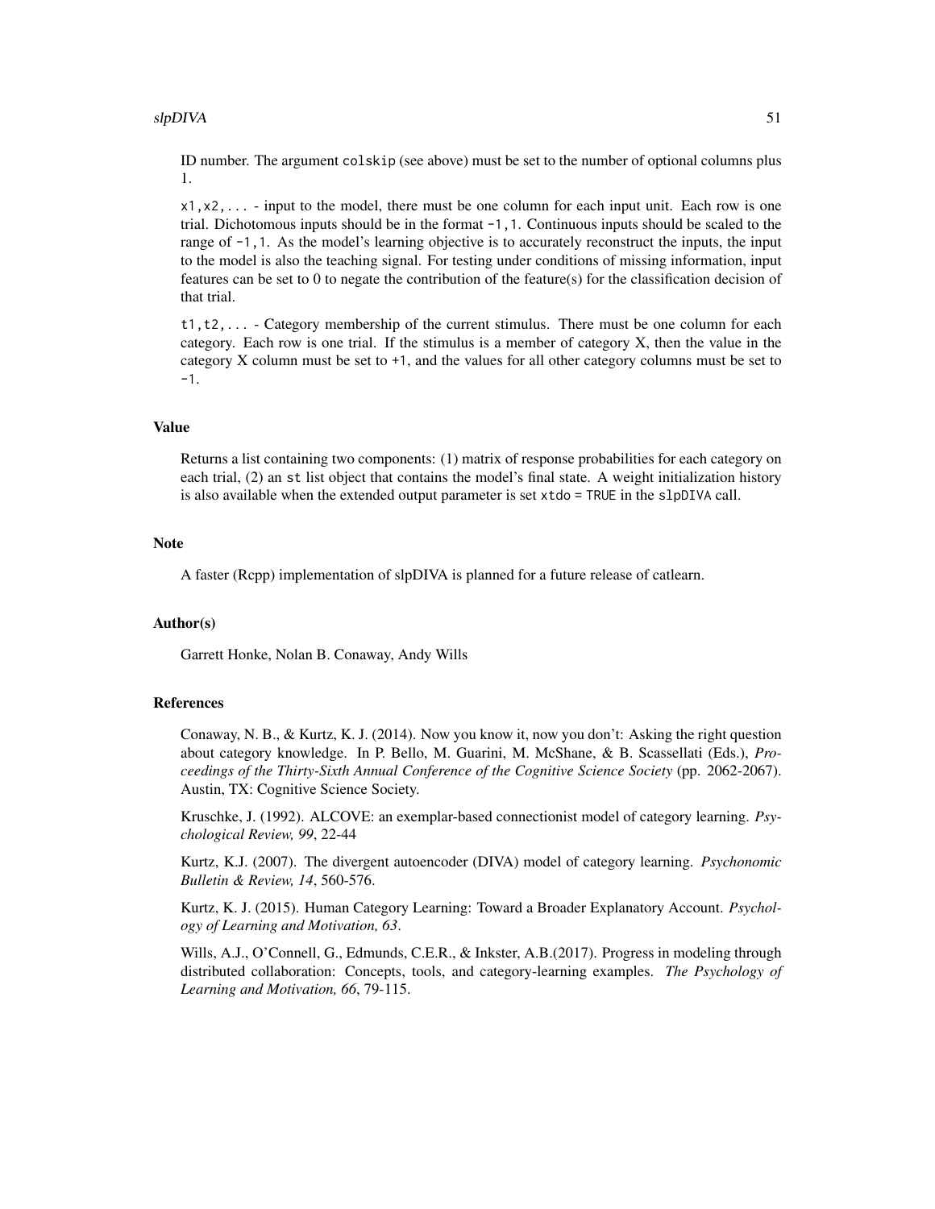ID number. The argument `colskip` (see above) must be set to the number of optional columns plus 1.

`x1,x2,...` - input to the model, there must be one column for each input unit. Each row is one trial. Dichotomous inputs should be in the format `-1,1`. Continuous inputs should be scaled to the range of `-1,1`. As the model's learning objective is to accurately reconstruct the inputs, the input to the model is also the teaching signal. For testing under conditions of missing information, input features can be set to 0 to negate the contribution of the feature(s) for the classification decision of that trial.

`t1,t2,...` - Category membership of the current stimulus. There must be one column for each category. Each row is one trial. If the stimulus is a member of category X, then the value in the category X column must be set to `+1`, and the values for all other category columns must be set to `-1`.

## Value

Returns a list containing two components: (1) matrix of response probabilities for each category on each trial, (2) an `st` list object that contains the model's final state. A weight initialization history is also available when the extended output parameter is set `xtdo = TRUE` in the `slpDIVA` call.

## Note

A faster (Rcpp) implementation of slpDIVA is planned for a future release of catlearn.

## Author(s)

Garrett Honke, Nolan B. Conaway, Andy Wills

## References

Conaway, N. B., & Kurtz, K. J. (2014). Now you know it, now you don't: Asking the right question about category knowledge. In P. Bello, M. Guarini, M. McShane, & B. Scassellati (Eds.), *Proceedings of the Thirty-Sixth Annual Conference of the Cognitive Science Society* (pp. 2062-2067). Austin, TX: Cognitive Science Society.

Kruschke, J. (1992). ALCOVE: an exemplar-based connectionist model of category learning. *Psychological Review, 99*, 22-44

Kurtz, K.J. (2007). The divergent autoencoder (DIVA) model of category learning. *Psychonomic Bulletin & Review, 14*, 560-576.

Kurtz, K. J. (2015). Human Category Learning: Toward a Broader Explanatory Account. *Psychology of Learning and Motivation, 63*.

Wills, A.J., O'Connell, G., Edmunds, C.E.R., & Inkster, A.B.(2017). Progress in modeling through distributed collaboration: Concepts, tools, and category-learning examples. *The Psychology of Learning and Motivation, 66*, 79-115.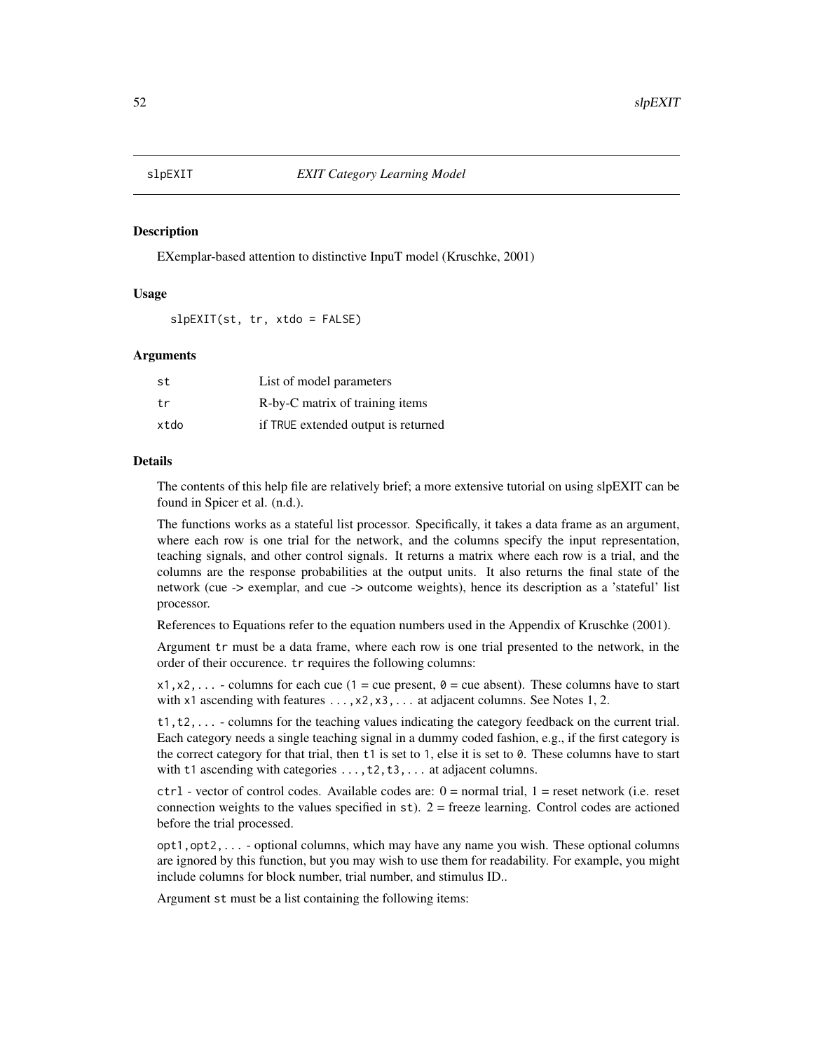# slpEXIT *EXIT Category Learning Model*

## Description

EXemplar-based attention to distinctive InpuT model (Kruschke, 2001)

## Usage

```
slpEXIT(st, tr, xtdo = FALSE)
```

## Arguments

| | |
|---|---|
| st | List of model parameters |
| tr | R-by-C matrix of training items |
| xtdo | if TRUE extended output is returned |

## Details

The contents of this help file are relatively brief; a more extensive tutorial on using slpEXIT can be found in Spicer et al. (n.d.).

The functions works as a stateful list processor. Specifically, it takes a data frame as an argument, where each row is one trial for the network, and the columns specify the input representation, teaching signals, and other control signals. It returns a matrix where each row is a trial, and the columns are the response probabilities at the output units. It also returns the final state of the network (cue -> exemplar, and cue -> outcome weights), hence its description as a 'stateful' list processor.

References to Equations refer to the equation numbers used in the Appendix of Kruschke (2001).

Argument `tr` must be a data frame, where each row is one trial presented to the network, in the order of their occurence. `tr` requires the following columns:

`x1,x2,...` - columns for each cue (`1` = cue present, `0` = cue absent). These columns have to start with `x1` ascending with features `...,x2,x3,...` at adjacent columns. See Notes 1, 2.

`t1,t2,...` - columns for the teaching values indicating the category feedback on the current trial. Each category needs a single teaching signal in a dummy coded fashion, e.g., if the first category is the correct category for that trial, then `t1` is set to `1`, else it is set to `0`. These columns have to start with `t1` ascending with categories `...,t2,t3,...` at adjacent columns.

`ctrl` - vector of control codes. Available codes are: 0 = normal trial, 1 = reset network (i.e. reset connection weights to the values specified in `st`). 2 = freeze learning. Control codes are actioned before the trial processed.

`opt1,opt2,...` - optional columns, which may have any name you wish. These optional columns are ignored by this function, but you may wish to use them for readability. For example, you might include columns for block number, trial number, and stimulus ID..

Argument `st` must be a list containing the following items: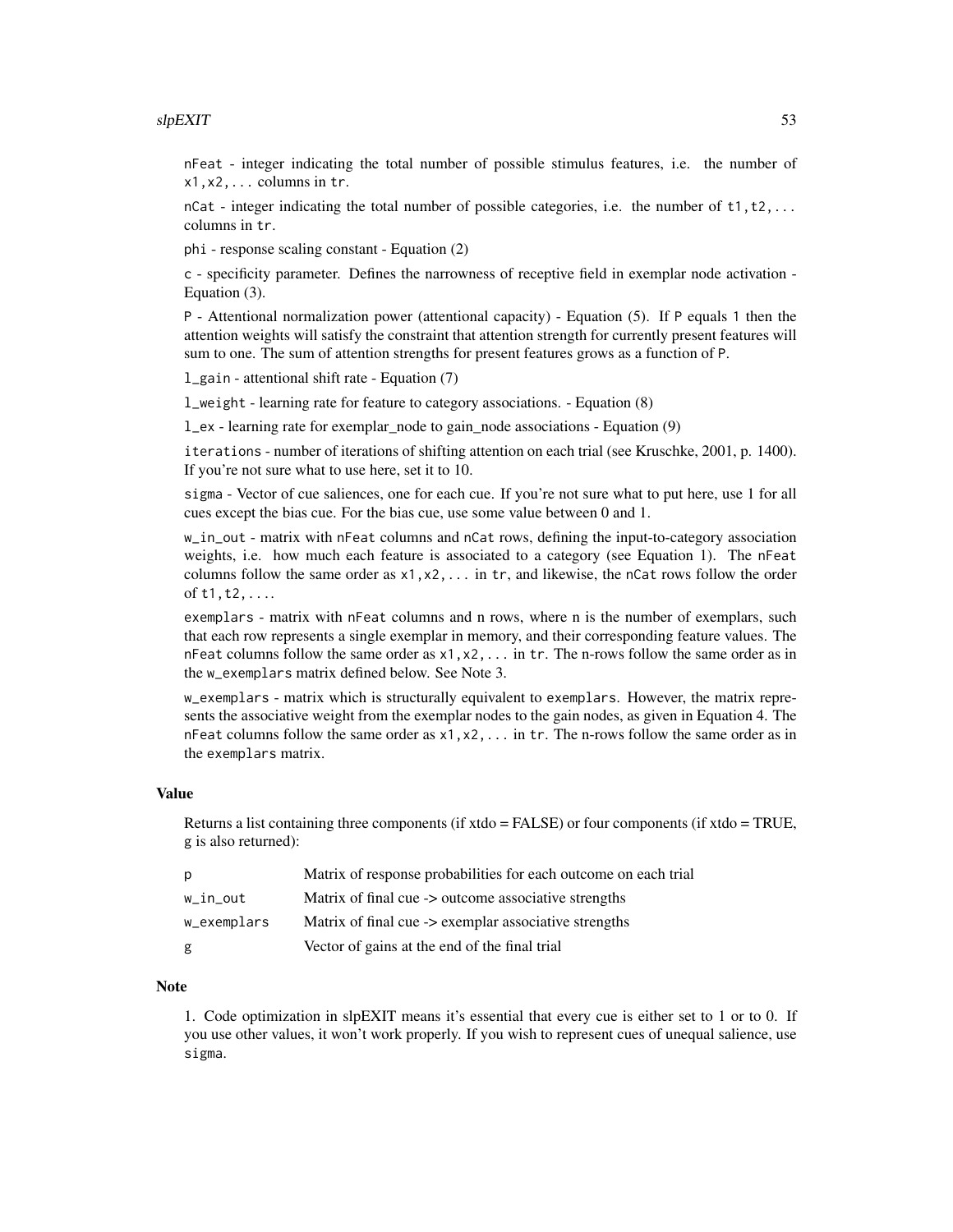`nFeat` - integer indicating the total number of possible stimulus features, i.e. the number of `x1,x2,...` columns in `tr`.

`nCat` - integer indicating the total number of possible categories, i.e. the number of `t1,t2,...` columns in `tr`.

`phi` - response scaling constant - Equation (2)

`c` - specificity parameter. Defines the narrowness of receptive field in exemplar node activation - Equation (3).

`P` - Attentional normalization power (attentional capacity) - Equation (5). If `P` equals `1` then the attention weights will satisfy the constraint that attention strength for currently present features will sum to one. The sum of attention strengths for present features grows as a function of `P`.

`l_gain` - attentional shift rate - Equation (7)

`l_weight` - learning rate for feature to category associations. - Equation (8)

`l_ex` - learning rate for exemplar_node to gain_node associations - Equation (9)

`iterations` - number of iterations of shifting attention on each trial (see Kruschke, 2001, p. 1400). If you're not sure what to use here, set it to 10.

`sigma` - Vector of cue saliences, one for each cue. If you're not sure what to put here, use 1 for all cues except the bias cue. For the bias cue, use some value between 0 and 1.

`w_in_out` - matrix with `nFeat` columns and `nCat` rows, defining the input-to-category association weights, i.e. how much each feature is associated to a category (see Equation 1). The `nFeat` columns follow the same order as `x1,x2,...` in `tr`, and likewise, the `nCat` rows follow the order of `t1,t2,...`.

`exemplars` - matrix with `nFeat` columns and n rows, where n is the number of exemplars, such that each row represents a single exemplar in memory, and their corresponding feature values. The `nFeat` columns follow the same order as `x1,x2,...` in `tr`. The n-rows follow the same order as in the `w_exemplars` matrix defined below. See Note 3.

`w_exemplars` - matrix which is structurally equivalent to `exemplars`. However, the matrix represents the associative weight from the exemplar nodes to the gain nodes, as given in Equation 4. The `nFeat` columns follow the same order as `x1,x2,...` in `tr`. The n-rows follow the same order as in the `exemplars` matrix.

## Value

Returns a list containing three components (if xtdo = FALSE) or four components (if xtdo = TRUE, g is also returned):

| | |
|---|---|
| `p` | Matrix of response probabilities for each outcome on each trial |
| `w_in_out` | Matrix of final cue -> outcome associative strengths |
| `w_exemplars` | Matrix of final cue -> exemplar associative strengths |
| `g` | Vector of gains at the end of the final trial |

## Note

1. Code optimization in slpEXIT means it's essential that every cue is either set to 1 or to 0. If you use other values, it won't work properly. If you wish to represent cues of unequal salience, use `sigma`.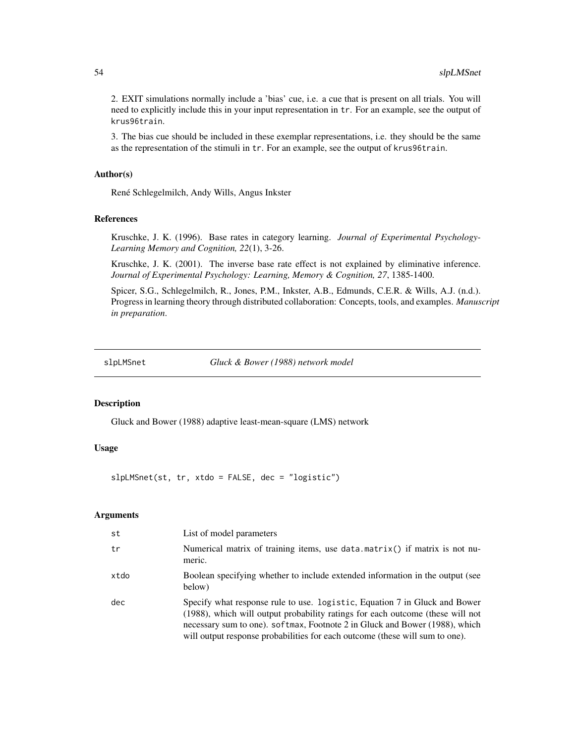2. EXIT simulations normally include a 'bias' cue, i.e. a cue that is present on all trials. You will need to explicitly include this in your input representation in `tr`. For an example, see the output of `krus96train`.

3. The bias cue should be included in these exemplar representations, i.e. they should be the same as the representation of the stimuli in `tr`. For an example, see the output of `krus96train`.

### Author(s)

René Schlegelmilch, Andy Wills, Angus Inkster

### References

Kruschke, J. K. (1996). Base rates in category learning. *Journal of Experimental Psychology-Learning Memory and Cognition, 22*(1), 3-26.

Kruschke, J. K. (2001). The inverse base rate effect is not explained by eliminative inference. *Journal of Experimental Psychology: Learning, Memory & Cognition, 27*, 1385-1400.

Spicer, S.G., Schlegelmilch, R., Jones, P.M., Inkster, A.B., Edmunds, C.E.R. & Wills, A.J. (n.d.). Progress in learning theory through distributed collaboration: Concepts, tools, and examples. *Manuscript in preparation*.

---

## slpLMSnet — *Gluck & Bower (1988) network model*

---

### Description

Gluck and Bower (1988) adaptive least-mean-square (LMS) network

### Usage

```
slpLMSnet(st, tr, xtdo = FALSE, dec = "logistic")
```

### Arguments

| | |
|---|---|
| st | List of model parameters |
| tr | Numerical matrix of training items, use `data.matrix()` if matrix is not numeric. |
| xtdo | Boolean specifying whether to include extended information in the output (see below) |
| dec | Specify what response rule to use. `logistic`, Equation 7 in Gluck and Bower (1988), which will output probability ratings for each outcome (these will not necessary sum to one). `softmax`, Footnote 2 in Gluck and Bower (1988), which will output response probabilities for each outcome (these will sum to one). |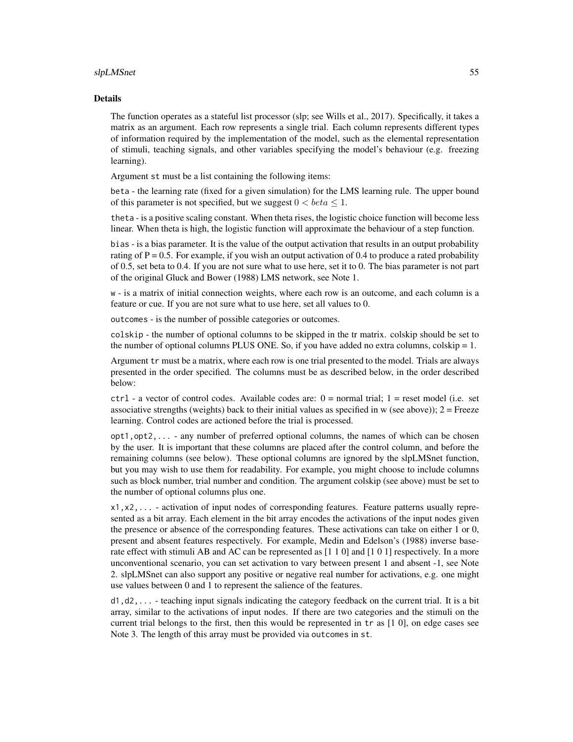### Details

The function operates as a stateful list processor (slp; see Wills et al., 2017). Specifically, it takes a matrix as an argument. Each row represents a single trial. Each column represents different types of information required by the implementation of the model, such as the elemental representation of stimuli, teaching signals, and other variables specifying the model's behaviour (e.g. freezing learning).

Argument `st` must be a list containing the following items:

`beta` - the learning rate (fixed for a given simulation) for the LMS learning rule. The upper bound of this parameter is not specified, but we suggest $0 < beta \leq 1$.

`theta` - is a positive scaling constant. When theta rises, the logistic choice function will become less linear. When theta is high, the logistic function will approximate the behaviour of a step function.

`bias` - is a bias parameter. It is the value of the output activation that results in an output probability rating of P = 0.5. For example, if you wish an output activation of 0.4 to produce a rated probability of 0.5, set beta to 0.4. If you are not sure what to use here, set it to 0. The bias parameter is not part of the original Gluck and Bower (1988) LMS network, see Note 1.

`w` - is a matrix of initial connection weights, where each row is an outcome, and each column is a feature or cue. If you are not sure what to use here, set all values to 0.

`outcomes` - is the number of possible categories or outcomes.

`colskip` - the number of optional columns to be skipped in the tr matrix. colskip should be set to the number of optional columns PLUS ONE. So, if you have added no extra columns, colskip = 1.

Argument `tr` must be a matrix, where each row is one trial presented to the model. Trials are always presented in the order specified. The columns must be as described below, in the order described below:

`ctrl` - a vector of control codes. Available codes are: 0 = normal trial; 1 = reset model (i.e. set associative strengths (weights) back to their initial values as specified in w (see above)); 2 = Freeze learning. Control codes are actioned before the trial is processed.

`opt1,opt2,...` - any number of preferred optional columns, the names of which can be chosen by the user. It is important that these columns are placed after the control column, and before the remaining columns (see below). These optional columns are ignored by the slpLMSnet function, but you may wish to use them for readability. For example, you might choose to include columns such as block number, trial number and condition. The argument colskip (see above) must be set to the number of optional columns plus one.

`x1,x2,...` - activation of input nodes of corresponding features. Feature patterns usually represented as a bit array. Each element in the bit array encodes the activations of the input nodes given the presence or absence of the corresponding features. These activations can take on either 1 or 0, present and absent features respectively. For example, Medin and Edelson's (1988) inverse base-rate effect with stimuli AB and AC can be represented as [1 1 0] and [1 0 1] respectively. In a more unconventional scenario, you can set activation to vary between present 1 and absent -1, see Note 2. slpLMSnet can also support any positive or negative real number for activations, e.g. one might use values between 0 and 1 to represent the salience of the features.

`d1,d2,...` - teaching input signals indicating the category feedback on the current trial. It is a bit array, similar to the activations of input nodes. If there are two categories and the stimuli on the current trial belongs to the first, then this would be represented in `tr` as [1 0], on edge cases see Note 3. The length of this array must be provided via `outcomes` in `st`.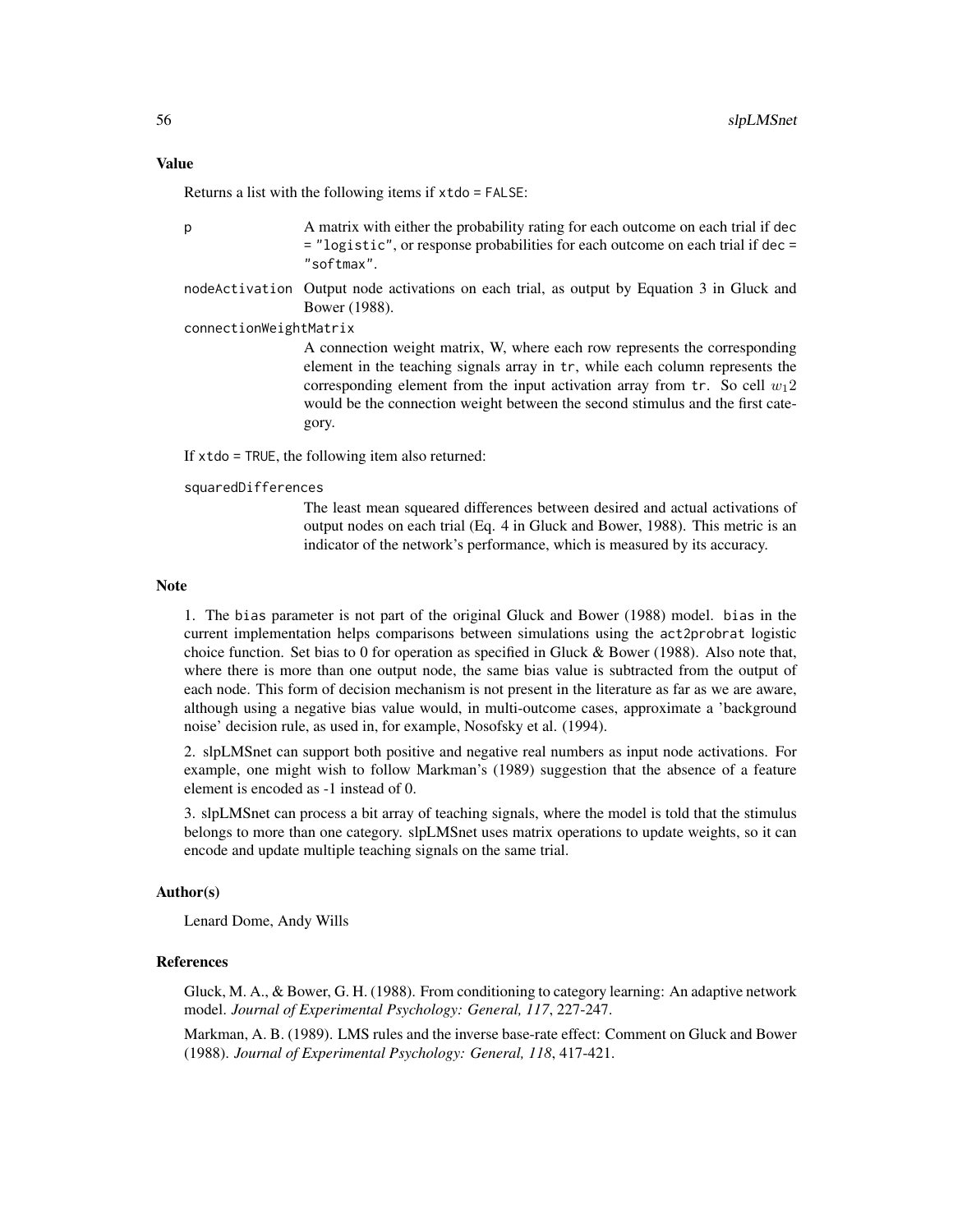### Value

Returns a list with the following items if `xtdo = FALSE`:

`p` A matrix with either the probability rating for each outcome on each trial if `dec = "logistic"`, or response probabilities for each outcome on each trial if `dec = "softmax"`.

`nodeActivation` Output node activations on each trial, as output by Equation 3 in Gluck and Bower (1988).

`connectionWeightMatrix`
A connection weight matrix, W, where each row represents the corresponding element in the teaching signals array in `tr`, while each column represents the corresponding element from the input activation array from `tr`. So cell $w_1 2$ would be the connection weight between the second stimulus and the first category.

If `xtdo = TRUE`, the following item also returned:

`squaredDifferences`
The least mean squeared differences between desired and actual activations of output nodes on each trial (Eq. 4 in Gluck and Bower, 1988). This metric is an indicator of the network's performance, which is measured by its accuracy.

### Note

1. The `bias` parameter is not part of the original Gluck and Bower (1988) model. `bias` in the current implementation helps comparisons between simulations using the `act2probrat` logistic choice function. Set bias to 0 for operation as specified in Gluck & Bower (1988). Also note that, where there is more than one output node, the same bias value is subtracted from the output of each node. This form of decision mechanism is not present in the literature as far as we are aware, although using a negative bias value would, in multi-outcome cases, approximate a 'background noise' decision rule, as used in, for example, Nosofsky et al. (1994).

2. slpLMSnet can support both positive and negative real numbers as input node activations. For example, one might wish to follow Markman's (1989) suggestion that the absence of a feature element is encoded as -1 instead of 0.

3. slpLMSnet can process a bit array of teaching signals, where the model is told that the stimulus belongs to more than one category. slpLMSnet uses matrix operations to update weights, so it can encode and update multiple teaching signals on the same trial.

### Author(s)

Lenard Dome, Andy Wills

### References

Gluck, M. A., & Bower, G. H. (1988). From conditioning to category learning: An adaptive network model. *Journal of Experimental Psychology: General, 117*, 227-247.

Markman, A. B. (1989). LMS rules and the inverse base-rate effect: Comment on Gluck and Bower (1988). *Journal of Experimental Psychology: General, 118*, 417-421.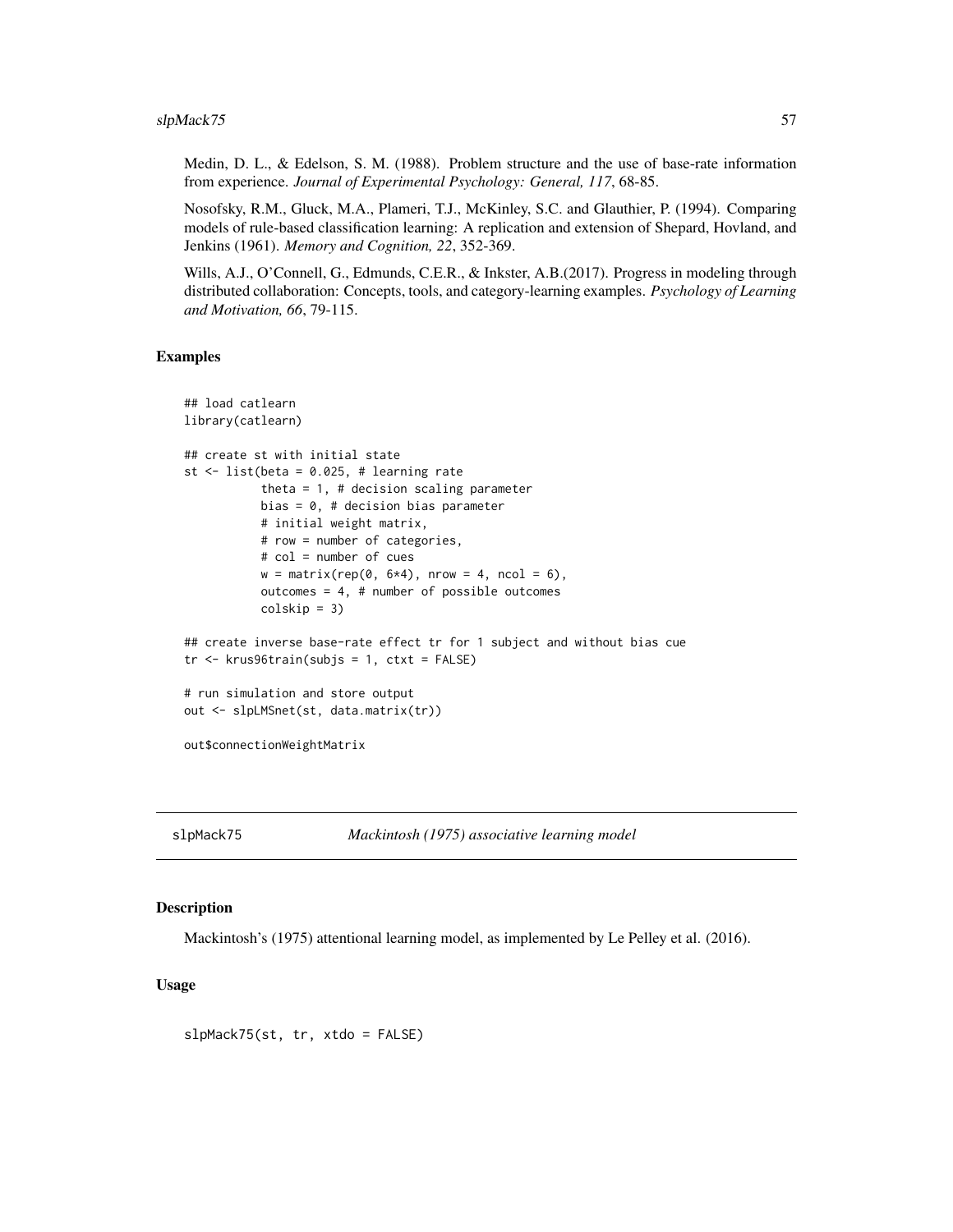Medin, D. L., & Edelson, S. M. (1988). Problem structure and the use of base-rate information from experience. *Journal of Experimental Psychology: General, 117*, 68-85.

Nosofsky, R.M., Gluck, M.A., Plameri, T.J., McKinley, S.C. and Glauthier, P. (1994). Comparing models of rule-based classification learning: A replication and extension of Shepard, Hovland, and Jenkins (1961). *Memory and Cognition, 22*, 352-369.

Wills, A.J., O'Connell, G., Edmunds, C.E.R., & Inkster, A.B.(2017). Progress in modeling through distributed collaboration: Concepts, tools, and category-learning examples. *Psychology of Learning and Motivation, 66*, 79-115.

### Examples

```
## load catlearn
library(catlearn)

## create st with initial state
st <- list(beta = 0.025, # learning rate
           theta = 1, # decision scaling parameter
           bias = 0, # decision bias parameter
           # initial weight matrix,
           # row = number of categories,
           # col = number of cues
           w = matrix(rep(0, 6*4), nrow = 4, ncol = 6),
           outcomes = 4, # number of possible outcomes
           colskip = 3)

## create inverse base-rate effect tr for 1 subject and without bias cue
tr <- krus96train(subjs = 1, ctxt = FALSE)

# run simulation and store output
out <- slpLMSnet(st, data.matrix(tr))

out$connectionWeightMatrix
```

---

## slpMack75 — *Mackintosh (1975) associative learning model*

### Description

Mackintosh's (1975) attentional learning model, as implemented by Le Pelley et al. (2016).

### Usage

```
slpMack75(st, tr, xtdo = FALSE)
```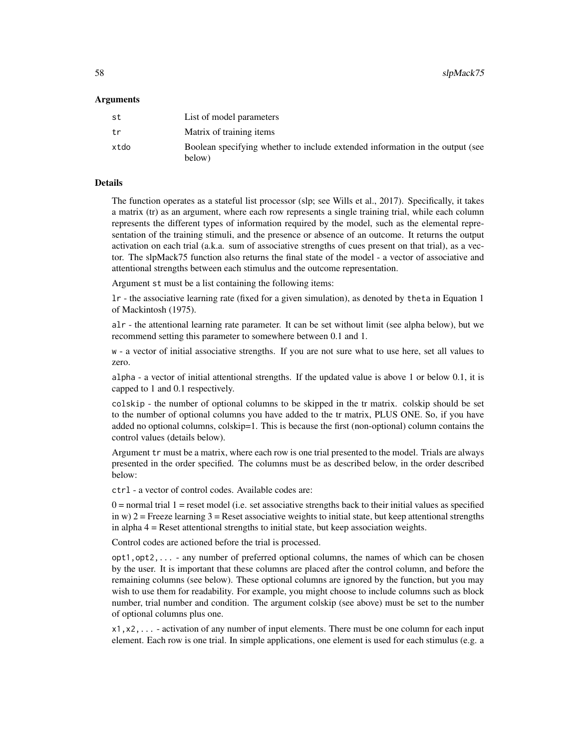### Arguments

| | |
|---|---|
| st | List of model parameters |
| tr | Matrix of training items |
| xtdo | Boolean specifying whether to include extended information in the output (see below) |

### Details

The function operates as a stateful list processor (slp; see Wills et al., 2017). Specifically, it takes a matrix (tr) as an argument, where each row represents a single training trial, while each column represents the different types of information required by the model, such as the elemental representation of the training stimuli, and the presence or absence of an outcome. It returns the output activation on each trial (a.k.a. sum of associative strengths of cues present on that trial), as a vector. The slpMack75 function also returns the final state of the model - a vector of associative and attentional strengths between each stimulus and the outcome representation.

Argument `st` must be a list containing the following items:

`lr` - the associative learning rate (fixed for a given simulation), as denoted by `theta` in Equation 1 of Mackintosh (1975).

`alr` - the attentional learning rate parameter. It can be set without limit (see alpha below), but we recommend setting this parameter to somewhere between 0.1 and 1.

`w` - a vector of initial associative strengths. If you are not sure what to use here, set all values to zero.

`alpha` - a vector of initial attentional strengths. If the updated value is above 1 or below 0.1, it is capped to 1 and 0.1 respectively.

`colskip` - the number of optional columns to be skipped in the tr matrix. colskip should be set to the number of optional columns you have added to the tr matrix, PLUS ONE. So, if you have added no optional columns, colskip=1. This is because the first (non-optional) column contains the control values (details below).

Argument `tr` must be a matrix, where each row is one trial presented to the model. Trials are always presented in the order specified. The columns must be as described below, in the order described below:

`ctrl` - a vector of control codes. Available codes are:

0 = normal trial 1 = reset model (i.e. set associative strengths back to their initial values as specified in w) 2 = Freeze learning 3 = Reset associative weights to initial state, but keep attentional strengths in alpha 4 = Reset attentional strengths to initial state, but keep association weights.

Control codes are actioned before the trial is processed.

`opt1,opt2,...` - any number of preferred optional columns, the names of which can be chosen by the user. It is important that these columns are placed after the control column, and before the remaining columns (see below). These optional columns are ignored by the function, but you may wish to use them for readability. For example, you might choose to include columns such as block number, trial number and condition. The argument colskip (see above) must be set to the number of optional columns plus one.

`x1,x2,...` - activation of any number of input elements. There must be one column for each input element. Each row is one trial. In simple applications, one element is used for each stimulus (e.g. a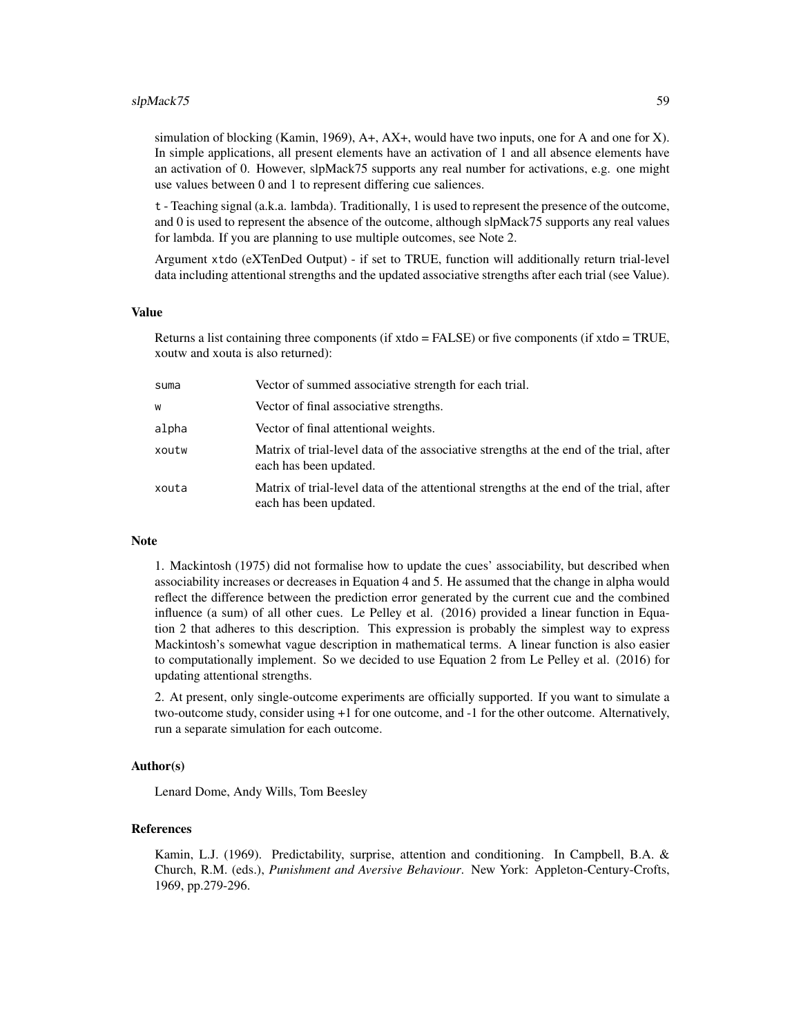simulation of blocking (Kamin, 1969), A+, AX+, would have two inputs, one for A and one for X). In simple applications, all present elements have an activation of 1 and all absence elements have an activation of 0. However, slpMack75 supports any real number for activations, e.g. one might use values between 0 and 1 to represent differing cue saliences.

`t` - Teaching signal (a.k.a. lambda). Traditionally, 1 is used to represent the presence of the outcome, and 0 is used to represent the absence of the outcome, although slpMack75 supports any real values for lambda. If you are planning to use multiple outcomes, see Note 2.

Argument `xtdo` (eXTenDed Output) - if set to TRUE, function will additionally return trial-level data including attentional strengths and the updated associative strengths after each trial (see Value).

### Value

Returns a list containing three components (if xtdo = FALSE) or five components (if xtdo = TRUE, xoutw and xouta is also returned):

| | |
|---|---|
| `suma` | Vector of summed associative strength for each trial. |
| `w` | Vector of final associative strengths. |
| `alpha` | Vector of final attentional weights. |
| `xoutw` | Matrix of trial-level data of the associative strengths at the end of the trial, after each has been updated. |
| `xouta` | Matrix of trial-level data of the attentional strengths at the end of the trial, after each has been updated. |

### Note

1. Mackintosh (1975) did not formalise how to update the cues' associability, but described when associability increases or decreases in Equation 4 and 5. He assumed that the change in alpha would reflect the difference between the prediction error generated by the current cue and the combined influence (a sum) of all other cues. Le Pelley et al. (2016) provided a linear function in Equation 2 that adheres to this description. This expression is probably the simplest way to express Mackintosh's somewhat vague description in mathematical terms. A linear function is also easier to computationally implement. So we decided to use Equation 2 from Le Pelley et al. (2016) for updating attentional strengths.

2. At present, only single-outcome experiments are officially supported. If you want to simulate a two-outcome study, consider using +1 for one outcome, and -1 for the other outcome. Alternatively, run a separate simulation for each outcome.

### Author(s)

Lenard Dome, Andy Wills, Tom Beesley

### References

Kamin, L.J. (1969). Predictability, surprise, attention and conditioning. In Campbell, B.A. & Church, R.M. (eds.), *Punishment and Aversive Behaviour*. New York: Appleton-Century-Crofts, 1969, pp.279-296.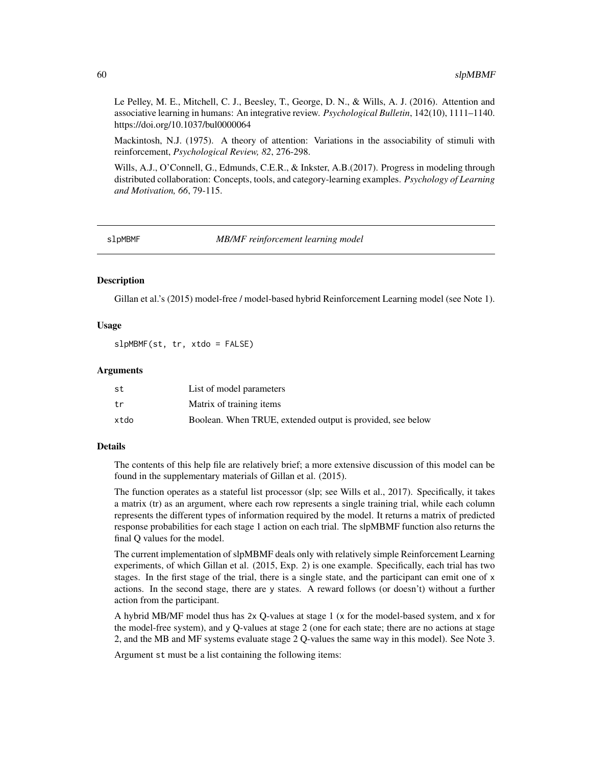Le Pelley, M. E., Mitchell, C. J., Beesley, T., George, D. N., & Wills, A. J. (2016). Attention and associative learning in humans: An integrative review. *Psychological Bulletin*, 142(10), 1111–1140. https://doi.org/10.1037/bul0000064

Mackintosh, N.J. (1975). A theory of attention: Variations in the associability of stimuli with reinforcement, *Psychological Review, 82*, 276-298.

Wills, A.J., O'Connell, G., Edmunds, C.E.R., & Inkster, A.B.(2017). Progress in modeling through distributed collaboration: Concepts, tools, and category-learning examples. *Psychology of Learning and Motivation, 66*, 79-115.

---

## slpMBMF — *MB/MF reinforcement learning model*

---

### Description

Gillan et al.'s (2015) model-free / model-based hybrid Reinforcement Learning model (see Note 1).

### Usage

```
slpMBMF(st, tr, xtdo = FALSE)
```

### Arguments

| | |
|---|---|
| `st` | List of model parameters |
| `tr` | Matrix of training items |
| `xtdo` | Boolean. When TRUE, extended output is provided, see below |

### Details

The contents of this help file are relatively brief; a more extensive discussion of this model can be found in the supplementary materials of Gillan et al. (2015).

The function operates as a stateful list processor (slp; see Wills et al., 2017). Specifically, it takes a matrix (tr) as an argument, where each row represents a single training trial, while each column represents the different types of information required by the model. It returns a matrix of predicted response probabilities for each stage 1 action on each trial. The slpMBMF function also returns the final Q values for the model.

The current implementation of slpMBMF deals only with relatively simple Reinforcement Learning experiments, of which Gillan et al. (2015, Exp. 2) is one example. Specifically, each trial has two stages. In the first stage of the trial, there is a single state, and the participant can emit one of `x` actions. In the second stage, there are `y` states. A reward follows (or doesn't) without a further action from the participant.

A hybrid MB/MF model thus has `2x` Q-values at stage 1 (`x` for the model-based system, and `x` for the model-free system), and `y` Q-values at stage 2 (one for each state; there are no actions at stage 2, and the MB and MF systems evaluate stage 2 Q-values the same way in this model). See Note 3.

Argument `st` must be a list containing the following items: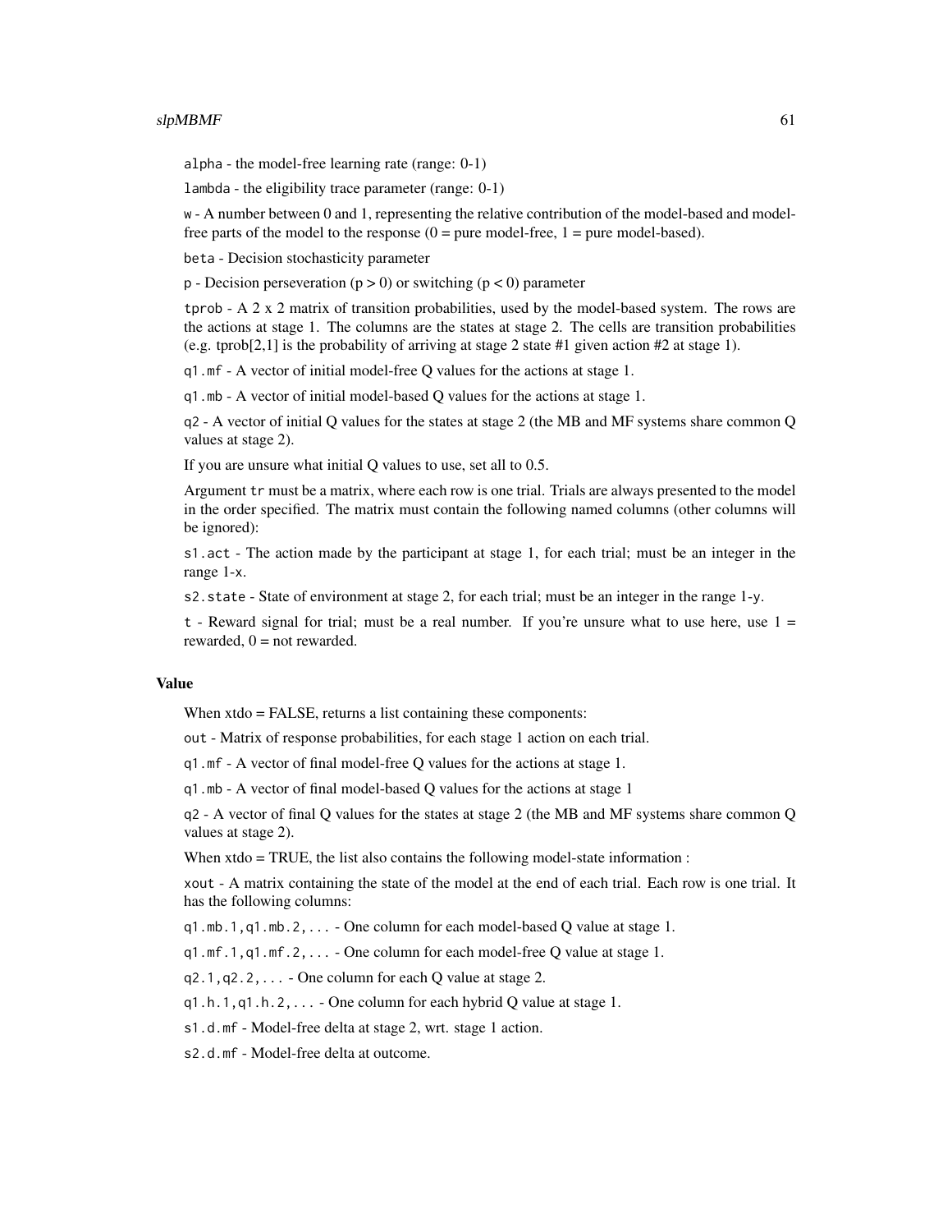`alpha` - the model-free learning rate (range: 0-1)

`lambda` - the eligibility trace parameter (range: 0-1)

`w` - A number between 0 and 1, representing the relative contribution of the model-based and model-free parts of the model to the response (0 = pure model-free, 1 = pure model-based).

`beta` - Decision stochasticity parameter

`p` - Decision perseveration ($p > 0$) or switching ($p < 0$) parameter

`tprob` - A 2 x 2 matrix of transition probabilities, used by the model-based system. The rows are the actions at stage 1. The columns are the states at stage 2. The cells are transition probabilities (e.g. tprob[2,1] is the probability of arriving at stage 2 state #1 given action #2 at stage 1).

`q1.mf` - A vector of initial model-free Q values for the actions at stage 1.

`q1.mb` - A vector of initial model-based Q values for the actions at stage 1.

`q2` - A vector of initial Q values for the states at stage 2 (the MB and MF systems share common Q values at stage 2).

If you are unsure what initial Q values to use, set all to 0.5.

Argument `tr` must be a matrix, where each row is one trial. Trials are always presented to the model in the order specified. The matrix must contain the following named columns (other columns will be ignored):

`s1.act` - The action made by the participant at stage 1, for each trial; must be an integer in the range 1-`x`.

`s2.state` - State of environment at stage 2, for each trial; must be an integer in the range 1-`y`.

`t` - Reward signal for trial; must be a real number. If you're unsure what to use here, use 1 = rewarded, 0 = not rewarded.

### Value

When xtdo = FALSE, returns a list containing these components:

`out` - Matrix of response probabilities, for each stage 1 action on each trial.

`q1.mf` - A vector of final model-free Q values for the actions at stage 1.

`q1.mb` - A vector of final model-based Q values for the actions at stage 1

`q2` - A vector of final Q values for the states at stage 2 (the MB and MF systems share common Q values at stage 2).

When xtdo = TRUE, the list also contains the following model-state information :

`xout` - A matrix containing the state of the model at the end of each trial. Each row is one trial. It has the following columns:

`q1.mb.1,q1.mb.2,...` - One column for each model-based Q value at stage 1.

`q1.mf.1,q1.mf.2,...` - One column for each model-free Q value at stage 1.

`q2.1,q2.2,...` - One column for each Q value at stage 2.

`q1.h.1,q1.h.2,...` - One column for each hybrid Q value at stage 1.

`s1.d.mf` - Model-free delta at stage 2, wrt. stage 1 action.

`s2.d.mf` - Model-free delta at outcome.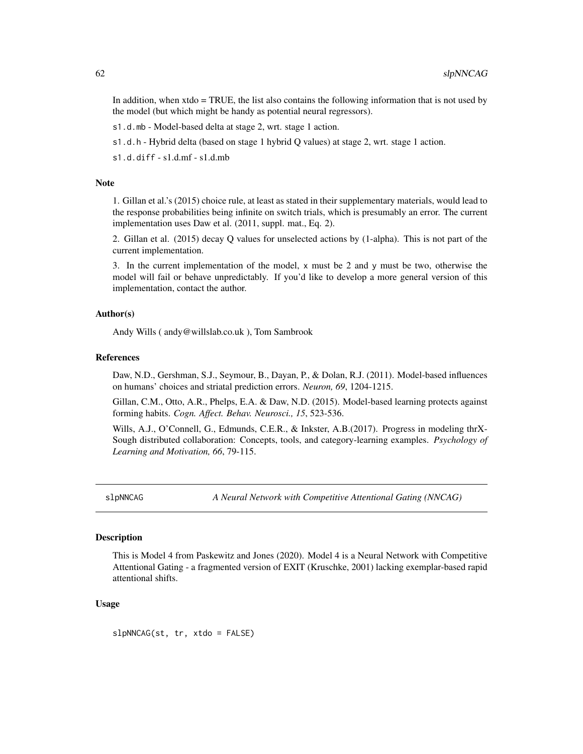In addition, when xtdo = TRUE, the list also contains the following information that is not used by the model (but which might be handy as potential neural regressors).

`s1.d.mb` - Model-based delta at stage 2, wrt. stage 1 action.

`s1.d.h` - Hybrid delta (based on stage 1 hybrid Q values) at stage 2, wrt. stage 1 action.

`s1.d.diff` - s1.d.mf - s1.d.mb

### Note

1. Gillan et al.'s (2015) choice rule, at least as stated in their supplementary materials, would lead to the response probabilities being infinite on switch trials, which is presumably an error. The current implementation uses Daw et al. (2011, suppl. mat., Eq. 2).

2. Gillan et al. (2015) decay Q values for unselected actions by (1-alpha). This is not part of the current implementation.

3. In the current implementation of the model, `x` must be 2 and `y` must be two, otherwise the model will fail or behave unpredictably. If you'd like to develop a more general version of this implementation, contact the author.

### Author(s)

Andy Wills ( andy@willslab.co.uk ), Tom Sambrook

### References

Daw, N.D., Gershman, S.J., Seymour, B., Dayan, P., & Dolan, R.J. (2011). Model-based influences on humans' choices and striatal prediction errors. *Neuron, 69*, 1204-1215.

Gillan, C.M., Otto, A.R., Phelps, E.A. & Daw, N.D. (2015). Model-based learning protects against forming habits. *Cogn. Affect. Behav. Neurosci., 15*, 523-536.

Wills, A.J., O'Connell, G., Edmunds, C.E.R., & Inkster, A.B.(2017). Progress in modeling thrX-Sough distributed collaboration: Concepts, tools, and category-learning examples. *Psychology of Learning and Motivation, 66*, 79-115.

---

## slpNNCAG — *A Neural Network with Competitive Attentional Gating (NNCAG)*

### Description

This is Model 4 from Paskewitz and Jones (2020). Model 4 is a Neural Network with Competitive Attentional Gating - a fragmented version of EXIT (Kruschke, 2001) lacking exemplar-based rapid attentional shifts.

### Usage

```
slpNNCAG(st, tr, xtdo = FALSE)
```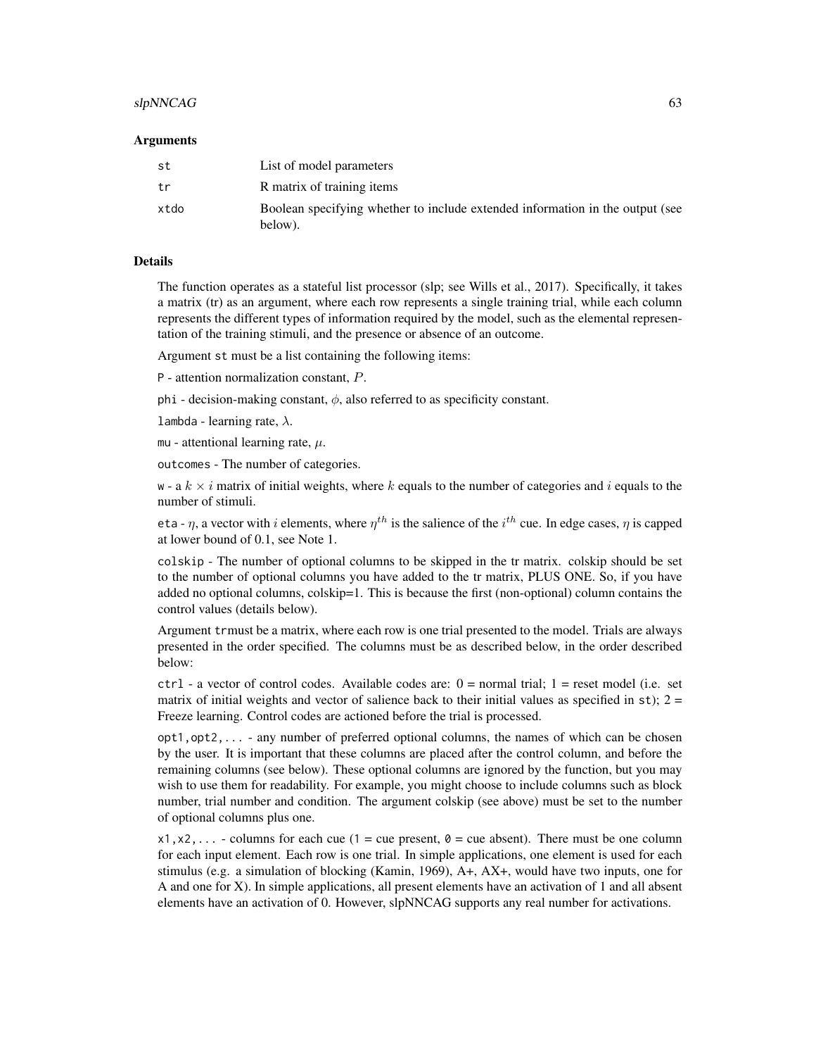### Arguments

| | |
|---|---|
| st | List of model parameters |
| tr | R matrix of training items |
| xtdo | Boolean specifying whether to include extended information in the output (see below). |

### Details

The function operates as a stateful list processor (slp; see Wills et al., 2017). Specifically, it takes a matrix (tr) as an argument, where each row represents a single training trial, while each column represents the different types of information required by the model, such as the elemental representation of the training stimuli, and the presence or absence of an outcome.

Argument `st` must be a list containing the following items:

`P` - attention normalization constant, $P$.

`phi` - decision-making constant, $\phi$, also referred to as specificity constant.

`lambda` - learning rate, $\lambda$.

`mu` - attentional learning rate, $\mu$.

`outcomes` - The number of categories.

`w` - a $k \times i$ matrix of initial weights, where $k$ equals to the number of categories and $i$ equals to the number of stimuli.

`eta` - $\eta$, a vector with $i$ elements, where $\eta^{th}$ is the salience of the $i^{th}$ cue. In edge cases, $\eta$ is capped at lower bound of 0.1, see Note 1.

`colskip` - The number of optional columns to be skipped in the tr matrix. colskip should be set to the number of optional columns you have added to the tr matrix, PLUS ONE. So, if you have added no optional columns, colskip=1. This is because the first (non-optional) column contains the control values (details below).

Argument `tr`must be a matrix, where each row is one trial presented to the model. Trials are always presented in the order specified. The columns must be as described below, in the order described below:

`ctrl` - a vector of control codes. Available codes are: 0 = normal trial; 1 = reset model (i.e. set matrix of initial weights and vector of salience back to their initial values as specified in `st`); 2 = Freeze learning. Control codes are actioned before the trial is processed.

`opt1,opt2,...` - any number of preferred optional columns, the names of which can be chosen by the user. It is important that these columns are placed after the control column, and before the remaining columns (see below). These optional columns are ignored by the function, but you may wish to use them for readability. For example, you might choose to include columns such as block number, trial number and condition. The argument colskip (see above) must be set to the number of optional columns plus one.

`x1,x2,...` - columns for each cue (`1` = cue present, `0` = cue absent). There must be one column for each input element. Each row is one trial. In simple applications, one element is used for each stimulus (e.g. a simulation of blocking (Kamin, 1969), A+, AX+, would have two inputs, one for A and one for X). In simple applications, all present elements have an activation of 1 and all absent elements have an activation of 0. However, slpNNCAG supports any real number for activations.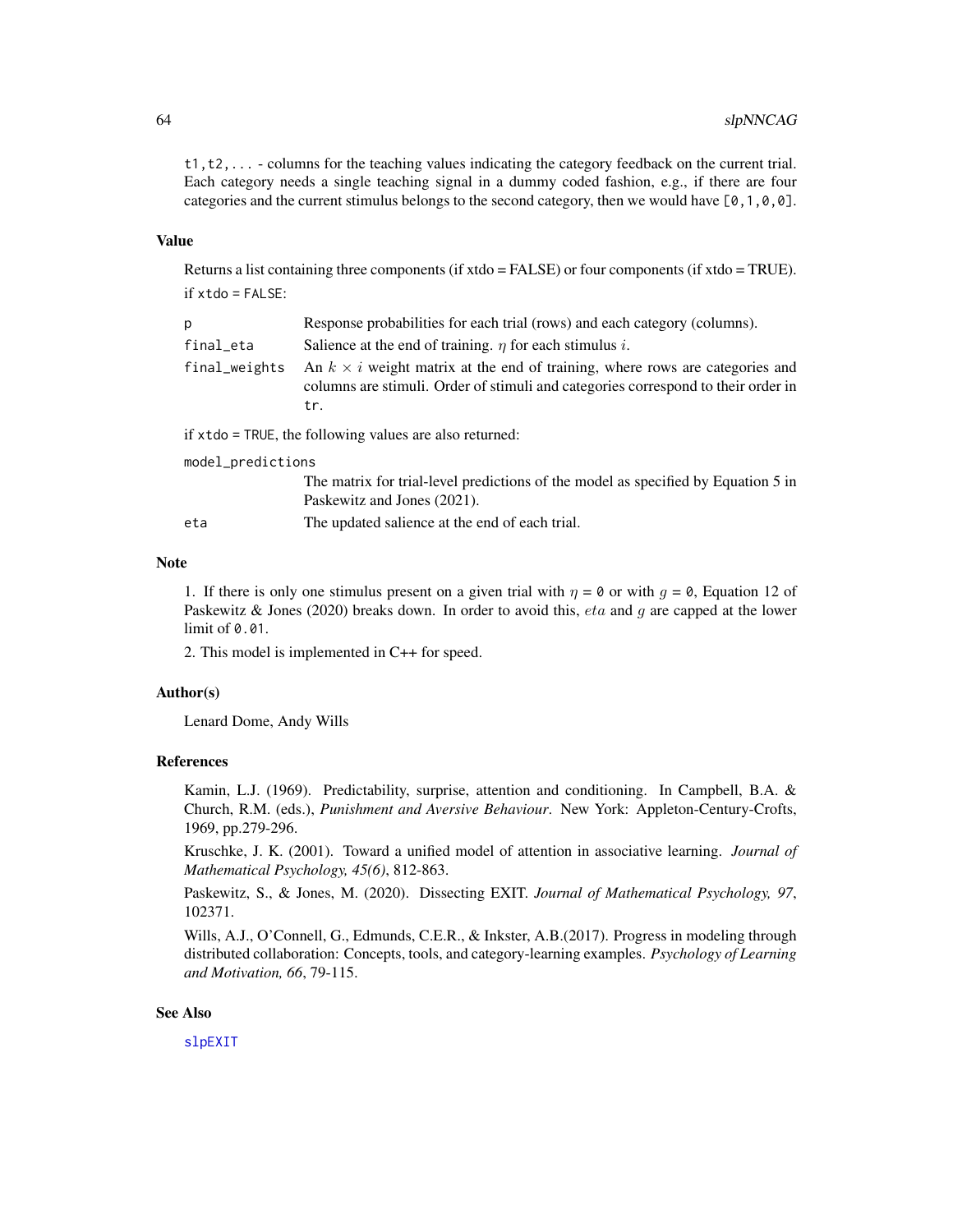t1,t2,... - columns for the teaching values indicating the category feedback on the current trial. Each category needs a single teaching signal in a dummy coded fashion, e.g., if there are four categories and the current stimulus belongs to the second category, then we would have [0,1,0,0].

## Value

Returns a list containing three components (if xtdo = FALSE) or four components (if xtdo = TRUE).

if xtdo = FALSE:

p
: Response probabilities for each trial (rows) and each category (columns).

final_eta
: Salience at the end of training. $\eta$ for each stimulus $i$.

final_weights
: An $k \times i$ weight matrix at the end of training, where rows are categories and columns are stimuli. Order of stimuli and categories correspond to their order in tr.

if xtdo = TRUE, the following values are also returned:

model_predictions
: The matrix for trial-level predictions of the model as specified by Equation 5 in Paskewitz and Jones (2021).

eta
: The updated salience at the end of each trial.

## Note

1. If there is only one stimulus present on a given trial with $\eta$ = 0 or with $g$ = 0, Equation 12 of Paskewitz & Jones (2020) breaks down. In order to avoid this, $eta$ and $g$ are capped at the lower limit of 0.01.

2. This model is implemented in C++ for speed.

## Author(s)

Lenard Dome, Andy Wills

## References

Kamin, L.J. (1969). Predictability, surprise, attention and conditioning. In Campbell, B.A. & Church, R.M. (eds.), *Punishment and Aversive Behaviour*. New York: Appleton-Century-Crofts, 1969, pp.279-296.

Kruschke, J. K. (2001). Toward a unified model of attention in associative learning. *Journal of Mathematical Psychology, 45(6)*, 812-863.

Paskewitz, S., & Jones, M. (2020). Dissecting EXIT. *Journal of Mathematical Psychology, 97*, 102371.

Wills, A.J., O'Connell, G., Edmunds, C.E.R., & Inkster, A.B.(2017). Progress in modeling through distributed collaboration: Concepts, tools, and category-learning examples. *Psychology of Learning and Motivation, 66*, 79-115.

## See Also

slpEXIT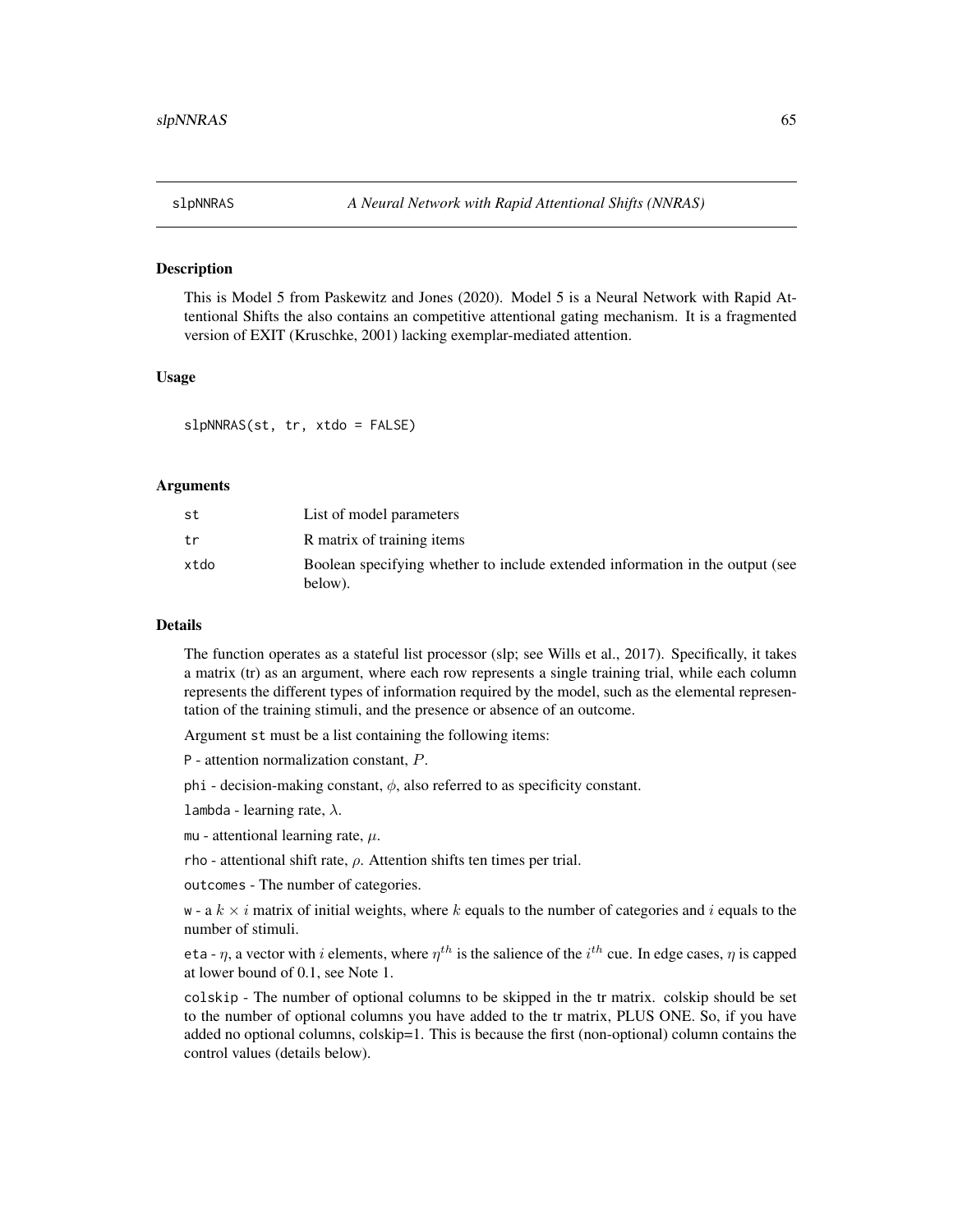slpNNRAS *A Neural Network with Rapid Attentional Shifts (NNRAS)*

## Description

This is Model 5 from Paskewitz and Jones (2020). Model 5 is a Neural Network with Rapid Attentional Shifts the also contains an competitive attentional gating mechanism. It is a fragmented version of EXIT (Kruschke, 2001) lacking exemplar-mediated attention.

## Usage

```
slpNNRAS(st, tr, xtdo = FALSE)
```

## Arguments

| | |
|---|---|
| st | List of model parameters |
| tr | R matrix of training items |
| xtdo | Boolean specifying whether to include extended information in the output (see below). |

## Details

The function operates as a stateful list processor (slp; see Wills et al., 2017). Specifically, it takes a matrix (tr) as an argument, where each row represents a single training trial, while each column represents the different types of information required by the model, such as the elemental representation of the training stimuli, and the presence or absence of an outcome.

Argument st must be a list containing the following items:

P - attention normalization constant, $P$.

phi - decision-making constant, $\phi$, also referred to as specificity constant.

lambda - learning rate, $\lambda$.

mu - attentional learning rate, $\mu$.

rho - attentional shift rate, $\rho$. Attention shifts ten times per trial.

outcomes - The number of categories.

w - a $k \times i$ matrix of initial weights, where $k$ equals to the number of categories and $i$ equals to the number of stimuli.

eta - $\eta$, a vector with $i$ elements, where $\eta^{th}$ is the salience of the $i^{th}$ cue. In edge cases, $\eta$ is capped at lower bound of 0.1, see Note 1.

colskip - The number of optional columns to be skipped in the tr matrix. colskip should be set to the number of optional columns you have added to the tr matrix, PLUS ONE. So, if you have added no optional columns, colskip=1. This is because the first (non-optional) column contains the control values (details below).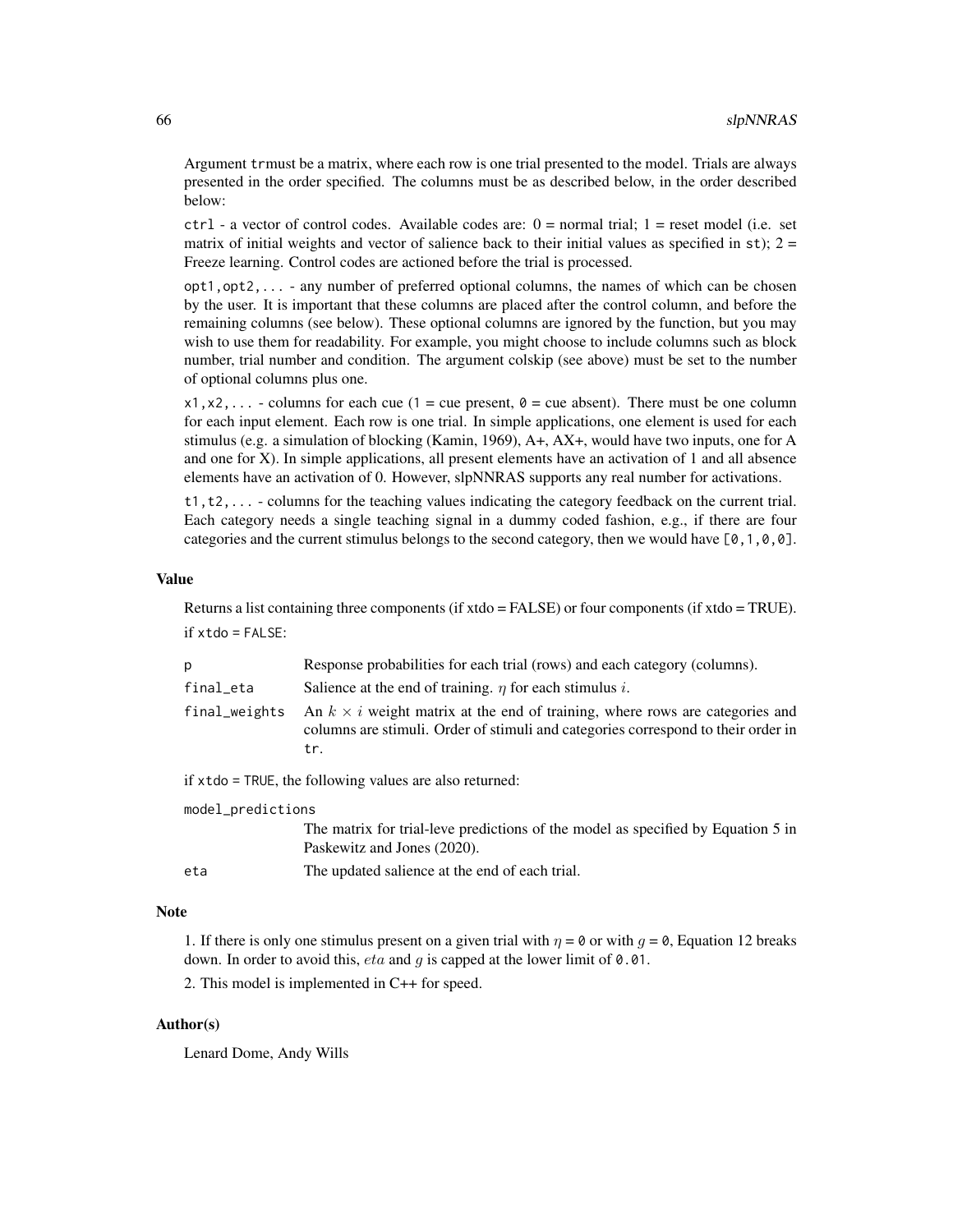Argument trmust be a matrix, where each row is one trial presented to the model. Trials are always presented in the order specified. The columns must be as described below, in the order described below:

`ctrl` - a vector of control codes. Available codes are: 0 = normal trial; 1 = reset model (i.e. set matrix of initial weights and vector of salience back to their initial values as specified in `st`); 2 = Freeze learning. Control codes are actioned before the trial is processed.

`opt1,opt2,...` - any number of preferred optional columns, the names of which can be chosen by the user. It is important that these columns are placed after the control column, and before the remaining columns (see below). These optional columns are ignored by the function, but you may wish to use them for readability. For example, you might choose to include columns such as block number, trial number and condition. The argument colskip (see above) must be set to the number of optional columns plus one.

`x1,x2,...` - columns for each cue (`1` = cue present, `0` = cue absent). There must be one column for each input element. Each row is one trial. In simple applications, one element is used for each stimulus (e.g. a simulation of blocking (Kamin, 1969), A+, AX+, would have two inputs, one for A and one for X). In simple applications, all present elements have an activation of 1 and all absence elements have an activation of 0. However, slpNNRAS supports any real number for activations.

`t1,t2,...` - columns for the teaching values indicating the category feedback on the current trial. Each category needs a single teaching signal in a dummy coded fashion, e.g., if there are four categories and the current stimulus belongs to the second category, then we would have `[0,1,0,0]`.

## Value

Returns a list containing three components (if xtdo = FALSE) or four components (if xtdo = TRUE).

if `xtdo = FALSE`:

| | |
|---|---|
| `p` | Response probabilities for each trial (rows) and each category (columns). |
| `final_eta` | Salience at the end of training. $\eta$ for each stimulus $i$. |
| `final_weights` | An $k \times i$ weight matrix at the end of training, where rows are categories and columns are stimuli. Order of stimuli and categories correspond to their order in `tr`. |

if `xtdo = TRUE`, the following values are also returned:

| | |
|---|---|
| `model_predictions` | The matrix for trial-leve predictions of the model as specified by Equation 5 in Paskewitz and Jones (2020). |
| `eta` | The updated salience at the end of each trial. |

## Note

1. If there is only one stimulus present on a given trial with $\eta$ = `0` or with $g$ = `0`, Equation 12 breaks down. In order to avoid this, $eta$ and $g$ is capped at the lower limit of `0.01`.

2. This model is implemented in C++ for speed.

## Author(s)

Lenard Dome, Andy Wills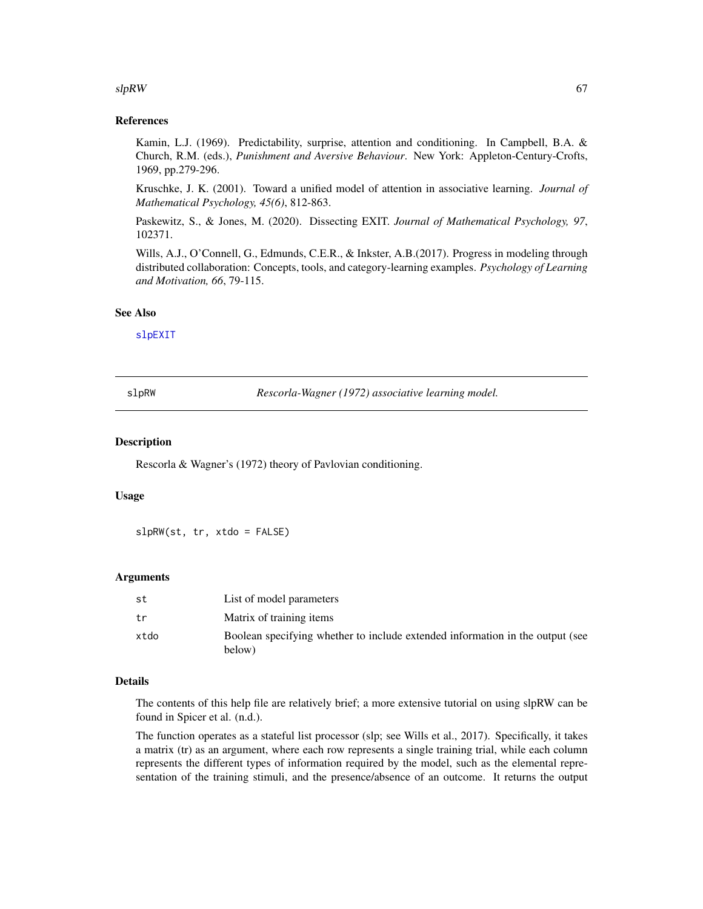## References

Kamin, L.J. (1969). Predictability, surprise, attention and conditioning. In Campbell, B.A. & Church, R.M. (eds.), *Punishment and Aversive Behaviour*. New York: Appleton-Century-Crofts, 1969, pp.279-296.

Kruschke, J. K. (2001). Toward a unified model of attention in associative learning. *Journal of Mathematical Psychology, 45(6)*, 812-863.

Paskewitz, S., & Jones, M. (2020). Dissecting EXIT. *Journal of Mathematical Psychology, 97*, 102371.

Wills, A.J., O'Connell, G., Edmunds, C.E.R., & Inkster, A.B.(2017). Progress in modeling through distributed collaboration: Concepts, tools, and category-learning examples. *Psychology of Learning and Motivation, 66*, 79-115.

## See Also

slpEXIT

---

# slpRW — *Rescorla-Wagner (1972) associative learning model.*

## Description

Rescorla & Wagner's (1972) theory of Pavlovian conditioning.

## Usage

```
slpRW(st, tr, xtdo = FALSE)
```

## Arguments

| | |
|---|---|
| st | List of model parameters |
| tr | Matrix of training items |
| xtdo | Boolean specifying whether to include extended information in the output (see below) |

## Details

The contents of this help file are relatively brief; a more extensive tutorial on using slpRW can be found in Spicer et al. (n.d.).

The function operates as a stateful list processor (slp; see Wills et al., 2017). Specifically, it takes a matrix (tr) as an argument, where each row represents a single training trial, while each column represents the different types of information required by the model, such as the elemental representation of the training stimuli, and the presence/absence of an outcome. It returns the output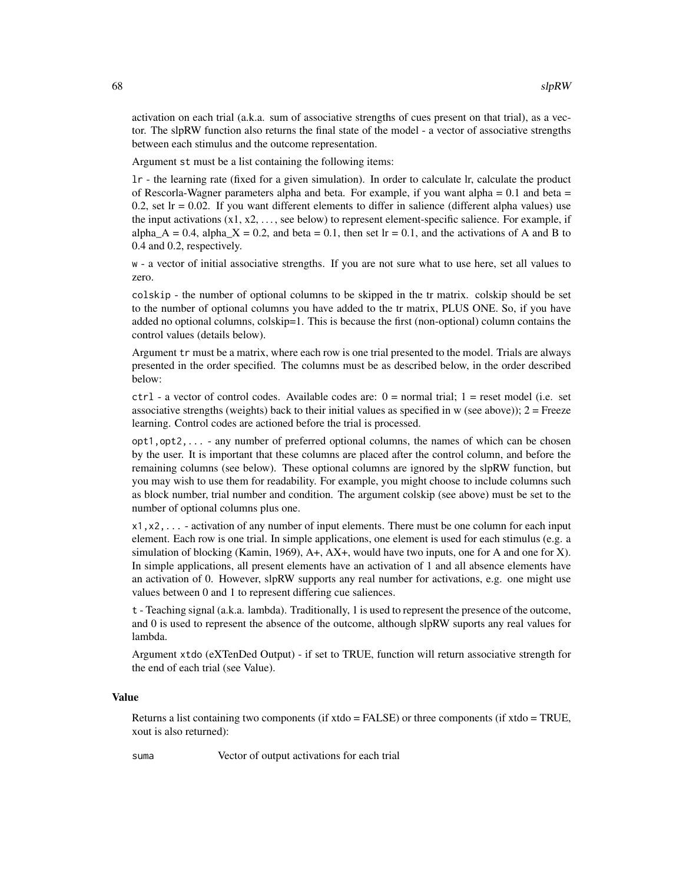activation on each trial (a.k.a. sum of associative strengths of cues present on that trial), as a vector. The slpRW function also returns the final state of the model - a vector of associative strengths between each stimulus and the outcome representation.

Argument `st` must be a list containing the following items:

`lr` - the learning rate (fixed for a given simulation). In order to calculate lr, calculate the product of Rescorla-Wagner parameters alpha and beta. For example, if you want alpha = 0.1 and beta = 0.2, set lr = 0.02. If you want different elements to differ in salience (different alpha values) use the input activations (x1, x2, ..., see below) to represent element-specific salience. For example, if alpha_A = 0.4, alpha_X = 0.2, and beta = 0.1, then set lr = 0.1, and the activations of A and B to 0.4 and 0.2, respectively.

`w` - a vector of initial associative strengths. If you are not sure what to use here, set all values to zero.

`colskip` - the number of optional columns to be skipped in the tr matrix. colskip should be set to the number of optional columns you have added to the tr matrix, PLUS ONE. So, if you have added no optional columns, colskip=1. This is because the first (non-optional) column contains the control values (details below).

Argument `tr` must be a matrix, where each row is one trial presented to the model. Trials are always presented in the order specified. The columns must be as described below, in the order described below:

`ctrl` - a vector of control codes. Available codes are: 0 = normal trial; 1 = reset model (i.e. set associative strengths (weights) back to their initial values as specified in w (see above)); 2 = Freeze learning. Control codes are actioned before the trial is processed.

`opt1,opt2,...` - any number of preferred optional columns, the names of which can be chosen by the user. It is important that these columns are placed after the control column, and before the remaining columns (see below). These optional columns are ignored by the slpRW function, but you may wish to use them for readability. For example, you might choose to include columns such as block number, trial number and condition. The argument colskip (see above) must be set to the number of optional columns plus one.

`x1,x2,...` - activation of any number of input elements. There must be one column for each input element. Each row is one trial. In simple applications, one element is used for each stimulus (e.g. a simulation of blocking (Kamin, 1969), A+, AX+, would have two inputs, one for A and one for X). In simple applications, all present elements have an activation of 1 and all absence elements have an activation of 0. However, slpRW supports any real number for activations, e.g. one might use values between 0 and 1 to represent differing cue saliences.

`t` - Teaching signal (a.k.a. lambda). Traditionally, 1 is used to represent the presence of the outcome, and 0 is used to represent the absence of the outcome, although slpRW suports any real values for lambda.

Argument `xtdo` (eXTenDed Output) - if set to TRUE, function will return associative strength for the end of each trial (see Value).

### Value

Returns a list containing two components (if xtdo = FALSE) or three components (if xtdo = TRUE, xout is also returned):

`suma` Vector of output activations for each trial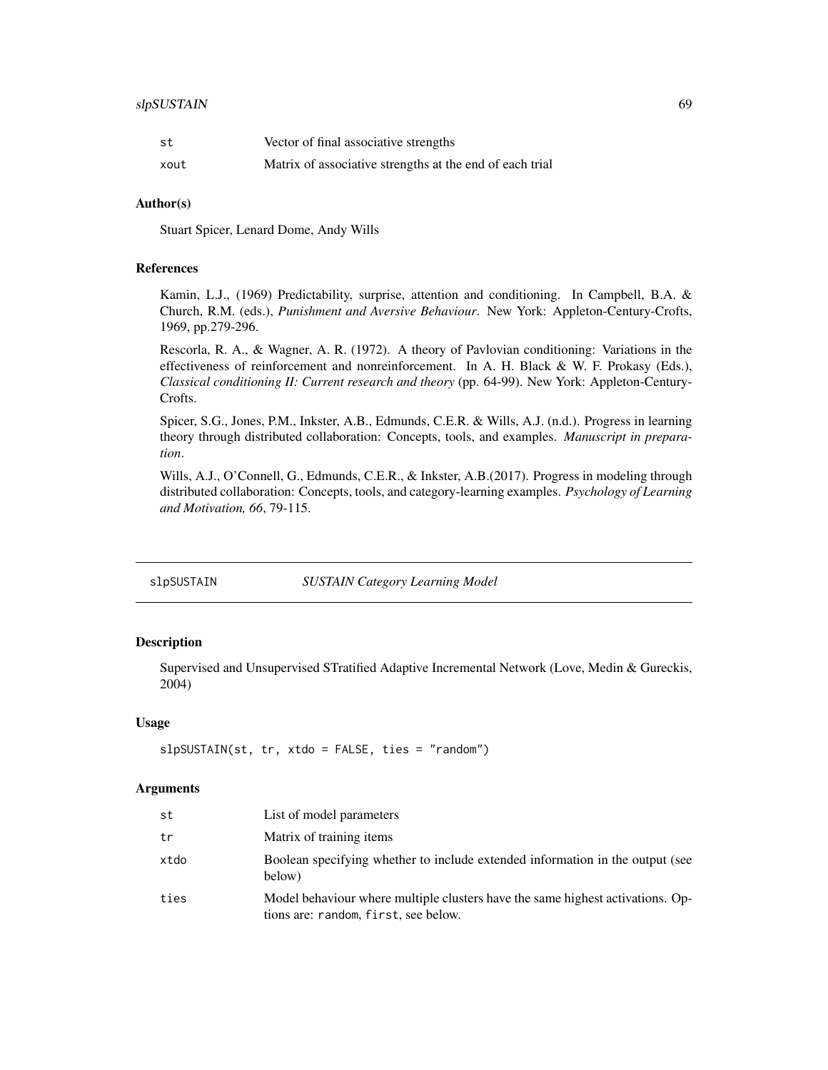| | |
|---|---|
| st | Vector of final associative strengths |
| xout | Matrix of associative strengths at the end of each trial |

### Author(s)

Stuart Spicer, Lenard Dome, Andy Wills

### References

Kamin, L.J., (1969) Predictability, surprise, attention and conditioning. In Campbell, B.A. & Church, R.M. (eds.), *Punishment and Aversive Behaviour*. New York: Appleton-Century-Crofts, 1969, pp.279-296.

Rescorla, R. A., & Wagner, A. R. (1972). A theory of Pavlovian conditioning: Variations in the effectiveness of reinforcement and nonreinforcement. In A. H. Black & W. F. Prokasy (Eds.), *Classical conditioning II: Current research and theory* (pp. 64-99). New York: Appleton-Century-Crofts.

Spicer, S.G., Jones, P.M., Inkster, A.B., Edmunds, C.E.R. & Wills, A.J. (n.d.). Progress in learning theory through distributed collaboration: Concepts, tools, and examples. *Manuscript in preparation*.

Wills, A.J., O'Connell, G., Edmunds, C.E.R., & Inkster, A.B.(2017). Progress in modeling through distributed collaboration: Concepts, tools, and category-learning examples. *Psychology of Learning and Motivation, 66*, 79-115.

---

## slpSUSTAIN — *SUSTAIN Category Learning Model*

### Description

Supervised and Unsupervised STratified Adaptive Incremental Network (Love, Medin & Gureckis, 2004)

### Usage

```
slpSUSTAIN(st, tr, xtdo = FALSE, ties = "random")
```

### Arguments

| | |
|---|---|
| st | List of model parameters |
| tr | Matrix of training items |
| xtdo | Boolean specifying whether to include extended information in the output (see below) |
| ties | Model behaviour where multiple clusters have the same highest activations. Options are: random, first, see below. |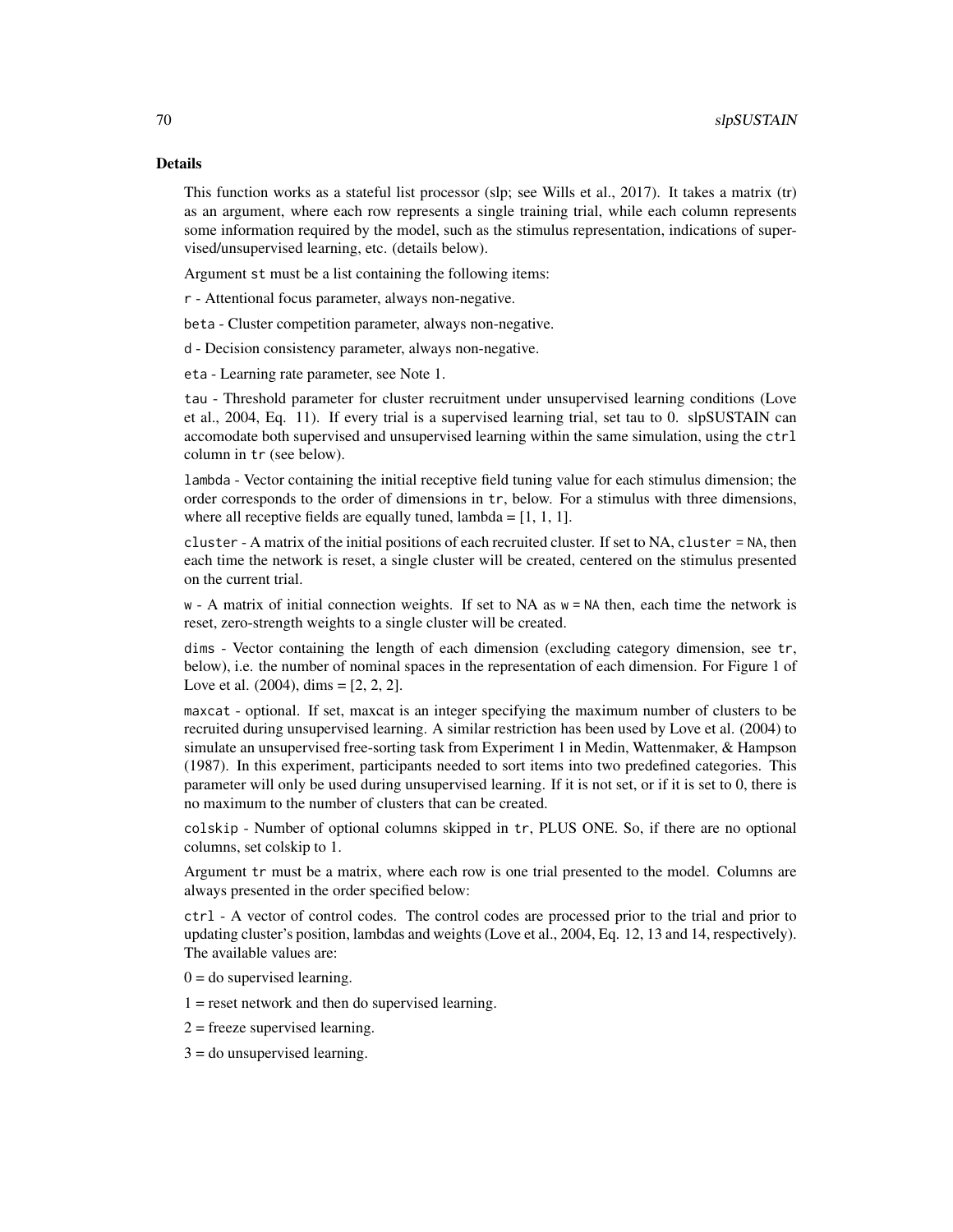## Details

This function works as a stateful list processor (slp; see Wills et al., 2017). It takes a matrix (tr) as an argument, where each row represents a single training trial, while each column represents some information required by the model, such as the stimulus representation, indications of supervised/unsupervised learning, etc. (details below).

Argument `st` must be a list containing the following items:

`r` - Attentional focus parameter, always non-negative.

`beta` - Cluster competition parameter, always non-negative.

`d` - Decision consistency parameter, always non-negative.

`eta` - Learning rate parameter, see Note 1.

`tau` - Threshold parameter for cluster recruitment under unsupervised learning conditions (Love et al., 2004, Eq. 11). If every trial is a supervised learning trial, set tau to 0. slpSUSTAIN can accomodate both supervised and unsupervised learning within the same simulation, using the `ctrl` column in `tr` (see below).

`lambda` - Vector containing the initial receptive field tuning value for each stimulus dimension; the order corresponds to the order of dimensions in `tr`, below. For a stimulus with three dimensions, where all receptive fields are equally tuned, lambda = [1, 1, 1].

`cluster` - A matrix of the initial positions of each recruited cluster. If set to NA, `cluster = NA`, then each time the network is reset, a single cluster will be created, centered on the stimulus presented on the current trial.

`w` - A matrix of initial connection weights. If set to NA as `w = NA` then, each time the network is reset, zero-strength weights to a single cluster will be created.

`dims` - Vector containing the length of each dimension (excluding category dimension, see `tr`, below), i.e. the number of nominal spaces in the representation of each dimension. For Figure 1 of Love et al. (2004), dims = [2, 2, 2].

`maxcat` - optional. If set, maxcat is an integer specifying the maximum number of clusters to be recruited during unsupervised learning. A similar restriction has been used by Love et al. (2004) to simulate an unsupervised free-sorting task from Experiment 1 in Medin, Wattenmaker, & Hampson (1987). In this experiment, participants needed to sort items into two predefined categories. This parameter will only be used during unsupervised learning. If it is not set, or if it is set to 0, there is no maximum to the number of clusters that can be created.

`colskip` - Number of optional columns skipped in `tr`, PLUS ONE. So, if there are no optional columns, set colskip to 1.

Argument `tr` must be a matrix, where each row is one trial presented to the model. Columns are always presented in the order specified below:

`ctrl` - A vector of control codes. The control codes are processed prior to the trial and prior to updating cluster's position, lambdas and weights (Love et al., 2004, Eq. 12, 13 and 14, respectively). The available values are:

0 = do supervised learning.

1 = reset network and then do supervised learning.

2 = freeze supervised learning.

3 = do unsupervised learning.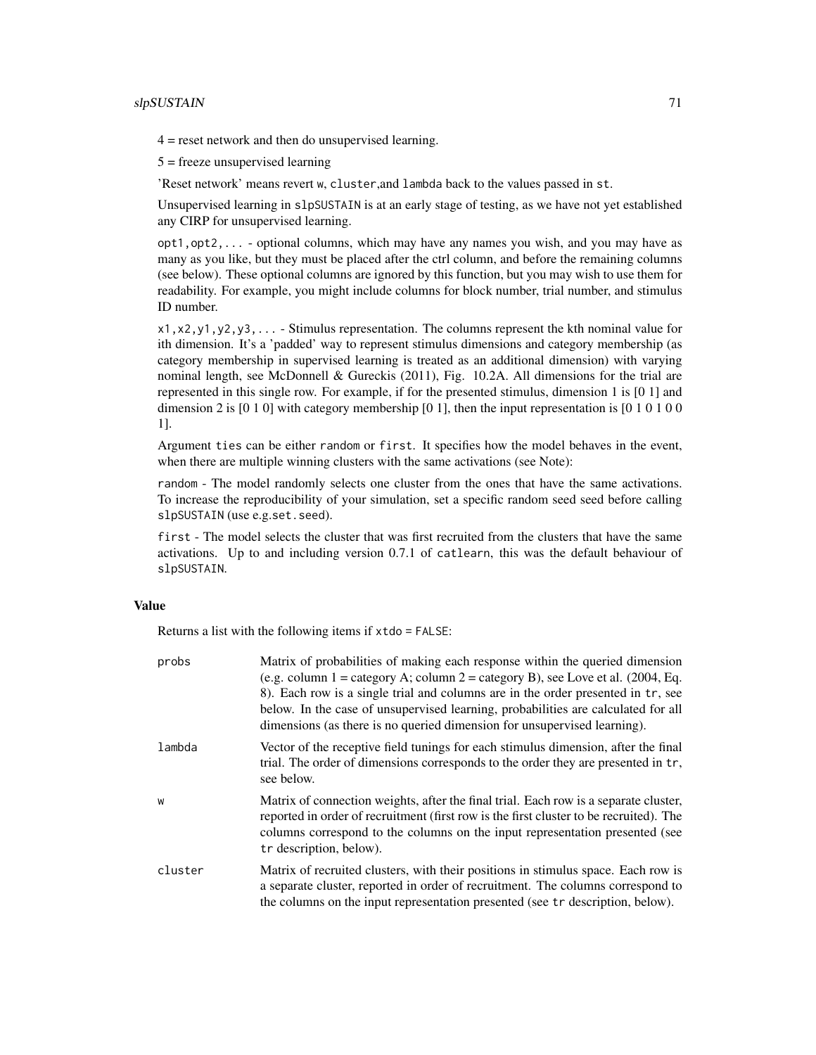4 = reset network and then do unsupervised learning.

5 = freeze unsupervised learning

'Reset network' means revert `w`, `cluster`,and `lambda` back to the values passed in `st`.

Unsupervised learning in `slpSUSTAIN` is at an early stage of testing, as we have not yet established any CIRP for unsupervised learning.

`opt1,opt2,...` - optional columns, which may have any names you wish, and you may have as many as you like, but they must be placed after the ctrl column, and before the remaining columns (see below). These optional columns are ignored by this function, but you may wish to use them for readability. For example, you might include columns for block number, trial number, and stimulus ID number.

`x1,x2,y1,y2,y3,...` - Stimulus representation. The columns represent the kth nominal value for ith dimension. It's a 'padded' way to represent stimulus dimensions and category membership (as category membership in supervised learning is treated as an additional dimension) with varying nominal length, see McDonnell & Gureckis (2011), Fig. 10.2A. All dimensions for the trial are represented in this single row. For example, if for the presented stimulus, dimension 1 is [0 1] and dimension 2 is [0 1 0] with category membership [0 1], then the input representation is [0 1 0 1 0 0 1].

Argument `ties` can be either `random` or `first`. It specifies how the model behaves in the event, when there are multiple winning clusters with the same activations (see Note):

`random` - The model randomly selects one cluster from the ones that have the same activations. To increase the reproducibility of your simulation, set a specific random seed seed before calling `slpSUSTAIN` (use e.g.`set.seed`).

`first` - The model selects the cluster that was first recruited from the clusters that have the same activations. Up to and including version 0.7.1 of `catlearn`, this was the default behaviour of `slpSUSTAIN`.

### Value

Returns a list with the following items if `xtdo = FALSE`:

| | |
|---|---|
| `probs` | Matrix of probabilities of making each response within the queried dimension (e.g. column 1 = category A; column 2 = category B), see Love et al. (2004, Eq. 8). Each row is a single trial and columns are in the order presented in `tr`, see below. In the case of unsupervised learning, probabilities are calculated for all dimensions (as there is no queried dimension for unsupervised learning). |
| `lambda` | Vector of the receptive field tunings for each stimulus dimension, after the final trial. The order of dimensions corresponds to the order they are presented in `tr`, see below. |
| `w` | Matrix of connection weights, after the final trial. Each row is a separate cluster, reported in order of recruitment (first row is the first cluster to be recruited). The columns correspond to the columns on the input representation presented (see `tr` description, below). |
| `cluster` | Matrix of recruited clusters, with their positions in stimulus space. Each row is a separate cluster, reported in order of recruitment. The columns correspond to the columns on the input representation presented (see `tr` description, below). |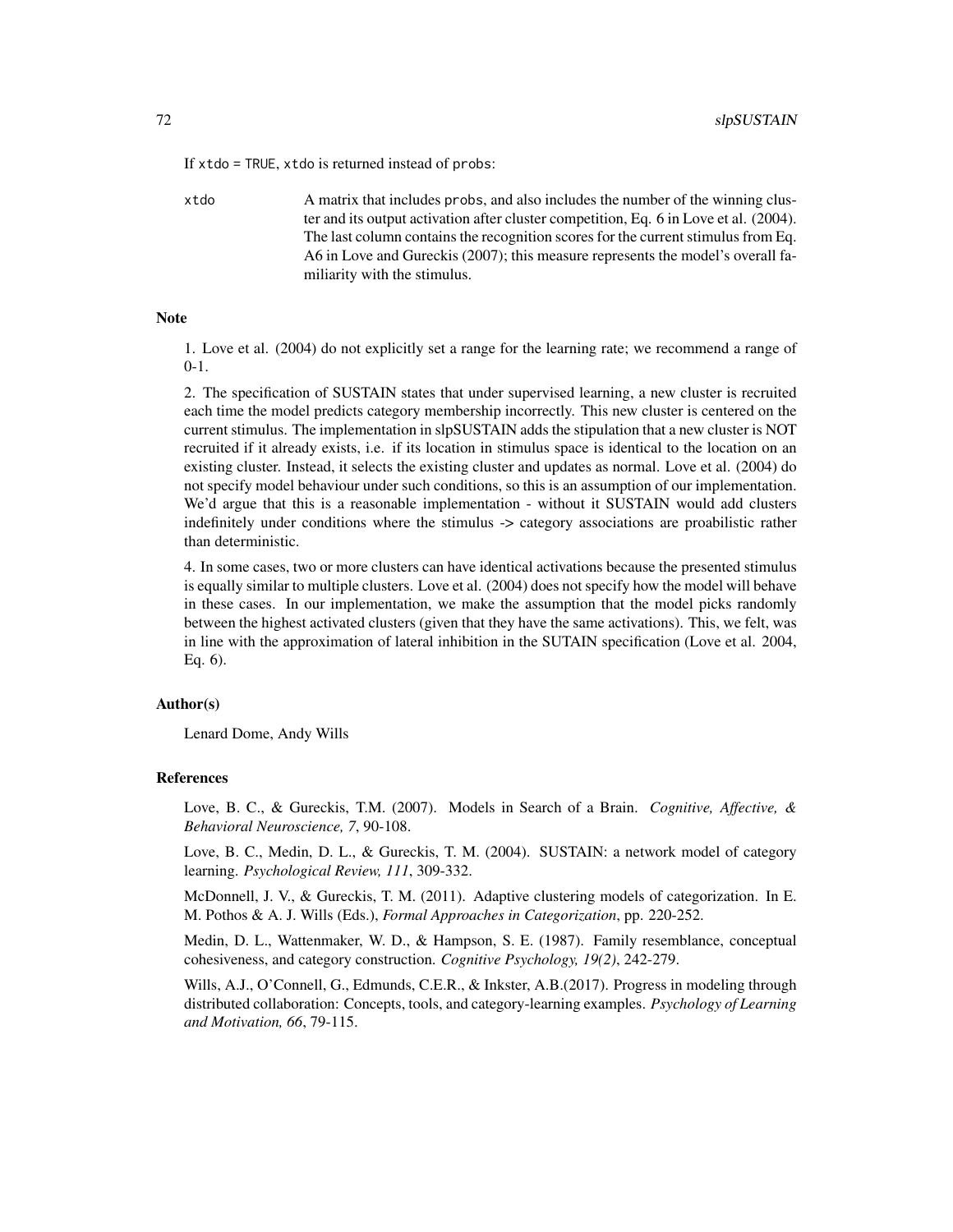If `xtdo = TRUE`, `xtdo` is returned instead of `probs`:

`xtdo` A matrix that includes `probs`, and also includes the number of the winning cluster and its output activation after cluster competition, Eq. 6 in Love et al. (2004). The last column contains the recognition scores for the current stimulus from Eq. A6 in Love and Gureckis (2007); this measure represents the model's overall familiarity with the stimulus.

### Note

1. Love et al. (2004) do not explicitly set a range for the learning rate; we recommend a range of 0-1.

2. The specification of SUSTAIN states that under supervised learning, a new cluster is recruited each time the model predicts category membership incorrectly. This new cluster is centered on the current stimulus. The implementation in slpSUSTAIN adds the stipulation that a new cluster is NOT recruited if it already exists, i.e. if its location in stimulus space is identical to the location on an existing cluster. Instead, it selects the existing cluster and updates as normal. Love et al. (2004) do not specify model behaviour under such conditions, so this is an assumption of our implementation. We'd argue that this is a reasonable implementation - without it SUSTAIN would add clusters indefinitely under conditions where the stimulus -> category associations are proabilistic rather than deterministic.

4. In some cases, two or more clusters can have identical activations because the presented stimulus is equally similar to multiple clusters. Love et al. (2004) does not specify how the model will behave in these cases. In our implementation, we make the assumption that the model picks randomly between the highest activated clusters (given that they have the same activations). This, we felt, was in line with the approximation of lateral inhibition in the SUTAIN specification (Love et al. 2004, Eq. 6).

### Author(s)

Lenard Dome, Andy Wills

### References

Love, B. C., & Gureckis, T.M. (2007). Models in Search of a Brain. *Cognitive, Affective, & Behavioral Neuroscience, 7*, 90-108.

Love, B. C., Medin, D. L., & Gureckis, T. M. (2004). SUSTAIN: a network model of category learning. *Psychological Review, 111*, 309-332.

McDonnell, J. V., & Gureckis, T. M. (2011). Adaptive clustering models of categorization. In E. M. Pothos & A. J. Wills (Eds.), *Formal Approaches in Categorization*, pp. 220-252.

Medin, D. L., Wattenmaker, W. D., & Hampson, S. E. (1987). Family resemblance, conceptual cohesiveness, and category construction. *Cognitive Psychology, 19(2)*, 242-279.

Wills, A.J., O'Connell, G., Edmunds, C.E.R., & Inkster, A.B.(2017). Progress in modeling through distributed collaboration: Concepts, tools, and category-learning examples. *Psychology of Learning and Motivation, 66*, 79-115.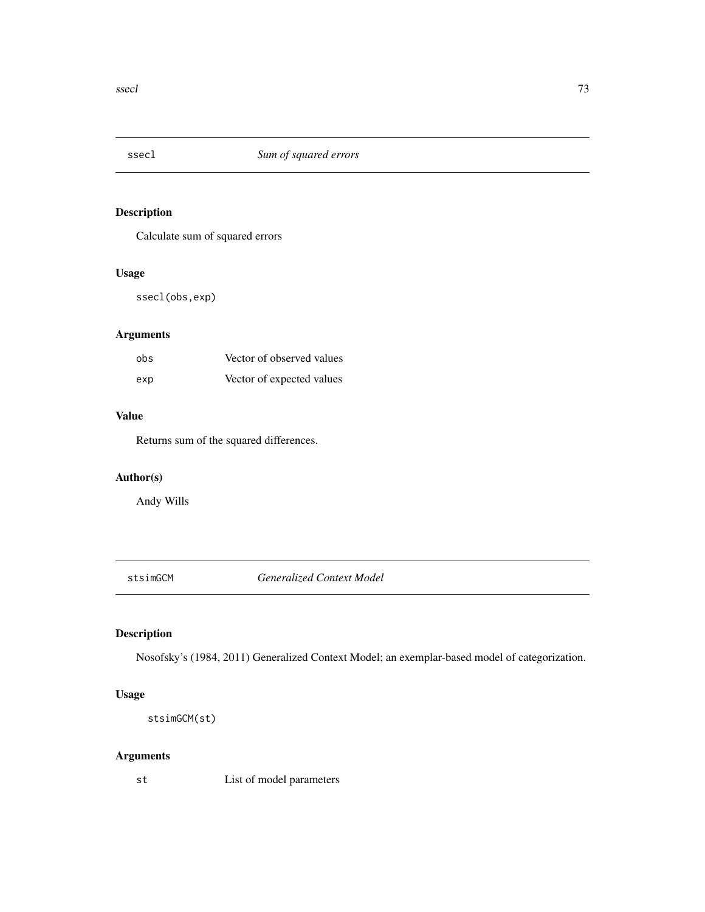## ssecl — *Sum of squared errors*

### Description

Calculate sum of squared errors

### Usage

```
ssecl(obs,exp)
```

### Arguments

| | |
|---|---|
| obs | Vector of observed values |
| exp | Vector of expected values |

### Value

Returns sum of the squared differences.

### Author(s)

Andy Wills

## stsimGCM — *Generalized Context Model*

### Description

Nosofsky's (1984, 2011) Generalized Context Model; an exemplar-based model of categorization.

### Usage

```
stsimGCM(st)
```

### Arguments

| | |
|---|---|
| st | List of model parameters |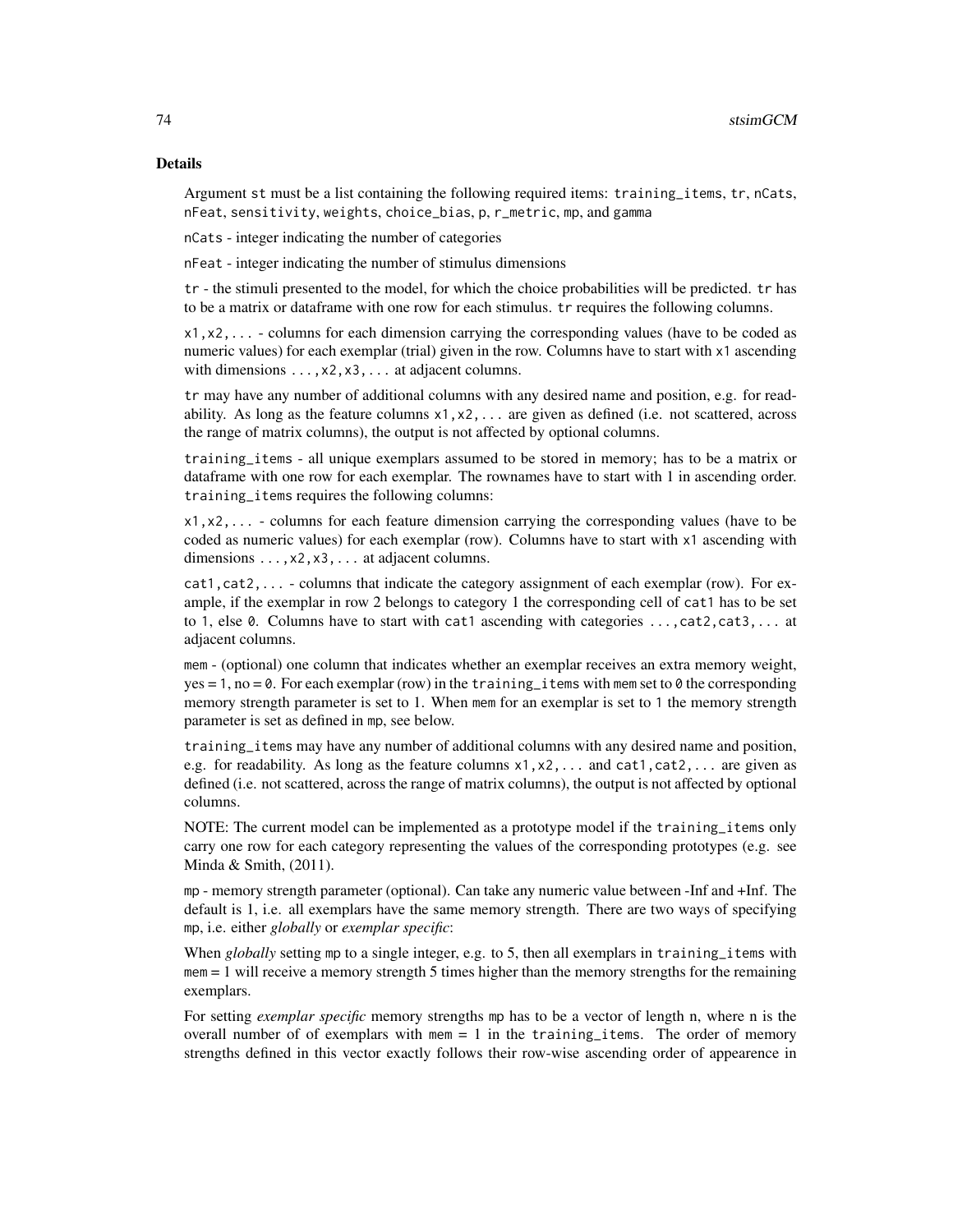## Details

Argument st must be a list containing the following required items: training_items, tr, nCats, nFeat, sensitivity, weights, choice_bias, p, r_metric, mp, and gamma

nCats - integer indicating the number of categories

nFeat - integer indicating the number of stimulus dimensions

tr - the stimuli presented to the model, for which the choice probabilities will be predicted. tr has to be a matrix or dataframe with one row for each stimulus. tr requires the following columns.

x1,x2,... - columns for each dimension carrying the corresponding values (have to be coded as numeric values) for each exemplar (trial) given in the row. Columns have to start with x1 ascending with dimensions ...,x2,x3,... at adjacent columns.

tr may have any number of additional columns with any desired name and position, e.g. for readability. As long as the feature columns x1,x2,... are given as defined (i.e. not scattered, across the range of matrix columns), the output is not affected by optional columns.

training_items - all unique exemplars assumed to be stored in memory; has to be a matrix or dataframe with one row for each exemplar. The rownames have to start with 1 in ascending order. training_items requires the following columns:

x1,x2,... - columns for each feature dimension carrying the corresponding values (have to be coded as numeric values) for each exemplar (row). Columns have to start with x1 ascending with dimensions ...,x2,x3,... at adjacent columns.

cat1,cat2,... - columns that indicate the category assignment of each exemplar (row). For example, if the exemplar in row 2 belongs to category 1 the corresponding cell of cat1 has to be set to 1, else 0. Columns have to start with cat1 ascending with categories ...,cat2,cat3,... at adjacent columns.

mem - (optional) one column that indicates whether an exemplar receives an extra memory weight, yes = 1, no = 0. For each exemplar (row) in the training_items with mem set to 0 the corresponding memory strength parameter is set to 1. When mem for an exemplar is set to 1 the memory strength parameter is set as defined in mp, see below.

training_items may have any number of additional columns with any desired name and position, e.g. for readability. As long as the feature columns x1,x2,... and cat1,cat2,... are given as defined (i.e. not scattered, across the range of matrix columns), the output is not affected by optional columns.

NOTE: The current model can be implemented as a prototype model if the training_items only carry one row for each category representing the values of the corresponding prototypes (e.g. see Minda & Smith, (2011).

mp - memory strength parameter (optional). Can take any numeric value between -Inf and +Inf. The default is 1, i.e. all exemplars have the same memory strength. There are two ways of specifying mp, i.e. either *globally* or *exemplar specific*:

When *globally* setting mp to a single integer, e.g. to 5, then all exemplars in training_items with mem = 1 will receive a memory strength 5 times higher than the memory strengths for the remaining exemplars.

For setting *exemplar specific* memory strengths mp has to be a vector of length n, where n is the overall number of of exemplars with mem = 1 in the training_items. The order of memory strengths defined in this vector exactly follows their row-wise ascending order of appearence in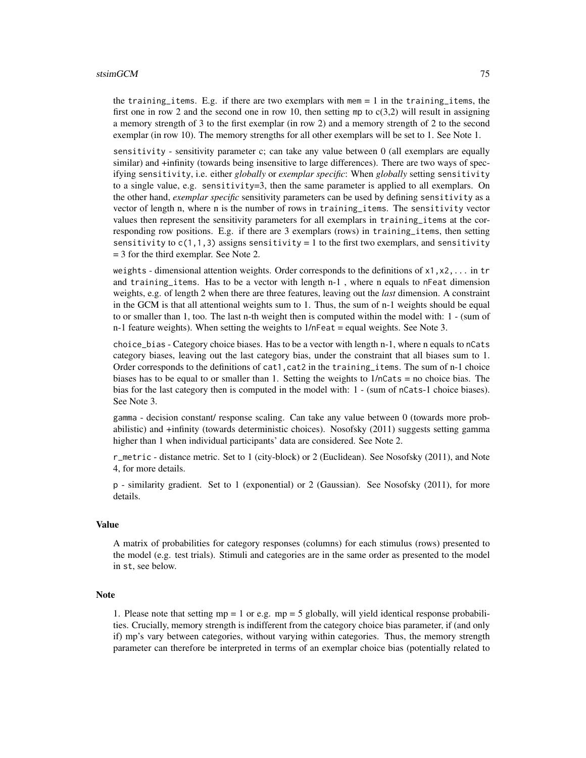the training_items. E.g. if there are two exemplars with mem = 1 in the training_items, the first one in row 2 and the second one in row 10, then setting mp to c(3,2) will result in assigning a memory strength of 3 to the first exemplar (in row 2) and a memory strength of 2 to the second exemplar (in row 10). The memory strengths for all other exemplars will be set to 1. See Note 1.

sensitivity - sensitivity parameter c; can take any value between 0 (all exemplars are equally similar) and +infinity (towards being insensitive to large differences). There are two ways of specifying sensitivity, i.e. either *globally* or *exemplar specific*: When *globally* setting sensitivity to a single value, e.g. sensitivity=3, then the same parameter is applied to all exemplars. On the other hand, *exemplar specific* sensitivity parameters can be used by defining sensitivity as a vector of length n, where n is the number of rows in training_items. The sensitivity vector values then represent the sensitivity parameters for all exemplars in training_items at the corresponding row positions. E.g. if there are 3 exemplars (rows) in training_items, then setting sensitivity to c(1,1,3) assigns sensitivity = 1 to the first two exemplars, and sensitivity = 3 for the third exemplar. See Note 2.

weights - dimensional attention weights. Order corresponds to the definitions of x1,x2,... in tr and training_items. Has to be a vector with length n-1 , where n equals to nFeat dimension weights, e.g. of length 2 when there are three features, leaving out the *last* dimension. A constraint in the GCM is that all attentional weights sum to 1. Thus, the sum of n-1 weights should be equal to or smaller than 1, too. The last n-th weight then is computed within the model with: 1 - (sum of n-1 feature weights). When setting the weights to 1/nFeat = equal weights. See Note 3.

choice_bias - Category choice biases. Has to be a vector with length n-1, where n equals to nCats category biases, leaving out the last category bias, under the constraint that all biases sum to 1. Order corresponds to the definitions of cat1,cat2 in the training_items. The sum of n-1 choice biases has to be equal to or smaller than 1. Setting the weights to 1/nCats = no choice bias. The bias for the last category then is computed in the model with: 1 - (sum of nCats-1 choice biases). See Note 3.

gamma - decision constant/ response scaling. Can take any value between 0 (towards more probabilistic) and +infinity (towards deterministic choices). Nosofsky (2011) suggests setting gamma higher than 1 when individual participants' data are considered. See Note 2.

r_metric - distance metric. Set to 1 (city-block) or 2 (Euclidean). See Nosofsky (2011), and Note 4, for more details.

p - similarity gradient. Set to 1 (exponential) or 2 (Gaussian). See Nosofsky (2011), for more details.

## Value

A matrix of probabilities for category responses (columns) for each stimulus (rows) presented to the model (e.g. test trials). Stimuli and categories are in the same order as presented to the model in st, see below.

## Note

1. Please note that setting mp = 1 or e.g. mp = 5 globally, will yield identical response probabilities. Crucially, memory strength is indifferent from the category choice bias parameter, if (and only if) mp's vary between categories, without varying within categories. Thus, the memory strength parameter can therefore be interpreted in terms of an exemplar choice bias (potentially related to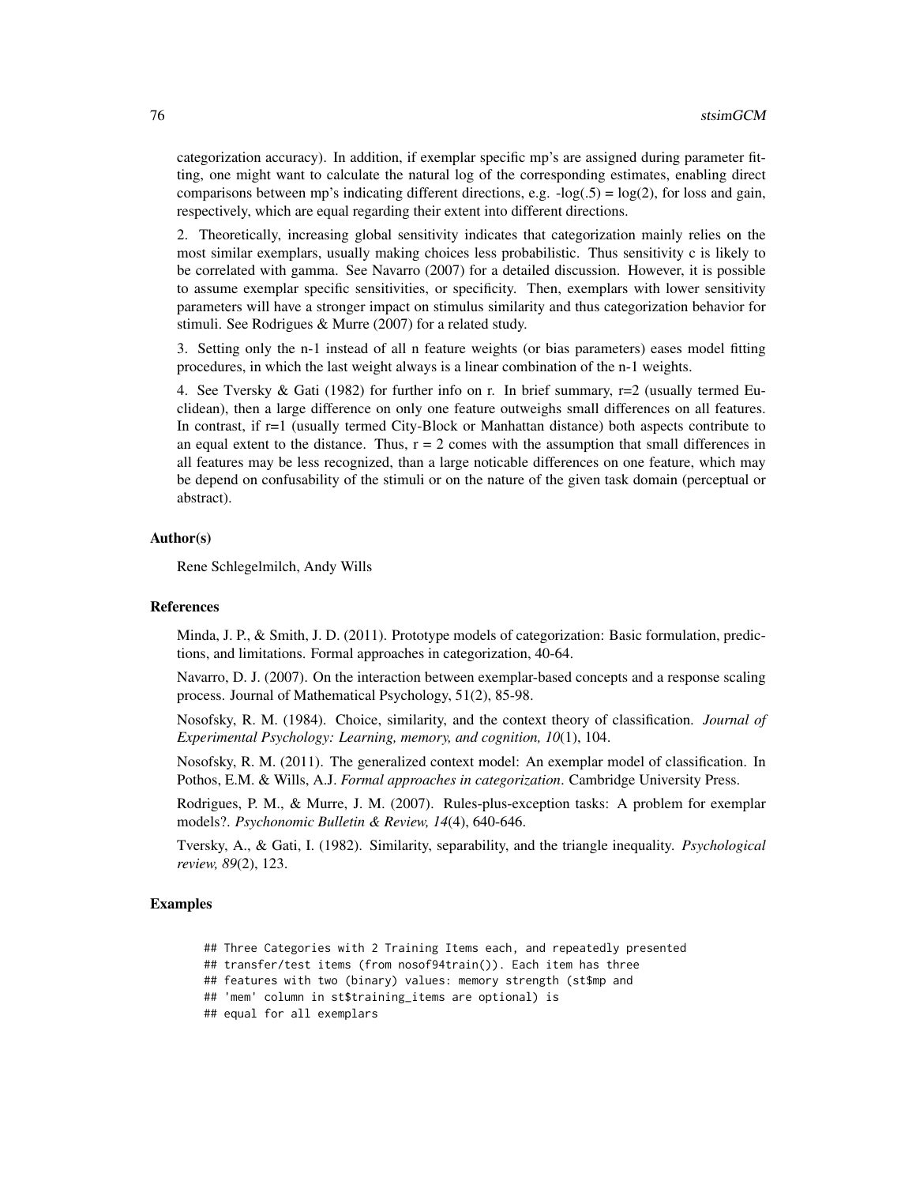categorization accuracy). In addition, if exemplar specific mp's are assigned during parameter fitting, one might want to calculate the natural log of the corresponding estimates, enabling direct comparisons between mp's indicating different directions, e.g. $-\log(.5) = \log(2)$, for loss and gain, respectively, which are equal regarding their extent into different directions.

2. Theoretically, increasing global sensitivity indicates that categorization mainly relies on the most similar exemplars, usually making choices less probabilistic. Thus sensitivity c is likely to be correlated with gamma. See Navarro (2007) for a detailed discussion. However, it is possible to assume exemplar specific sensitivities, or specificity. Then, exemplars with lower sensitivity parameters will have a stronger impact on stimulus similarity and thus categorization behavior for stimuli. See Rodrigues & Murre (2007) for a related study.

3. Setting only the n-1 instead of all n feature weights (or bias parameters) eases model fitting procedures, in which the last weight always is a linear combination of the n-1 weights.

4. See Tversky & Gati (1982) for further info on r. In brief summary, $r=2$ (usually termed Euclidean), then a large difference on only one feature outweighs small differences on all features. In contrast, if $r=1$ (usually termed City-Block or Manhattan distance) both aspects contribute to an equal extent to the distance. Thus, $r = 2$ comes with the assumption that small differences in all features may be less recognized, than a large noticable differences on one feature, which may be depend on confusability of the stimuli or on the nature of the given task domain (perceptual or abstract).

### Author(s)

Rene Schlegelmilch, Andy Wills

### References

Minda, J. P., & Smith, J. D. (2011). Prototype models of categorization: Basic formulation, predictions, and limitations. Formal approaches in categorization, 40-64.

Navarro, D. J. (2007). On the interaction between exemplar-based concepts and a response scaling process. Journal of Mathematical Psychology, 51(2), 85-98.

Nosofsky, R. M. (1984). Choice, similarity, and the context theory of classification. *Journal of Experimental Psychology: Learning, memory, and cognition, 10*(1), 104.

Nosofsky, R. M. (2011). The generalized context model: An exemplar model of classification. In Pothos, E.M. & Wills, A.J. *Formal approaches in categorization*. Cambridge University Press.

Rodrigues, P. M., & Murre, J. M. (2007). Rules-plus-exception tasks: A problem for exemplar models?. *Psychonomic Bulletin & Review, 14*(4), 640-646.

Tversky, A., & Gati, I. (1982). Similarity, separability, and the triangle inequality. *Psychological review, 89*(2), 123.

### Examples

```
## Three Categories with 2 Training Items each, and repeatedly presented
## transfer/test items (from nosof94train()). Each item has three
## features with two (binary) values: memory strength (st$mp and
## 'mem' column in st$training_items are optional) is
## equal for all exemplars
```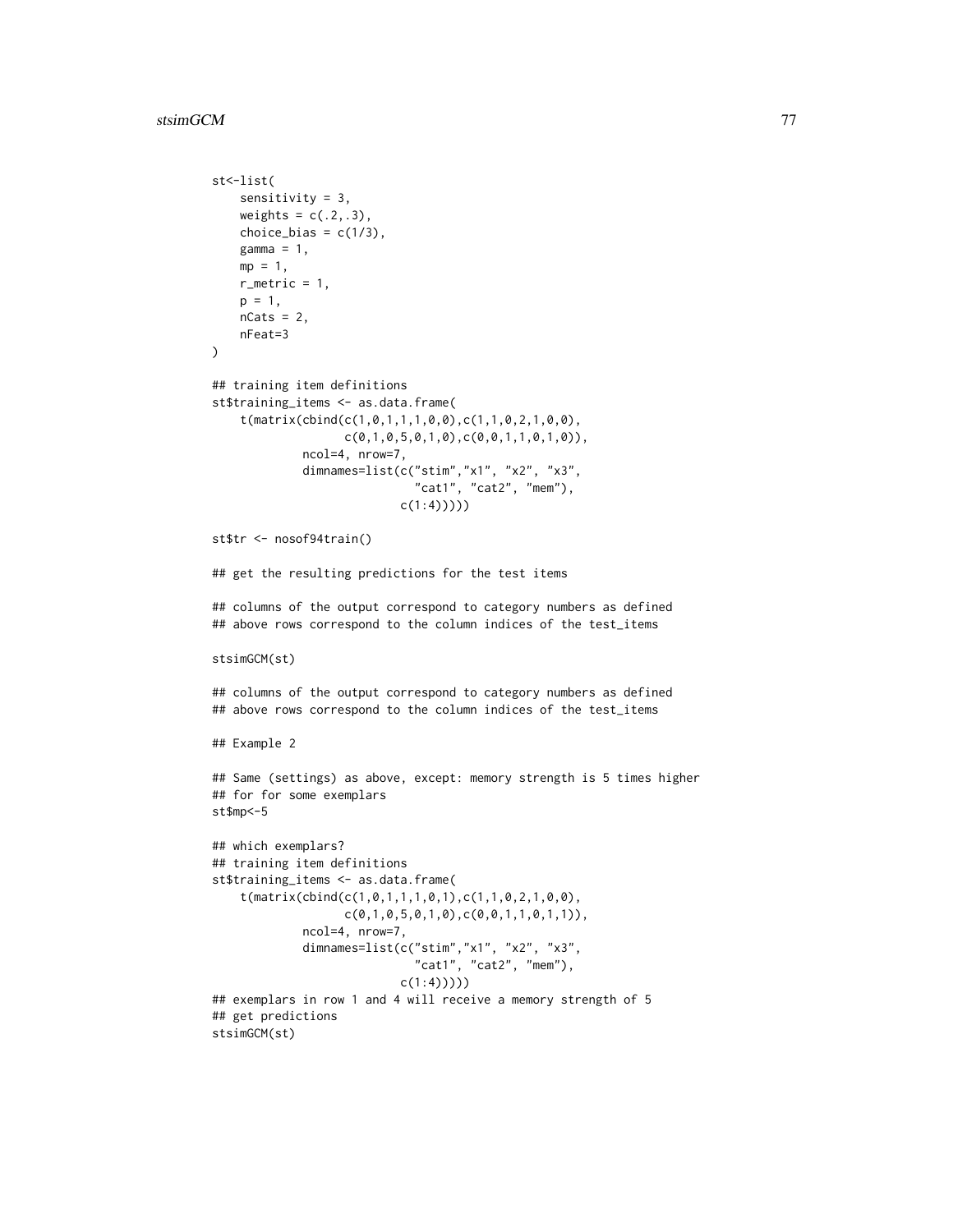```
st<-list(
    sensitivity = 3,
    weights = c(.2,.3),
    choice_bias = c(1/3),
    gamma = 1,
    mp = 1,
    r_metric = 1,
    p = 1,
    nCats = 2,
    nFeat=3
)

## training item definitions
st$training_items <- as.data.frame(
    t(matrix(cbind(c(1,0,1,1,1,0,0),c(1,1,0,2,1,0,0),
                   c(0,1,0,5,0,1,0),c(0,0,1,1,0,1,0)),
             ncol=4, nrow=7,
             dimnames=list(c("stim","x1", "x2", "x3",
                             "cat1", "cat2", "mem"),
                           c(1:4)))))

st$tr <- nosof94train()

## get the resulting predictions for the test items

## columns of the output correspond to category numbers as defined
## above rows correspond to the column indices of the test_items

stsimGCM(st)

## columns of the output correspond to category numbers as defined
## above rows correspond to the column indices of the test_items

## Example 2

## Same (settings) as above, except: memory strength is 5 times higher
## for for some exemplars
st$mp<-5

## which exemplars?
## training item definitions
st$training_items <- as.data.frame(
    t(matrix(cbind(c(1,0,1,1,1,0,1),c(1,1,0,2,1,0,0),
                   c(0,1,0,5,0,1,0),c(0,0,1,1,0,1,1)),
             ncol=4, nrow=7,
             dimnames=list(c("stim","x1", "x2", "x3",
                             "cat1", "cat2", "mem"),
                           c(1:4)))))
## exemplars in row 1 and 4 will receive a memory strength of 5
## get predictions
stsimGCM(st)
```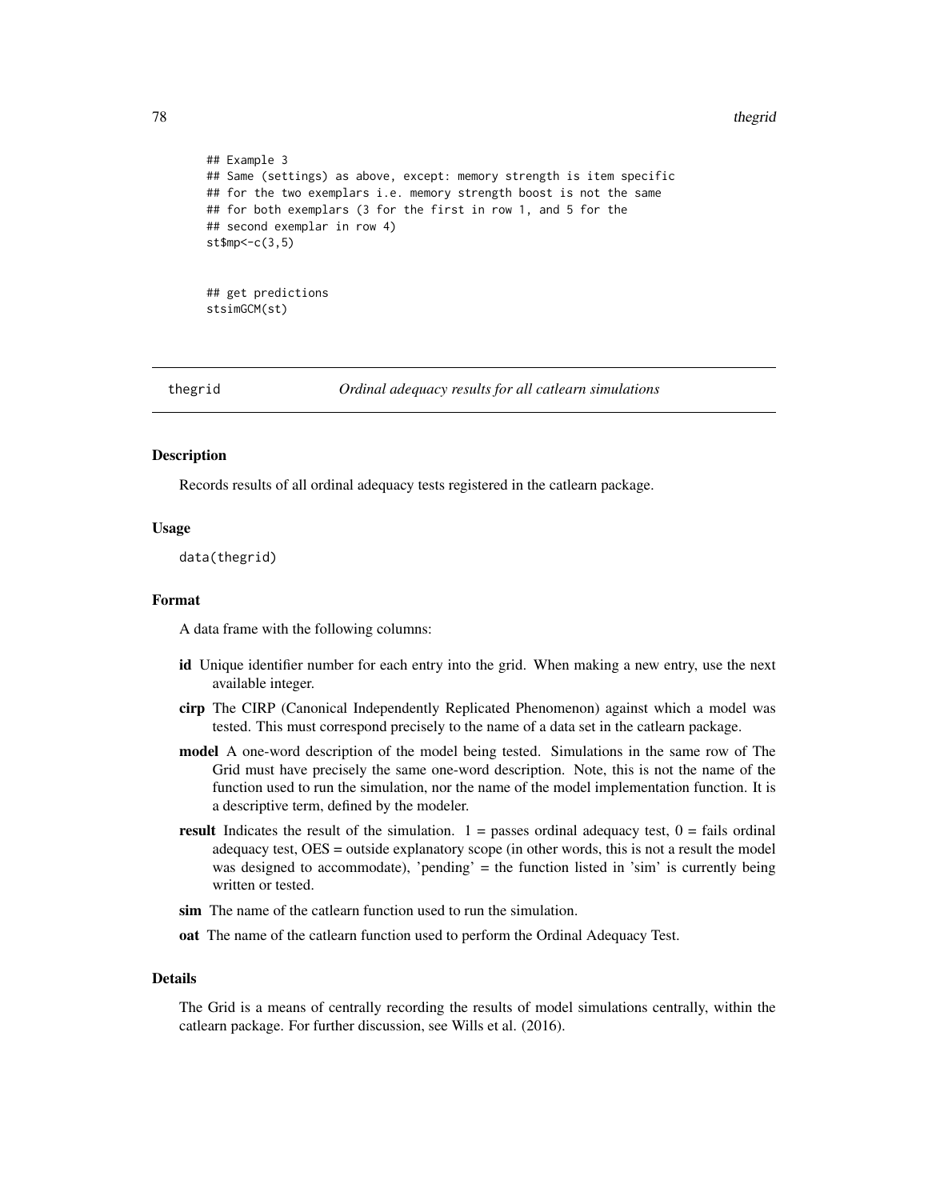```
## Example 3
## Same (settings) as above, except: memory strength is item specific
## for the two exemplars i.e. memory strength boost is not the same
## for both exemplars (3 for the first in row 1, and 5 for the
## second exemplar in row 4)
st$mp<-c(3,5)


## get predictions
stsimGCM(st)
```

---

## thegrid — *Ordinal adequacy results for all catlearn simulations*

---

### Description

Records results of all ordinal adequacy tests registered in the catlearn package.

### Usage

```
data(thegrid)
```

### Format

A data frame with the following columns:

- **id** Unique identifier number for each entry into the grid. When making a new entry, use the next available integer.
- **cirp** The CIRP (Canonical Independently Replicated Phenomenon) against which a model was tested. This must correspond precisely to the name of a data set in the catlearn package.
- **model** A one-word description of the model being tested. Simulations in the same row of The Grid must have precisely the same one-word description. Note, this is not the name of the function used to run the simulation, nor the name of the model implementation function. It is a descriptive term, defined by the modeler.
- **result** Indicates the result of the simulation. 1 = passes ordinal adequacy test, 0 = fails ordinal adequacy test, OES = outside explanatory scope (in other words, this is not a result the model was designed to accommodate), 'pending' = the function listed in 'sim' is currently being written or tested.
- **sim** The name of the catlearn function used to run the simulation.
- **oat** The name of the catlearn function used to perform the Ordinal Adequacy Test.

### Details

The Grid is a means of centrally recording the results of model simulations centrally, within the catlearn package. For further discussion, see Wills et al. (2016).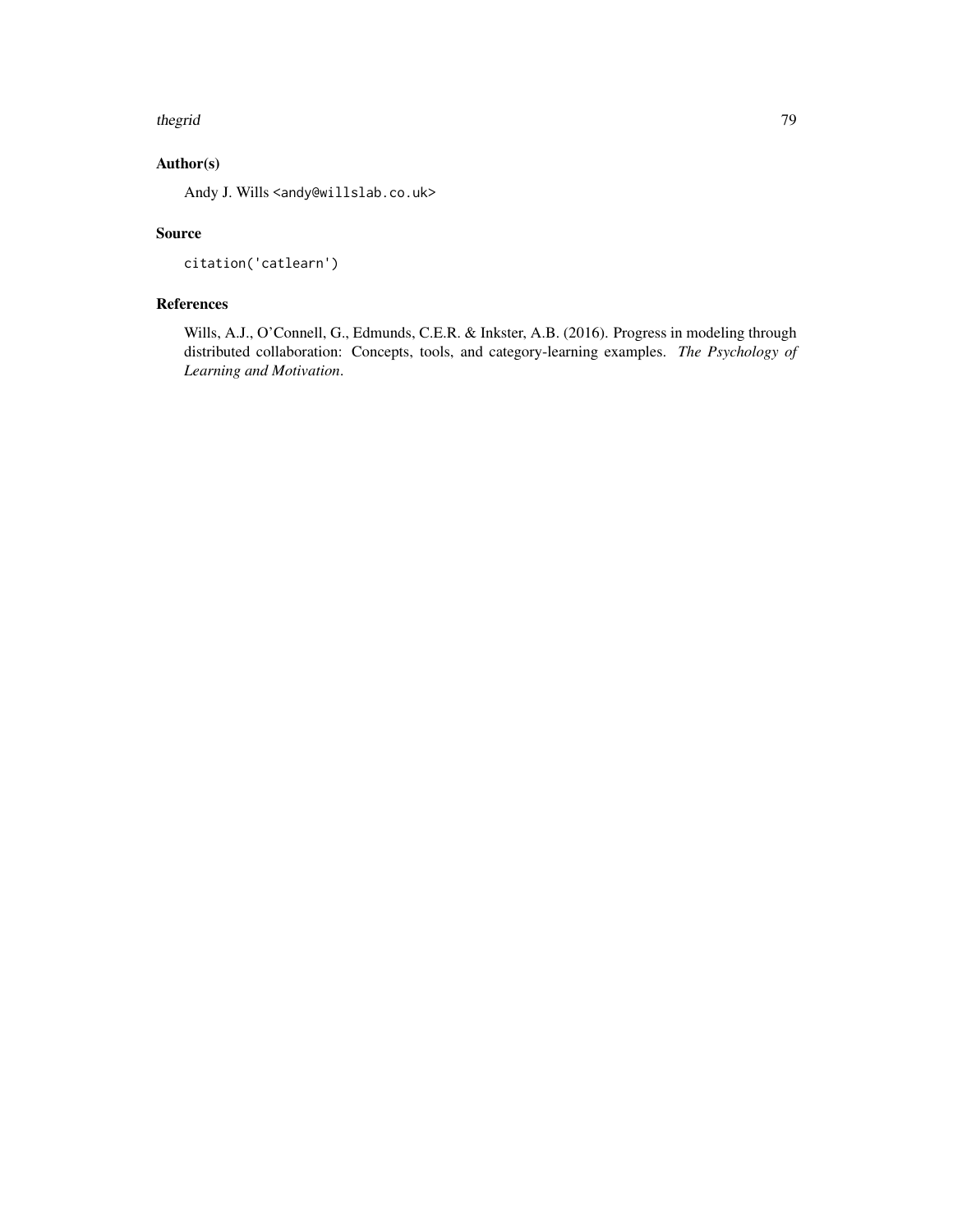### Author(s)

Andy J. Wills <andy@willslab.co.uk>

### Source

`citation('catlearn')`

### References

Wills, A.J., O'Connell, G., Edmunds, C.E.R. & Inkster, A.B. (2016). Progress in modeling through distributed collaboration: Concepts, tools, and category-learning examples. *The Psychology of Learning and Motivation*.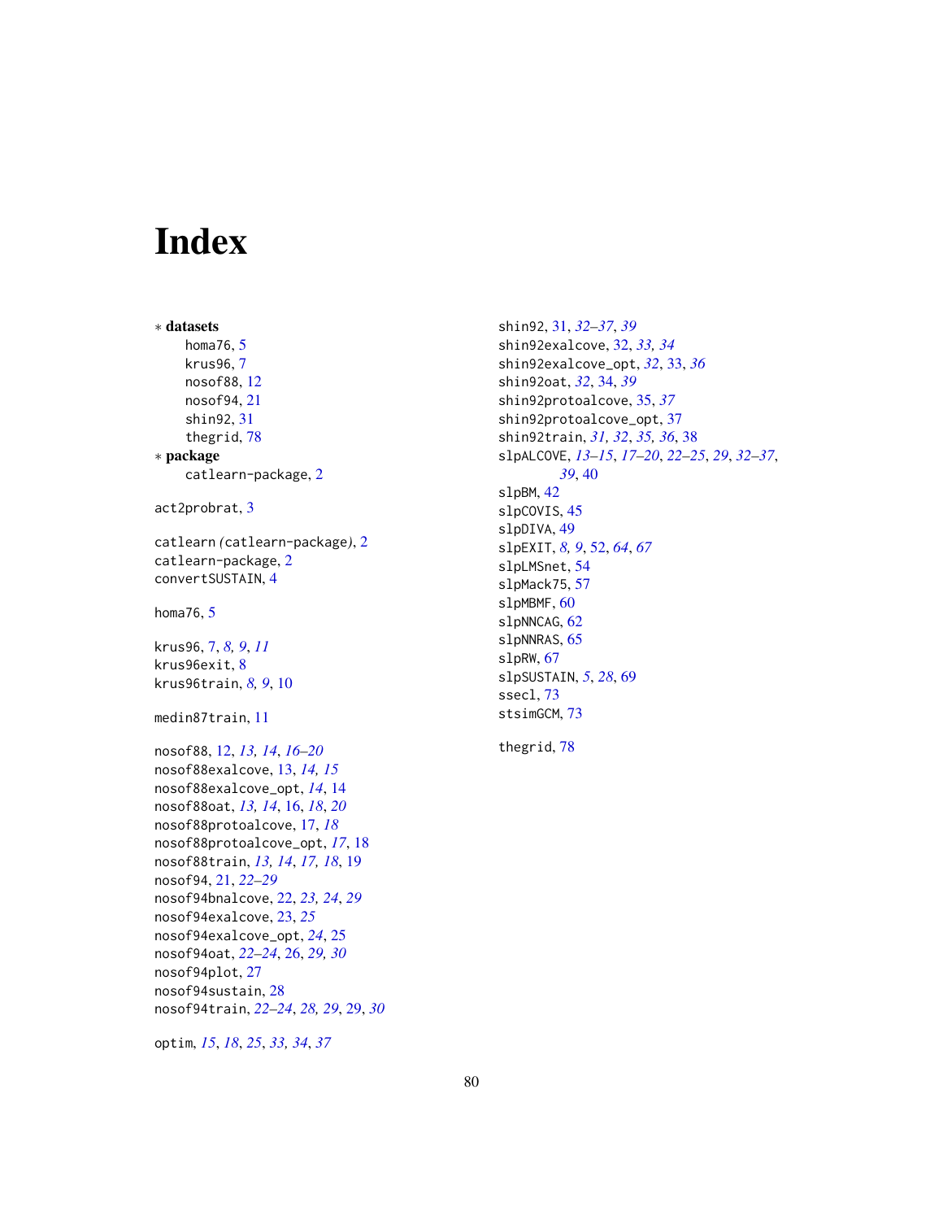# Index

∗ **datasets**
  homa76, 5
  krus96, 7
  nosof88, 12
  nosof94, 21
  shin92, 31
  thegrid, 78

∗ **package**
  catlearn-package, 2

act2probrat, 3

catlearn *(catlearn-package)*, 2
catlearn-package, 2
convertSUSTAIN, 4

homa76, 5

krus96, 7, *8, 9*, *11*
krus96exit, 8
krus96train, *8, 9*, 10

medin87train, 11

nosof88, 12, *13, 14*, *16–20*
nosof88exalcove, 13, *14, 15*
nosof88exalcove_opt, *14*, 14
nosof88oat, *13, 14*, 16, *18*, *20*
nosof88protoalcove, 17, *18*
nosof88protoalcove_opt, *17*, 18
nosof88train, *13, 14*, *17, 18*, 19
nosof94, 21, *22–29*
nosof94bnalcove, 22, *23, 24*, *29*
nosof94exalcove, 23, *25*
nosof94exalcove_opt, *24*, 25
nosof94oat, *22–24*, 26, *29, 30*
nosof94plot, 27
nosof94sustain, 28
nosof94train, *22–24*, *28, 29*, 29, *30*

optim, *15*, *18*, *25*, *33, 34*, *37*

shin92, 31, *32–37*, *39*
shin92exalcove, 32, *33, 34*
shin92exalcove_opt, *32*, 33, *36*
shin92oat, *32*, 34, *39*
shin92protoalcove, 35, *37*
shin92protoalcove_opt, 37
shin92train, *31, 32*, *35, 36*, 38
slpALCOVE, *13–15*, *17–20*, *22–25*, *29*, *32–37*, *39*, 40
slpBM, 42
slpCOVIS, 45
slpDIVA, 49
slpEXIT, *8, 9*, 52, *64*, *67*
slpLMSnet, 54
slpMack75, 57
slpMBMF, 60
slpNNCAG, 62
slpNNRAS, 65
slpRW, 67
slpSUSTAIN, *5*, *28*, 69
ssecl, 73
stsimGCM, 73

thegrid, 78